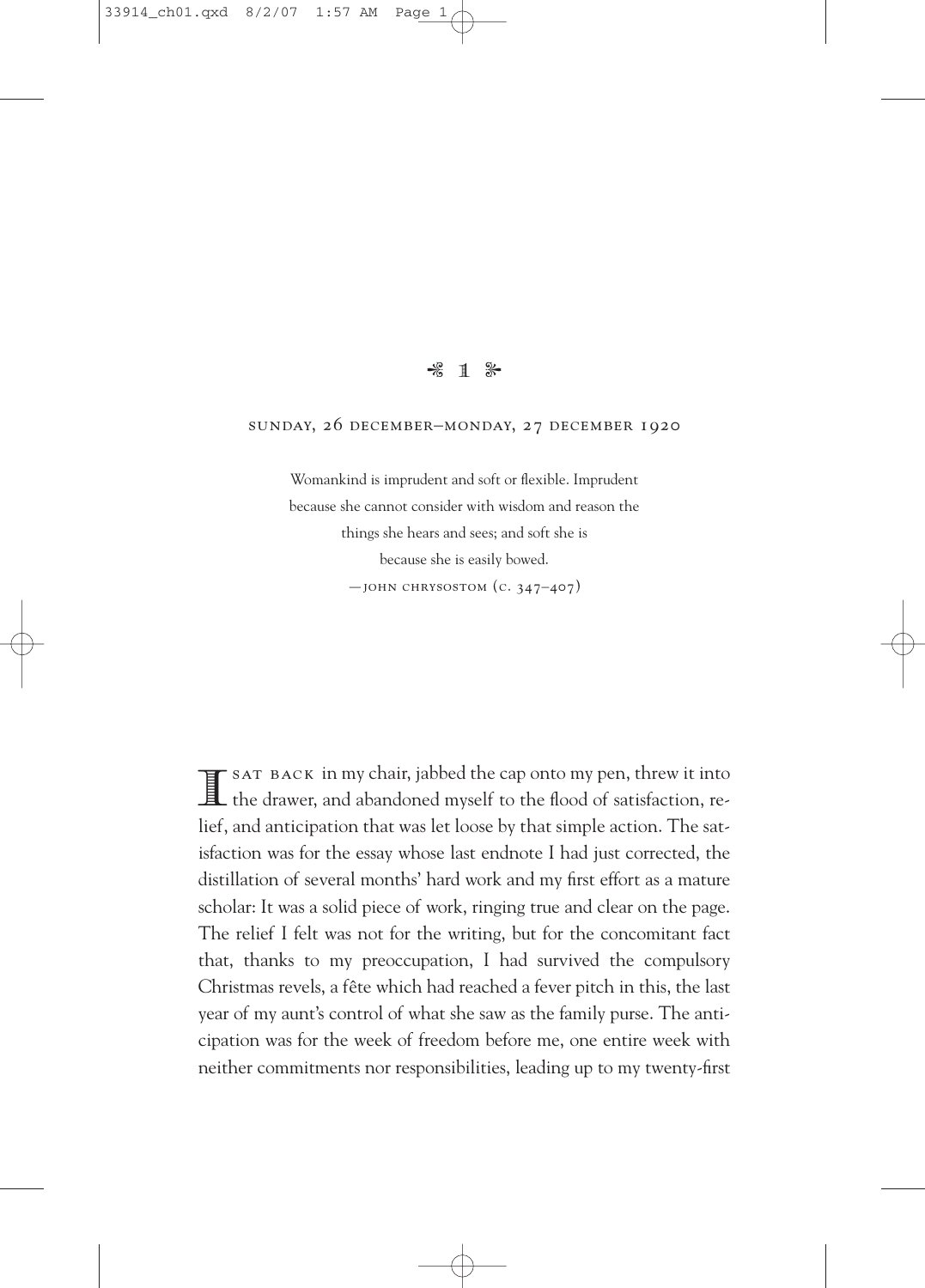# 1

## SUNDAY, 26 DECEMBER–MONDAY, 27 DECEMBER 1920

> Womankind is imprudent and soft or flexible. Imprudent because she cannot consider with wisdom and reason the things she hears and sees; and soft she is because she is easily bowed.
>
> —JOHN CHRYSOSTOM (C. 347–407)

I SAT BACK in my chair, jabbed the cap onto my pen, threw it into the drawer, and abandoned myself to the flood of satisfaction, relief, and anticipation that was let loose by that simple action. The satisfaction was for the essay whose last endnote I had just corrected, the distillation of several months' hard work and my first effort as a mature scholar: It was a solid piece of work, ringing true and clear on the page. The relief I felt was not for the writing, but for the concomitant fact that, thanks to my preoccupation, I had survived the compulsory Christmas revels, a fête which had reached a fever pitch in this, the last year of my aunt's control of what she saw as the family purse. The anticipation was for the week of freedom before me, one entire week with neither commitments nor responsibilities, leading up to my twenty-first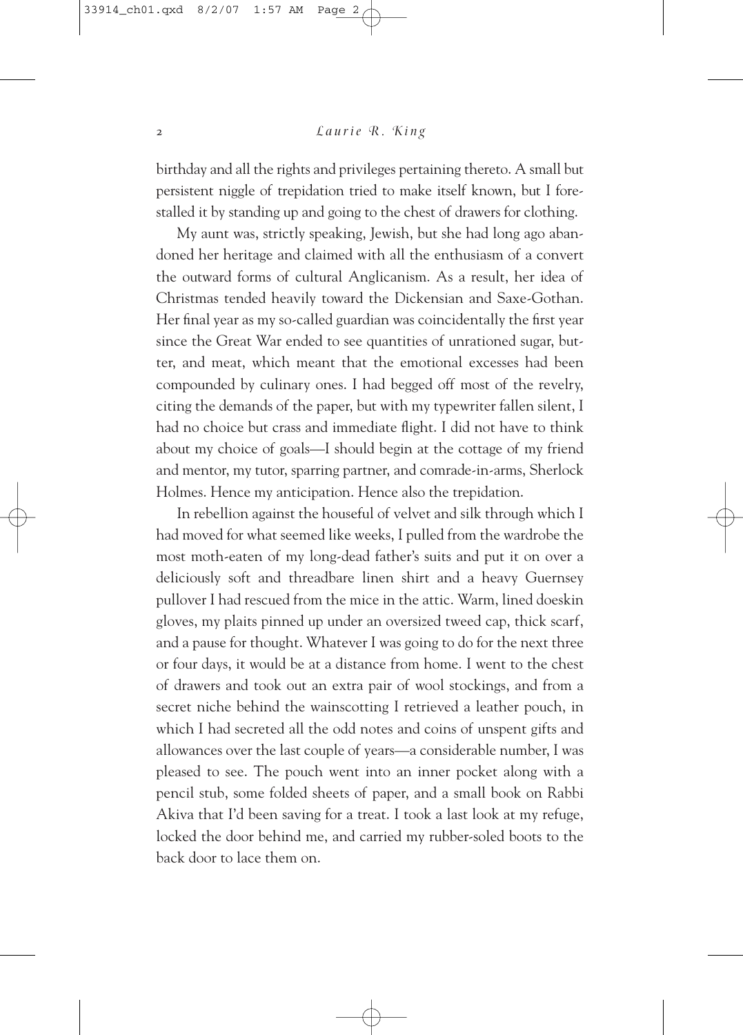birthday and all the rights and privileges pertaining thereto. A small but persistent niggle of trepidation tried to make itself known, but I forestalled it by standing up and going to the chest of drawers for clothing.

My aunt was, strictly speaking, Jewish, but she had long ago abandoned her heritage and claimed with all the enthusiasm of a convert the outward forms of cultural Anglicanism. As a result, her idea of Christmas tended heavily toward the Dickensian and Saxe-Gothan. Her final year as my so-called guardian was coincidentally the first year since the Great War ended to see quantities of unrationed sugar, butter, and meat, which meant that the emotional excesses had been compounded by culinary ones. I had begged off most of the revelry, citing the demands of the paper, but with my typewriter fallen silent, I had no choice but crass and immediate flight. I did not have to think about my choice of goals—I should begin at the cottage of my friend and mentor, my tutor, sparring partner, and comrade-in-arms, Sherlock Holmes. Hence my anticipation. Hence also the trepidation.

In rebellion against the houseful of velvet and silk through which I had moved for what seemed like weeks, I pulled from the wardrobe the most moth-eaten of my long-dead father's suits and put it on over a deliciously soft and threadbare linen shirt and a heavy Guernsey pullover I had rescued from the mice in the attic. Warm, lined doeskin gloves, my plaits pinned up under an oversized tweed cap, thick scarf, and a pause for thought. Whatever I was going to do for the next three or four days, it would be at a distance from home. I went to the chest of drawers and took out an extra pair of wool stockings, and from a secret niche behind the wainscotting I retrieved a leather pouch, in which I had secreted all the odd notes and coins of unspent gifts and allowances over the last couple of years—a considerable number, I was pleased to see. The pouch went into an inner pocket along with a pencil stub, some folded sheets of paper, and a small book on Rabbi Akiva that I'd been saving for a treat. I took a last look at my refuge, locked the door behind me, and carried my rubber-soled boots to the back door to lace them on.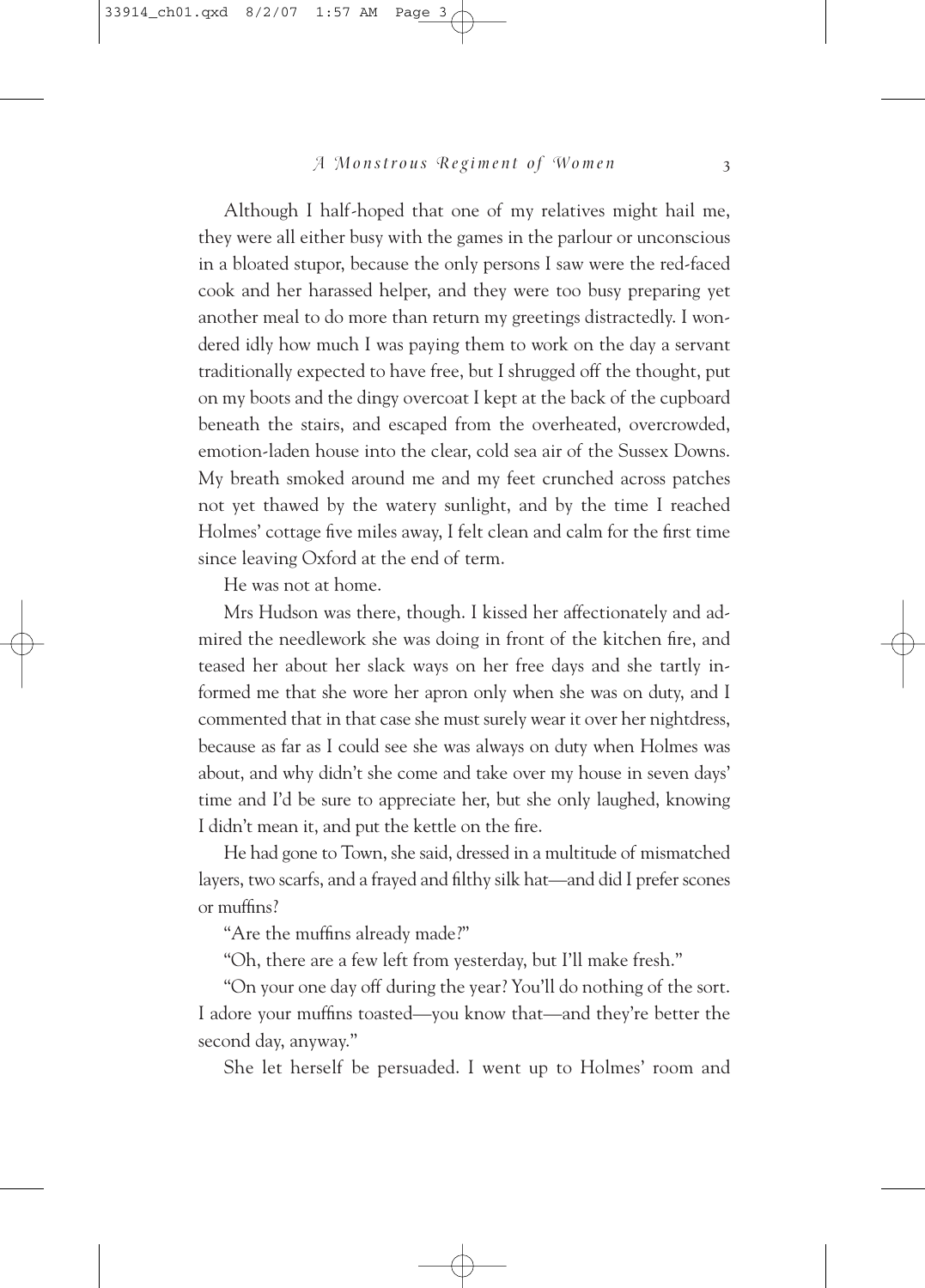Although I half-hoped that one of my relatives might hail me, they were all either busy with the games in the parlour or unconscious in a bloated stupor, because the only persons I saw were the red-faced cook and her harassed helper, and they were too busy preparing yet another meal to do more than return my greetings distractedly. I wondered idly how much I was paying them to work on the day a servant traditionally expected to have free, but I shrugged off the thought, put on my boots and the dingy overcoat I kept at the back of the cupboard beneath the stairs, and escaped from the overheated, overcrowded, emotion-laden house into the clear, cold sea air of the Sussex Downs. My breath smoked around me and my feet crunched across patches not yet thawed by the watery sunlight, and by the time I reached Holmes' cottage five miles away, I felt clean and calm for the first time since leaving Oxford at the end of term.

He was not at home.

Mrs Hudson was there, though. I kissed her affectionately and admired the needlework she was doing in front of the kitchen fire, and teased her about her slack ways on her free days and she tartly informed me that she wore her apron only when she was on duty, and I commented that in that case she must surely wear it over her nightdress, because as far as I could see she was always on duty when Holmes was about, and why didn't she come and take over my house in seven days' time and I'd be sure to appreciate her, but she only laughed, knowing I didn't mean it, and put the kettle on the fire.

He had gone to Town, she said, dressed in a multitude of mismatched layers, two scarfs, and a frayed and filthy silk hat—and did I prefer scones or muffins?

"Are the muffins already made?"

"Oh, there are a few left from yesterday, but I'll make fresh."

"On your one day off during the year? You'll do nothing of the sort. I adore your muffins toasted—you know that—and they're better the second day, anyway."

She let herself be persuaded. I went up to Holmes' room and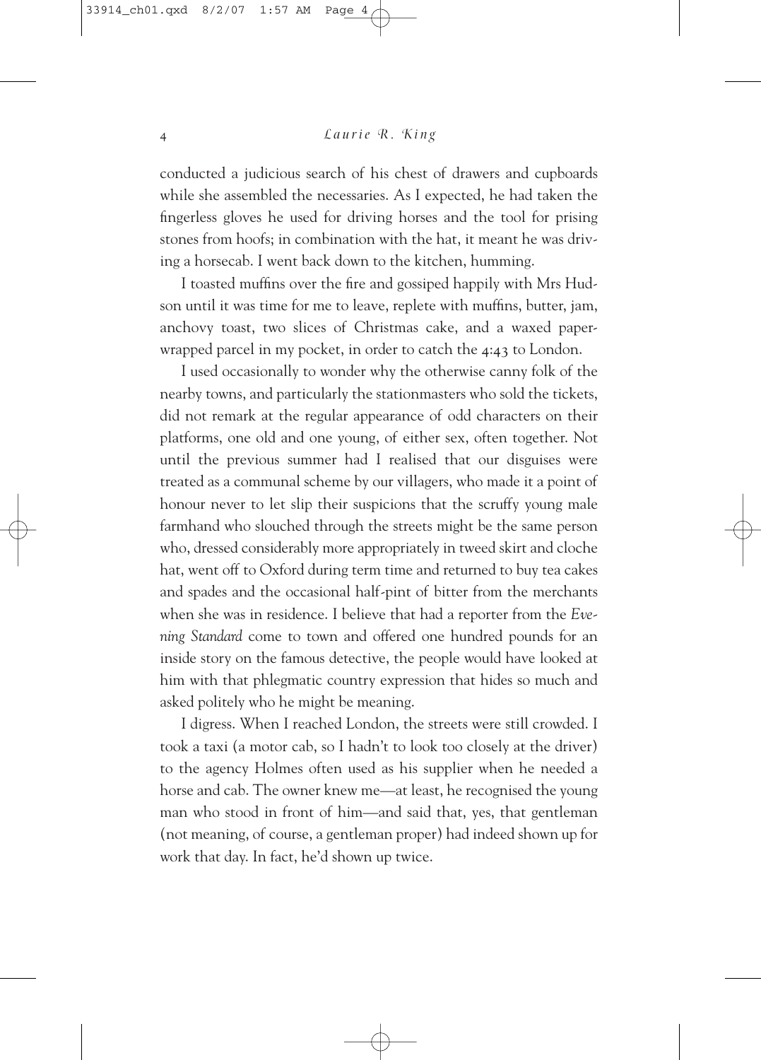conducted a judicious search of his chest of drawers and cupboards while she assembled the necessaries. As I expected, he had taken the fingerless gloves he used for driving horses and the tool for prising stones from hoofs; in combination with the hat, it meant he was driving a horsecab. I went back down to the kitchen, humming.

I toasted muffins over the fire and gossiped happily with Mrs Hudson until it was time for me to leave, replete with muffins, butter, jam, anchovy toast, two slices of Christmas cake, and a waxed paper-wrapped parcel in my pocket, in order to catch the 4:43 to London.

I used occasionally to wonder why the otherwise canny folk of the nearby towns, and particularly the stationmasters who sold the tickets, did not remark at the regular appearance of odd characters on their platforms, one old and one young, of either sex, often together. Not until the previous summer had I realised that our disguises were treated as a communal scheme by our villagers, who made it a point of honour never to let slip their suspicions that the scruffy young male farmhand who slouched through the streets might be the same person who, dressed considerably more appropriately in tweed skirt and cloche hat, went off to Oxford during term time and returned to buy tea cakes and spades and the occasional half-pint of bitter from the merchants when she was in residence. I believe that had a reporter from the *Evening Standard* come to town and offered one hundred pounds for an inside story on the famous detective, the people would have looked at him with that phlegmatic country expression that hides so much and asked politely who he might be meaning.

I digress. When I reached London, the streets were still crowded. I took a taxi (a motor cab, so I hadn't to look too closely at the driver) to the agency Holmes often used as his supplier when he needed a horse and cab. The owner knew me—at least, he recognised the young man who stood in front of him—and said that, yes, that gentleman (not meaning, of course, a gentleman proper) had indeed shown up for work that day. In fact, he'd shown up twice.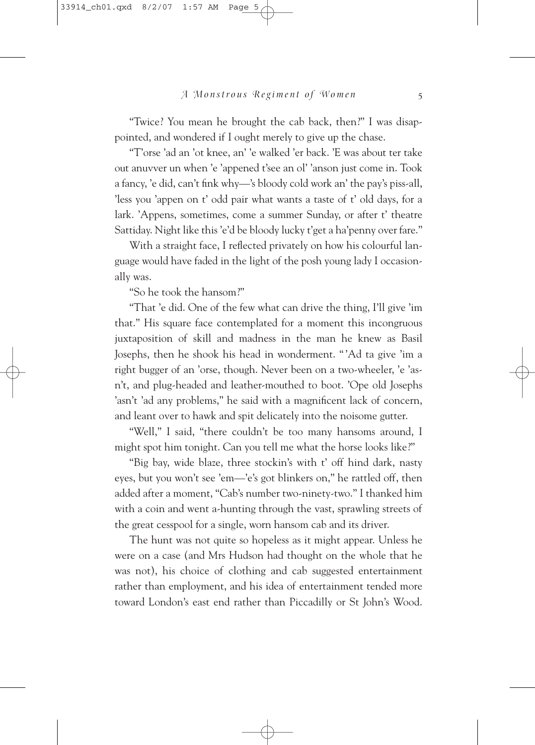"Twice? You mean he brought the cab back, then?" I was disappointed, and wondered if I ought merely to give up the chase.

"T'orse 'ad an 'ot knee, an' 'e walked 'er back. 'E was about ter take out anuvver un when 'e 'appened t'see an ol' 'anson just come in. Took a fancy, 'e did, can't fink why—'s bloody cold work an' the pay's piss-all, 'less you 'appen on t' odd pair what wants a taste of t' old days, for a lark. 'Appens, sometimes, come a summer Sunday, or after t' theatre Sattiday. Night like this 'e'd be bloody lucky t'get a ha'penny over fare."

With a straight face, I reflected privately on how his colourful language would have faded in the light of the posh young lady I occasionally was.

"So he took the hansom?"

"That 'e did. One of the few what can drive the thing, I'll give 'im that." His square face contemplated for a moment this incongruous juxtaposition of skill and madness in the man he knew as Basil Josephs, then he shook his head in wonderment. "'Ad ta give 'im a right bugger of an 'orse, though. Never been on a two-wheeler, 'e 'asn't, and plug-headed and leather-mouthed to boot. 'Ope old Josephs 'asn't 'ad any problems," he said with a magnificent lack of concern, and leant over to hawk and spit delicately into the noisome gutter.

"Well," I said, "there couldn't be too many hansoms around, I might spot him tonight. Can you tell me what the horse looks like?"

"Big bay, wide blaze, three stockin's with t' off hind dark, nasty eyes, but you won't see 'em—'e's got blinkers on," he rattled off, then added after a moment, "Cab's number two-ninety-two." I thanked him with a coin and went a-hunting through the vast, sprawling streets of the great cesspool for a single, worn hansom cab and its driver.

The hunt was not quite so hopeless as it might appear. Unless he were on a case (and Mrs Hudson had thought on the whole that he was not), his choice of clothing and cab suggested entertainment rather than employment, and his idea of entertainment tended more toward London's east end rather than Piccadilly or St John's Wood.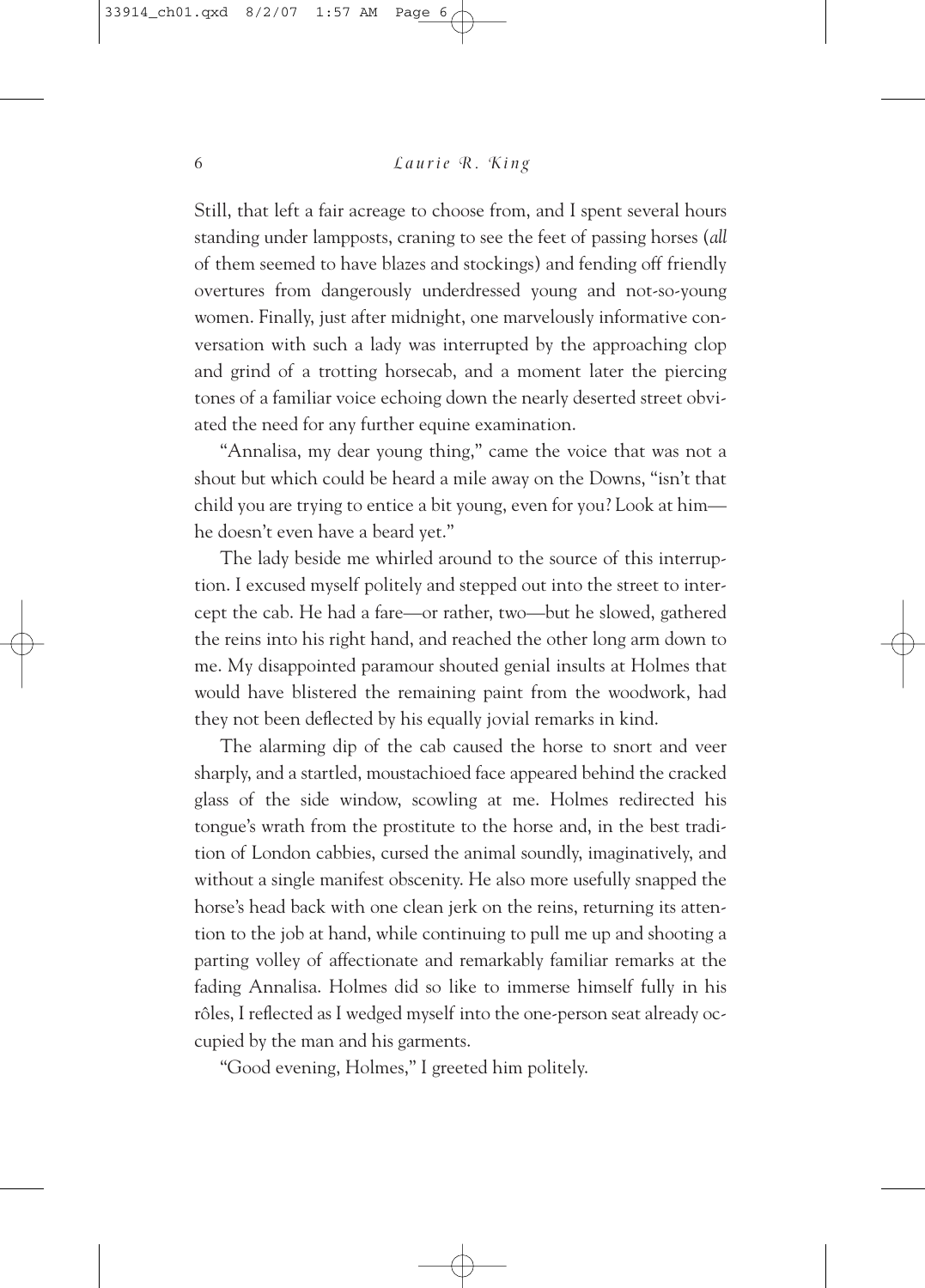Still, that left a fair acreage to choose from, and I spent several hours standing under lampposts, craning to see the feet of passing horses (*all* of them seemed to have blazes and stockings) and fending off friendly overtures from dangerously underdressed young and not-so-young women. Finally, just after midnight, one marvelously informative conversation with such a lady was interrupted by the approaching clop and grind of a trotting horsecab, and a moment later the piercing tones of a familiar voice echoing down the nearly deserted street obviated the need for any further equine examination.

"Annalisa, my dear young thing," came the voice that was not a shout but which could be heard a mile away on the Downs, "isn't that child you are trying to entice a bit young, even for you? Look at him—he doesn't even have a beard yet."

The lady beside me whirled around to the source of this interruption. I excused myself politely and stepped out into the street to intercept the cab. He had a fare—or rather, two—but he slowed, gathered the reins into his right hand, and reached the other long arm down to me. My disappointed paramour shouted genial insults at Holmes that would have blistered the remaining paint from the woodwork, had they not been deflected by his equally jovial remarks in kind.

The alarming dip of the cab caused the horse to snort and veer sharply, and a startled, moustachioed face appeared behind the cracked glass of the side window, scowling at me. Holmes redirected his tongue's wrath from the prostitute to the horse and, in the best tradition of London cabbies, cursed the animal soundly, imaginatively, and without a single manifest obscenity. He also more usefully snapped the horse's head back with one clean jerk on the reins, returning its attention to the job at hand, while continuing to pull me up and shooting a parting volley of affectionate and remarkably familiar remarks at the fading Annalisa. Holmes did so like to immerse himself fully in his rôles, I reflected as I wedged myself into the one-person seat already occupied by the man and his garments.

"Good evening, Holmes," I greeted him politely.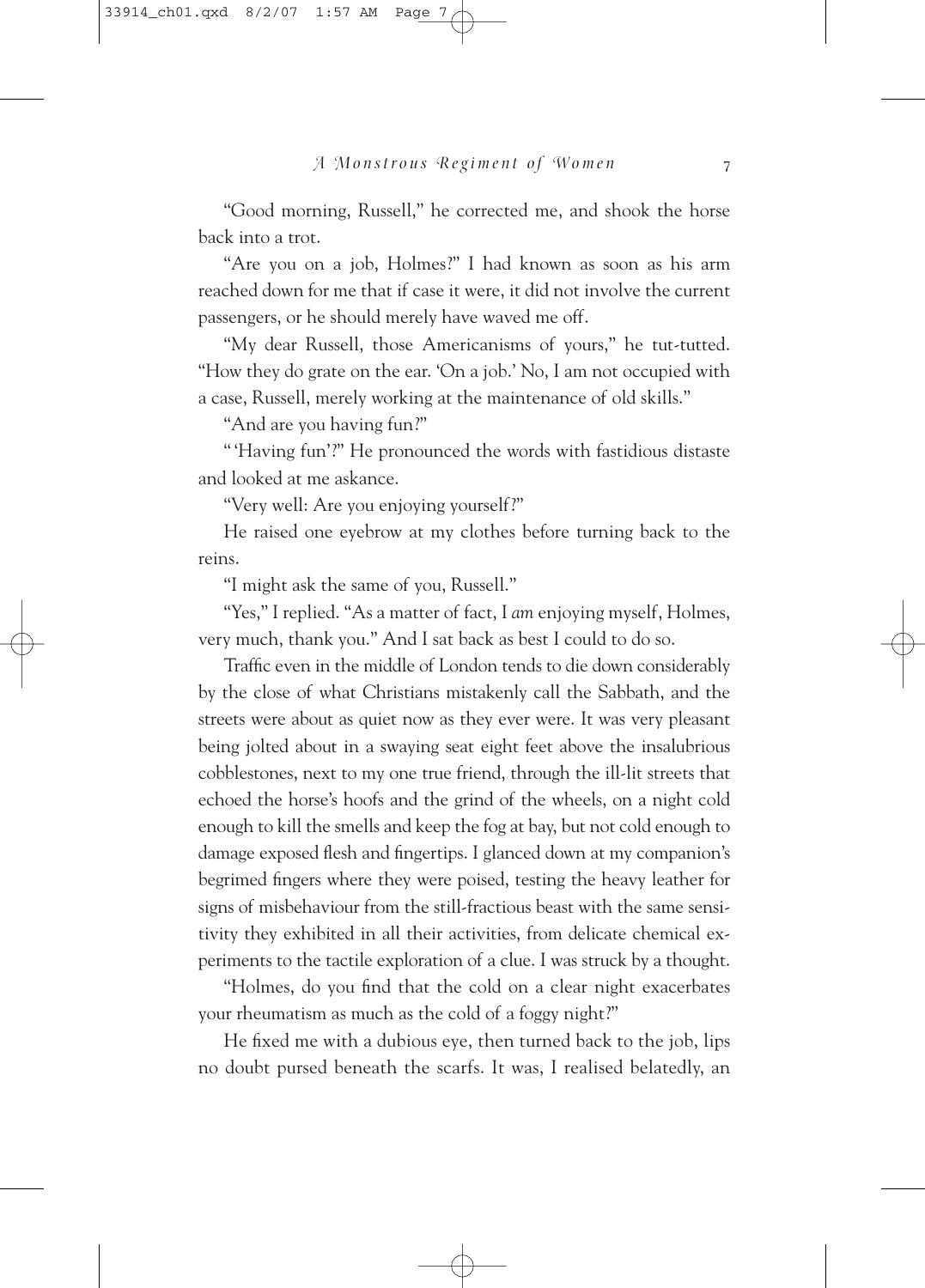"Good morning, Russell," he corrected me, and shook the horse back into a trot.

"Are you on a job, Holmes?" I had known as soon as his arm reached down for me that if case it were, it did not involve the current passengers, or he should merely have waved me off.

"My dear Russell, those Americanisms of yours," he tut-tutted. "How they do grate on the ear. 'On a job.' No, I am not occupied with a case, Russell, merely working at the maintenance of old skills."

"And are you having fun?"

"'Having fun'?" He pronounced the words with fastidious distaste and looked at me askance.

"Very well: Are you enjoying yourself?"

He raised one eyebrow at my clothes before turning back to the reins.

"I might ask the same of you, Russell."

"Yes," I replied. "As a matter of fact, I *am* enjoying myself, Holmes, very much, thank you." And I sat back as best I could to do so.

Traffic even in the middle of London tends to die down considerably by the close of what Christians mistakenly call the Sabbath, and the streets were about as quiet now as they ever were. It was very pleasant being jolted about in a swaying seat eight feet above the insalubrious cobblestones, next to my one true friend, through the ill-lit streets that echoed the horse's hoofs and the grind of the wheels, on a night cold enough to kill the smells and keep the fog at bay, but not cold enough to damage exposed flesh and fingertips. I glanced down at my companion's begrimed fingers where they were poised, testing the heavy leather for signs of misbehaviour from the still-fractious beast with the same sensitivity they exhibited in all their activities, from delicate chemical experiments to the tactile exploration of a clue. I was struck by a thought.

"Holmes, do you find that the cold on a clear night exacerbates your rheumatism as much as the cold of a foggy night?"

He fixed me with a dubious eye, then turned back to the job, lips no doubt pursed beneath the scarfs. It was, I realised belatedly, an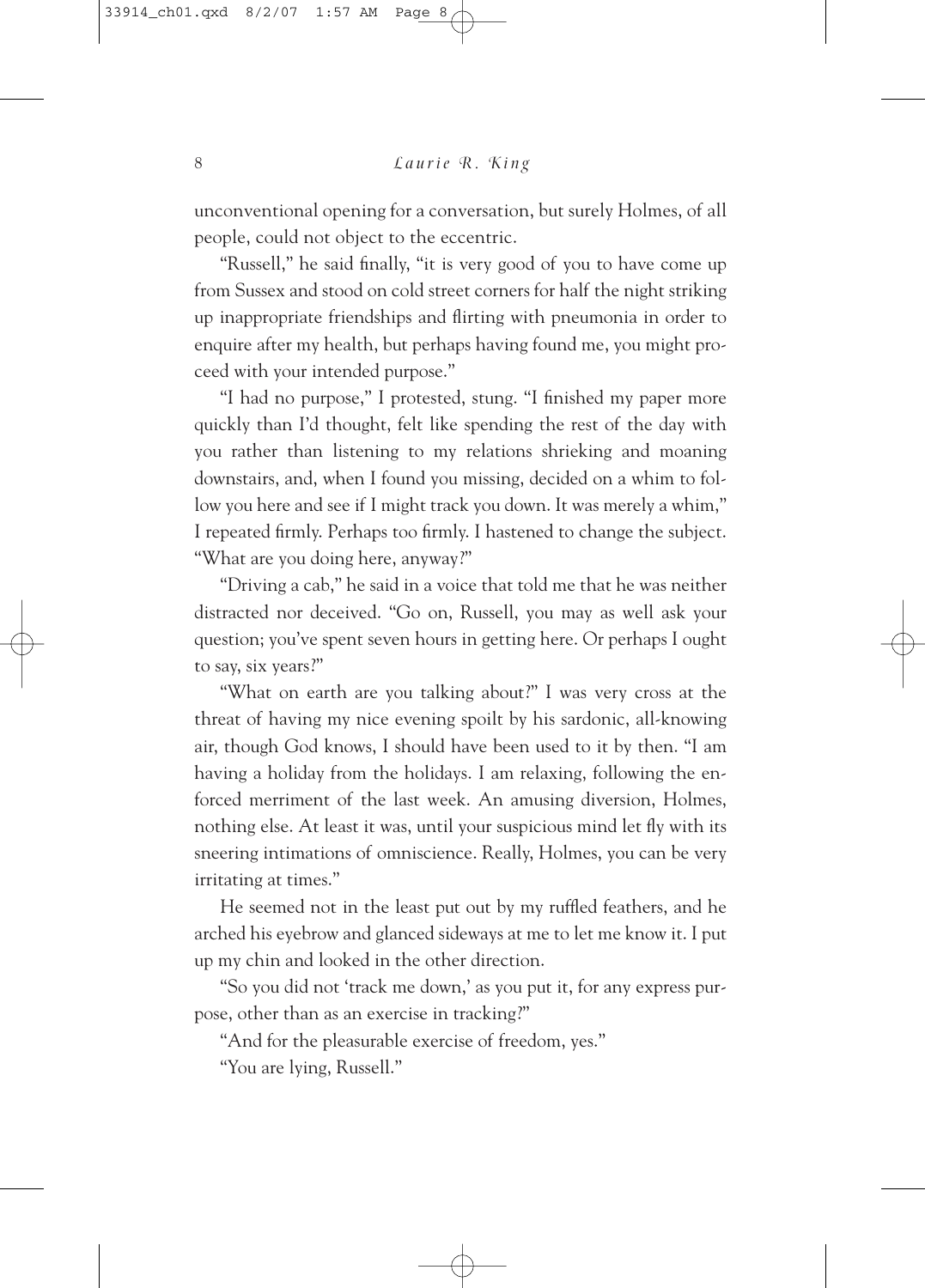unconventional opening for a conversation, but surely Holmes, of all people, could not object to the eccentric.

"Russell," he said finally, "it is very good of you to have come up from Sussex and stood on cold street corners for half the night striking up inappropriate friendships and flirting with pneumonia in order to enquire after my health, but perhaps having found me, you might proceed with your intended purpose."

"I had no purpose," I protested, stung. "I finished my paper more quickly than I'd thought, felt like spending the rest of the day with you rather than listening to my relations shrieking and moaning downstairs, and, when I found you missing, decided on a whim to follow you here and see if I might track you down. It was merely a whim," I repeated firmly. Perhaps too firmly. I hastened to change the subject. "What are you doing here, anyway?"

"Driving a cab," he said in a voice that told me that he was neither distracted nor deceived. "Go on, Russell, you may as well ask your question; you've spent seven hours in getting here. Or perhaps I ought to say, six years?"

"What on earth are you talking about?" I was very cross at the threat of having my nice evening spoilt by his sardonic, all-knowing air, though God knows, I should have been used to it by then. "I am having a holiday from the holidays. I am relaxing, following the enforced merriment of the last week. An amusing diversion, Holmes, nothing else. At least it was, until your suspicious mind let fly with its sneering intimations of omniscience. Really, Holmes, you can be very irritating at times."

He seemed not in the least put out by my ruffled feathers, and he arched his eyebrow and glanced sideways at me to let me know it. I put up my chin and looked in the other direction.

"So you did not 'track me down,' as you put it, for any express purpose, other than as an exercise in tracking?"

"And for the pleasurable exercise of freedom, yes."

"You are lying, Russell."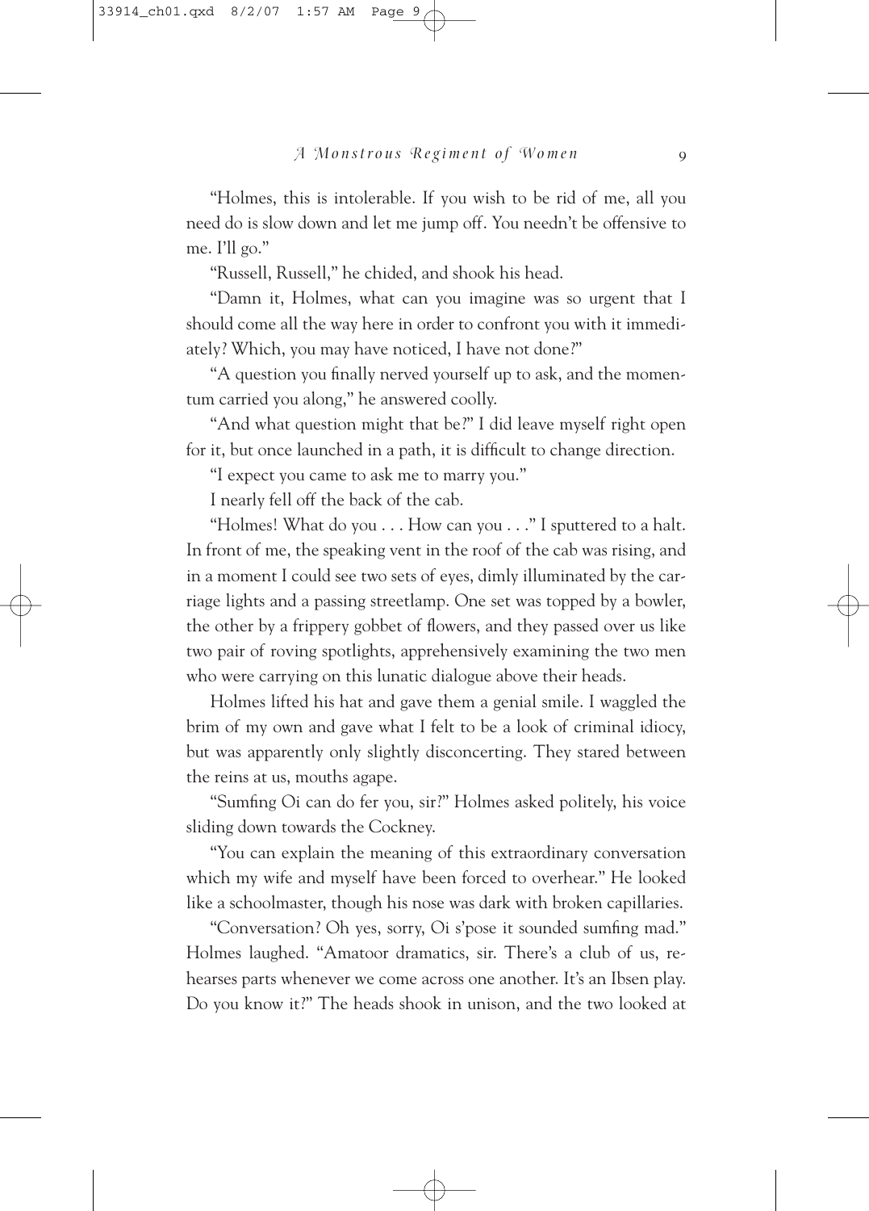"Holmes, this is intolerable. If you wish to be rid of me, all you need do is slow down and let me jump off. You needn't be offensive to me. I'll go."

"Russell, Russell," he chided, and shook his head.

"Damn it, Holmes, what can you imagine was so urgent that I should come all the way here in order to confront you with it immediately? Which, you may have noticed, I have not done?"

"A question you finally nerved yourself up to ask, and the momentum carried you along," he answered coolly.

"And what question might that be?" I did leave myself right open for it, but once launched in a path, it is difficult to change direction.

"I expect you came to ask me to marry you."

I nearly fell off the back of the cab.

"Holmes! What do you . . . How can you . . ." I sputtered to a halt. In front of me, the speaking vent in the roof of the cab was rising, and in a moment I could see two sets of eyes, dimly illuminated by the carriage lights and a passing streetlamp. One set was topped by a bowler, the other by a frippery gobbet of flowers, and they passed over us like two pair of roving spotlights, apprehensively examining the two men who were carrying on this lunatic dialogue above their heads.

Holmes lifted his hat and gave them a genial smile. I waggled the brim of my own and gave what I felt to be a look of criminal idiocy, but was apparently only slightly disconcerting. They stared between the reins at us, mouths agape.

"Sumfing Oi can do fer you, sir?" Holmes asked politely, his voice sliding down towards the Cockney.

"You can explain the meaning of this extraordinary conversation which my wife and myself have been forced to overhear." He looked like a schoolmaster, though his nose was dark with broken capillaries.

"Conversation? Oh yes, sorry, Oi s'pose it sounded sumfing mad." Holmes laughed. "Amatoor dramatics, sir. There's a club of us, rehearses parts whenever we come across one another. It's an Ibsen play. Do you know it?" The heads shook in unison, and the two looked at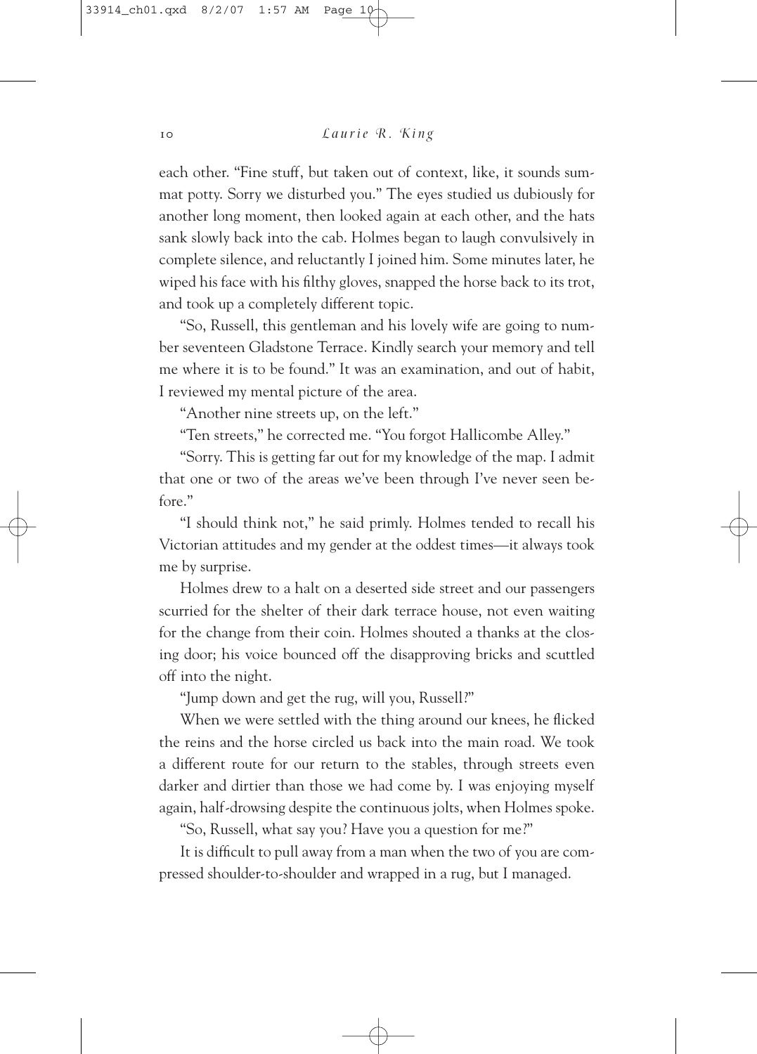each other. "Fine stuff, but taken out of context, like, it sounds summat potty. Sorry we disturbed you." The eyes studied us dubiously for another long moment, then looked again at each other, and the hats sank slowly back into the cab. Holmes began to laugh convulsively in complete silence, and reluctantly I joined him. Some minutes later, he wiped his face with his filthy gloves, snapped the horse back to its trot, and took up a completely different topic.

"So, Russell, this gentleman and his lovely wife are going to number seventeen Gladstone Terrace. Kindly search your memory and tell me where it is to be found." It was an examination, and out of habit, I reviewed my mental picture of the area.

"Another nine streets up, on the left."

"Ten streets," he corrected me. "You forgot Hallicombe Alley."

"Sorry. This is getting far out for my knowledge of the map. I admit that one or two of the areas we've been through I've never seen before."

"I should think not," he said primly. Holmes tended to recall his Victorian attitudes and my gender at the oddest times—it always took me by surprise.

Holmes drew to a halt on a deserted side street and our passengers scurried for the shelter of their dark terrace house, not even waiting for the change from their coin. Holmes shouted a thanks at the closing door; his voice bounced off the disapproving bricks and scuttled off into the night.

"Jump down and get the rug, will you, Russell?"

When we were settled with the thing around our knees, he flicked the reins and the horse circled us back into the main road. We took a different route for our return to the stables, through streets even darker and dirtier than those we had come by. I was enjoying myself again, half-drowsing despite the continuous jolts, when Holmes spoke.

"So, Russell, what say you? Have you a question for me?"

It is difficult to pull away from a man when the two of you are compressed shoulder-to-shoulder and wrapped in a rug, but I managed.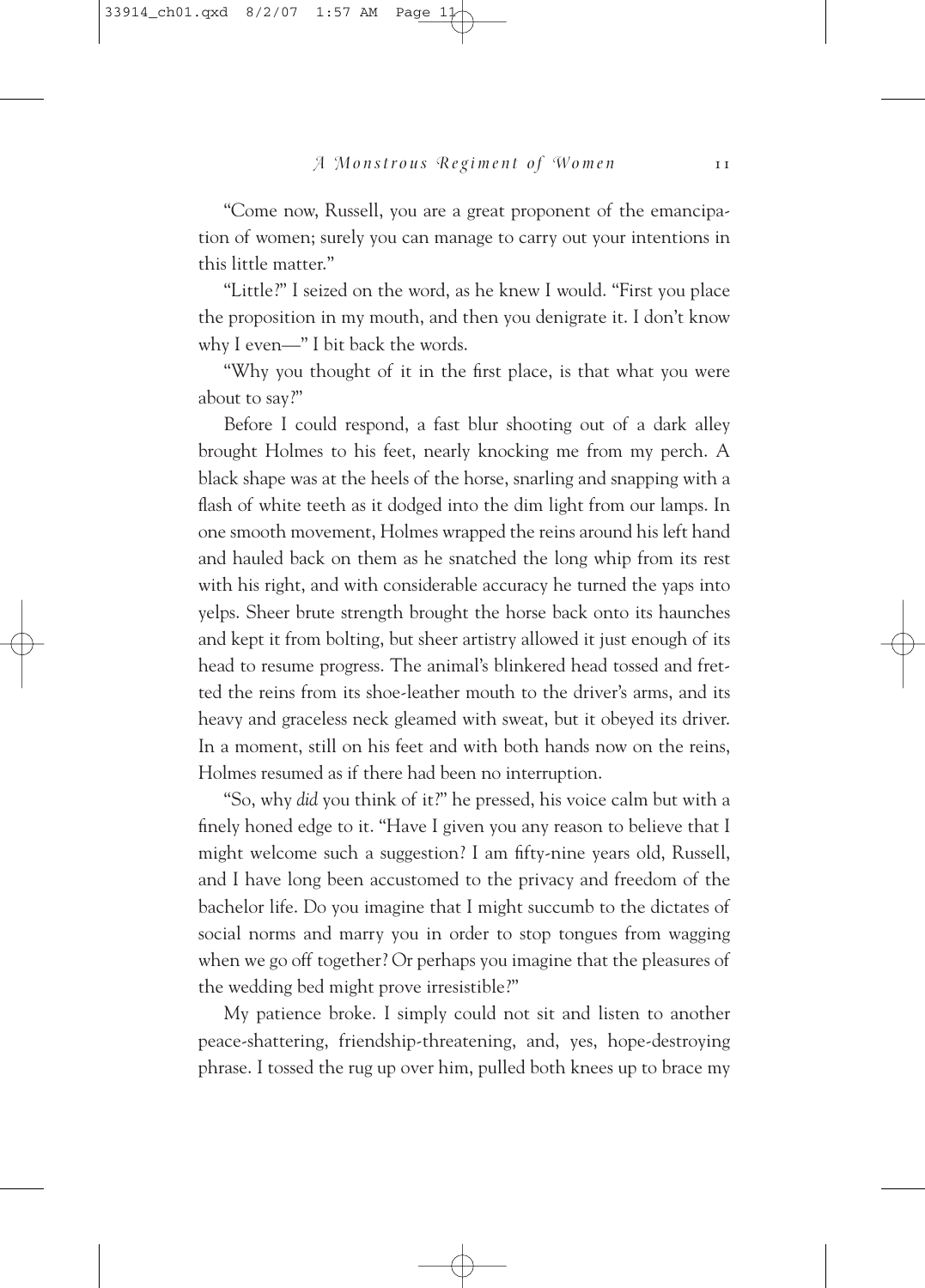"Come now, Russell, you are a great proponent of the emancipation of women; surely you can manage to carry out your intentions in this little matter."

"Little?" I seized on the word, as he knew I would. "First you place the proposition in my mouth, and then you denigrate it. I don't know why I even—" I bit back the words.

"Why you thought of it in the first place, is that what you were about to say?"

Before I could respond, a fast blur shooting out of a dark alley brought Holmes to his feet, nearly knocking me from my perch. A black shape was at the heels of the horse, snarling and snapping with a flash of white teeth as it dodged into the dim light from our lamps. In one smooth movement, Holmes wrapped the reins around his left hand and hauled back on them as he snatched the long whip from its rest with his right, and with considerable accuracy he turned the yaps into yelps. Sheer brute strength brought the horse back onto its haunches and kept it from bolting, but sheer artistry allowed it just enough of its head to resume progress. The animal's blinkered head tossed and fretted the reins from its shoe-leather mouth to the driver's arms, and its heavy and graceless neck gleamed with sweat, but it obeyed its driver. In a moment, still on his feet and with both hands now on the reins, Holmes resumed as if there had been no interruption.

"So, why *did* you think of it?" he pressed, his voice calm but with a finely honed edge to it. "Have I given you any reason to believe that I might welcome such a suggestion? I am fifty-nine years old, Russell, and I have long been accustomed to the privacy and freedom of the bachelor life. Do you imagine that I might succumb to the dictates of social norms and marry you in order to stop tongues from wagging when we go off together? Or perhaps you imagine that the pleasures of the wedding bed might prove irresistible?"

My patience broke. I simply could not sit and listen to another peace-shattering, friendship-threatening, and, yes, hope-destroying phrase. I tossed the rug up over him, pulled both knees up to brace my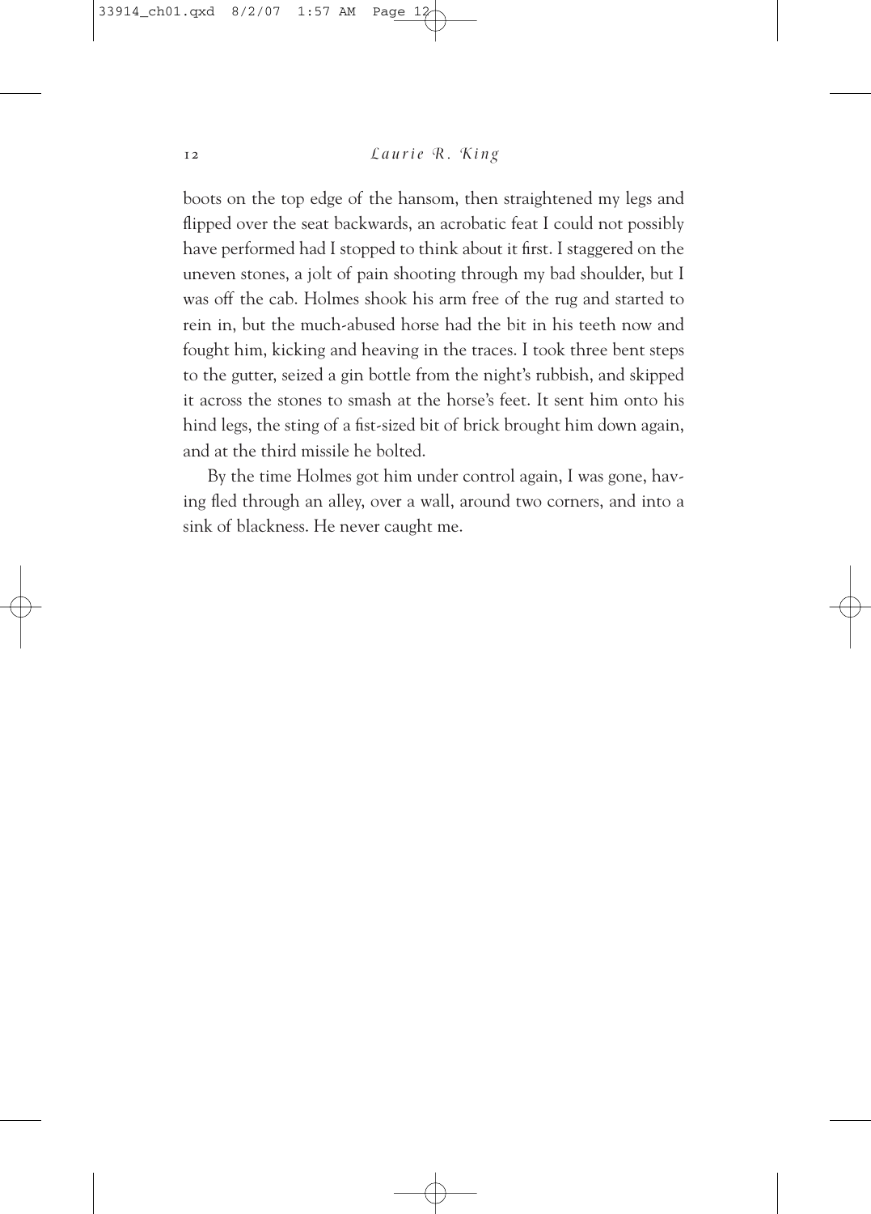boots on the top edge of the hansom, then straightened my legs and flipped over the seat backwards, an acrobatic feat I could not possibly have performed had I stopped to think about it first. I staggered on the uneven stones, a jolt of pain shooting through my bad shoulder, but I was off the cab. Holmes shook his arm free of the rug and started to rein in, but the much-abused horse had the bit in his teeth now and fought him, kicking and heaving in the traces. I took three bent steps to the gutter, seized a gin bottle from the night's rubbish, and skipped it across the stones to smash at the horse's feet. It sent him onto his hind legs, the sting of a fist-sized bit of brick brought him down again, and at the third missile he bolted.

By the time Holmes got him under control again, I was gone, having fled through an alley, over a wall, around two corners, and into a sink of blackness. He never caught me.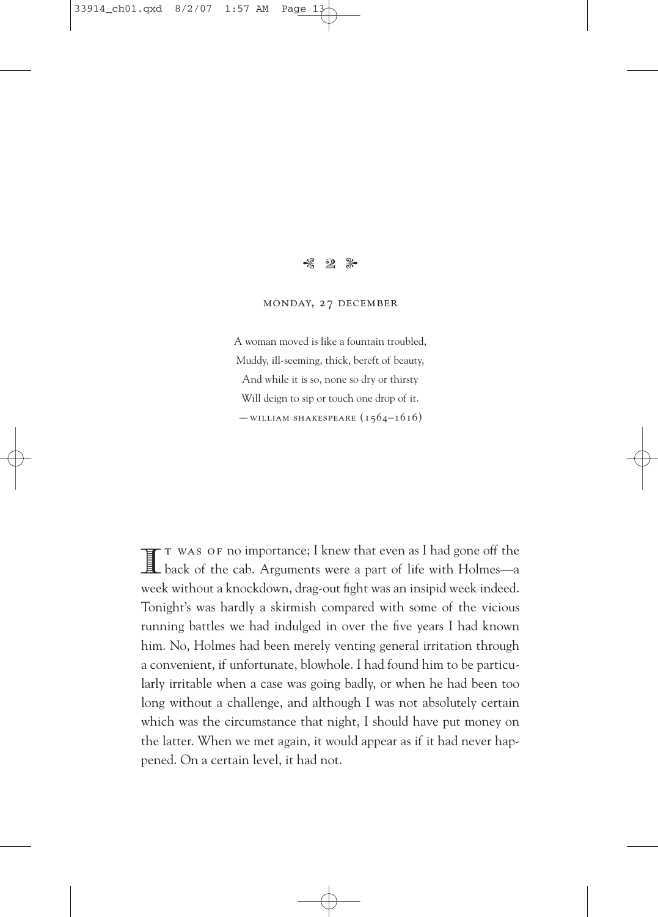# 2

MONDAY, 27 DECEMBER

A woman moved is like a fountain troubled,
Muddy, ill-seeming, thick, bereft of beauty,
And while it is so, none so dry or thirsty
Will deign to sip or touch one drop of it.
—WILLIAM SHAKESPEARE (1564–1616)

It was of no importance; I knew that even as I had gone off the back of the cab. Arguments were a part of life with Holmes—a week without a knockdown, drag-out fight was an insipid week indeed. Tonight's was hardly a skirmish compared with some of the vicious running battles we had indulged in over the five years I had known him. No, Holmes had been merely venting general irritation through a convenient, if unfortunate, blowhole. I had found him to be particularly irritable when a case was going badly, or when he had been too long without a challenge, and although I was not absolutely certain which was the circumstance that night, I should have put money on the latter. When we met again, it would appear as if it had never happened. On a certain level, it had not.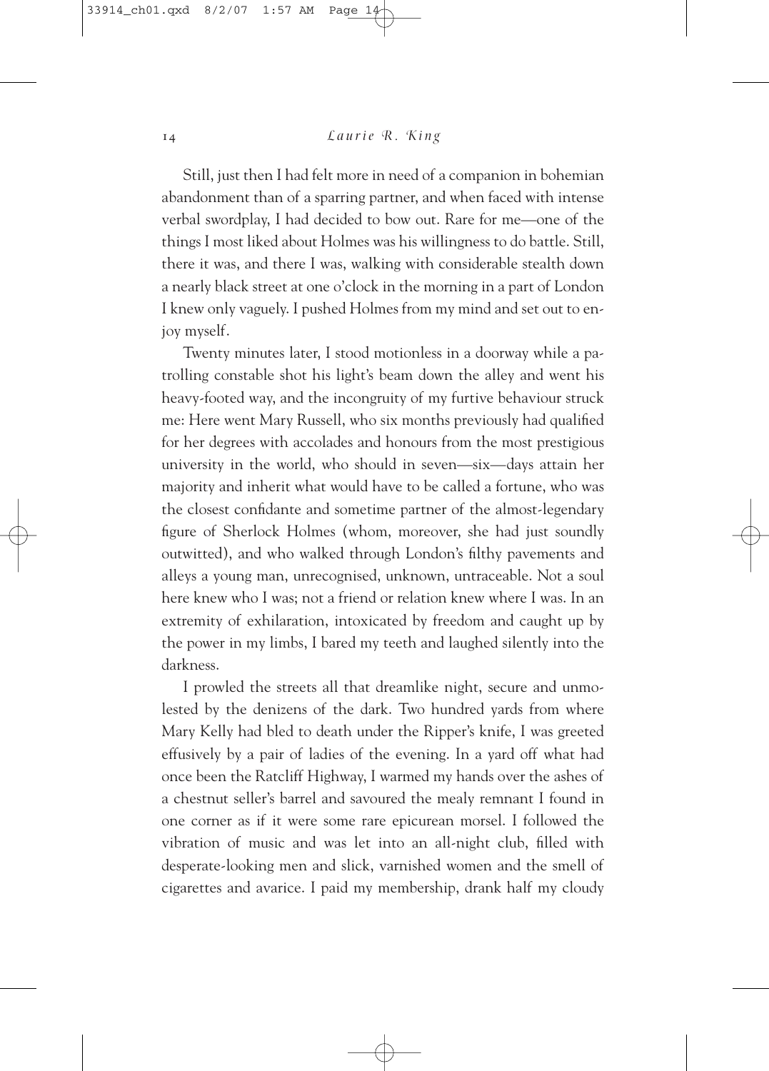Still, just then I had felt more in need of a companion in bohemian abandonment than of a sparring partner, and when faced with intense verbal swordplay, I had decided to bow out. Rare for me—one of the things I most liked about Holmes was his willingness to do battle. Still, there it was, and there I was, walking with considerable stealth down a nearly black street at one o'clock in the morning in a part of London I knew only vaguely. I pushed Holmes from my mind and set out to enjoy myself.

Twenty minutes later, I stood motionless in a doorway while a patrolling constable shot his light's beam down the alley and went his heavy-footed way, and the incongruity of my furtive behaviour struck me: Here went Mary Russell, who six months previously had qualified for her degrees with accolades and honours from the most prestigious university in the world, who should in seven—six—days attain her majority and inherit what would have to be called a fortune, who was the closest confidante and sometime partner of the almost-legendary figure of Sherlock Holmes (whom, moreover, she had just soundly outwitted), and who walked through London's filthy pavements and alleys a young man, unrecognised, unknown, untraceable. Not a soul here knew who I was; not a friend or relation knew where I was. In an extremity of exhilaration, intoxicated by freedom and caught up by the power in my limbs, I bared my teeth and laughed silently into the darkness.

I prowled the streets all that dreamlike night, secure and unmolested by the denizens of the dark. Two hundred yards from where Mary Kelly had bled to death under the Ripper's knife, I was greeted effusively by a pair of ladies of the evening. In a yard off what had once been the Ratcliff Highway, I warmed my hands over the ashes of a chestnut seller's barrel and savoured the mealy remnant I found in one corner as if it were some rare epicurean morsel. I followed the vibration of music and was let into an all-night club, filled with desperate-looking men and slick, varnished women and the smell of cigarettes and avarice. I paid my membership, drank half my cloudy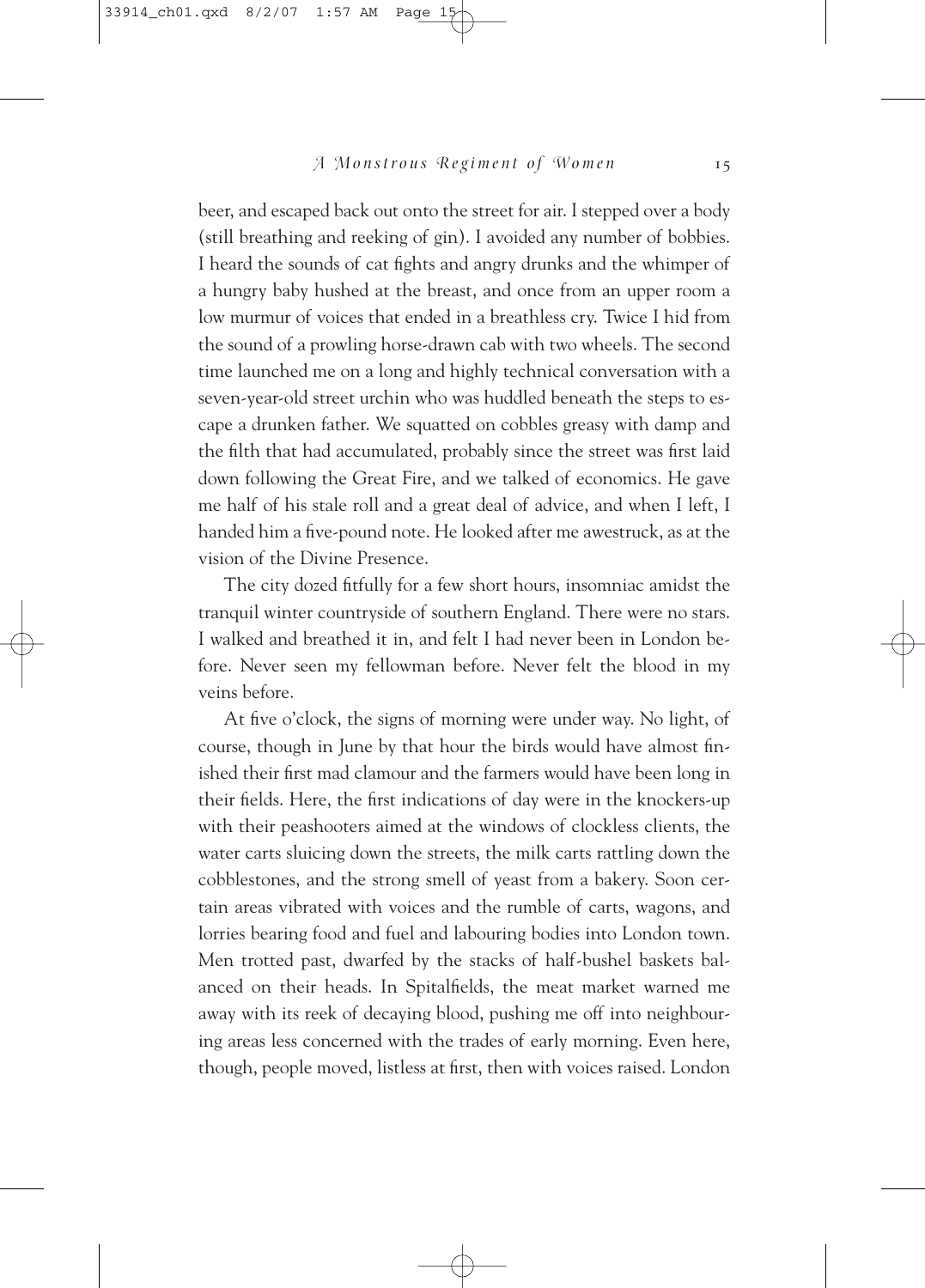beer, and escaped back out onto the street for air. I stepped over a body (still breathing and reeking of gin). I avoided any number of bobbies. I heard the sounds of cat fights and angry drunks and the whimper of a hungry baby hushed at the breast, and once from an upper room a low murmur of voices that ended in a breathless cry. Twice I hid from the sound of a prowling horse-drawn cab with two wheels. The second time launched me on a long and highly technical conversation with a seven-year-old street urchin who was huddled beneath the steps to escape a drunken father. We squatted on cobbles greasy with damp and the filth that had accumulated, probably since the street was first laid down following the Great Fire, and we talked of economics. He gave me half of his stale roll and a great deal of advice, and when I left, I handed him a five-pound note. He looked after me awestruck, as at the vision of the Divine Presence.

The city dozed fitfully for a few short hours, insomniac amidst the tranquil winter countryside of southern England. There were no stars. I walked and breathed it in, and felt I had never been in London before. Never seen my fellowman before. Never felt the blood in my veins before.

At five o'clock, the signs of morning were under way. No light, of course, though in June by that hour the birds would have almost finished their first mad clamour and the farmers would have been long in their fields. Here, the first indications of day were in the knockers-up with their peashooters aimed at the windows of clockless clients, the water carts sluicing down the streets, the milk carts rattling down the cobblestones, and the strong smell of yeast from a bakery. Soon certain areas vibrated with voices and the rumble of carts, wagons, and lorries bearing food and fuel and labouring bodies into London town. Men trotted past, dwarfed by the stacks of half-bushel baskets balanced on their heads. In Spitalfields, the meat market warned me away with its reek of decaying blood, pushing me off into neighbouring areas less concerned with the trades of early morning. Even here, though, people moved, listless at first, then with voices raised. London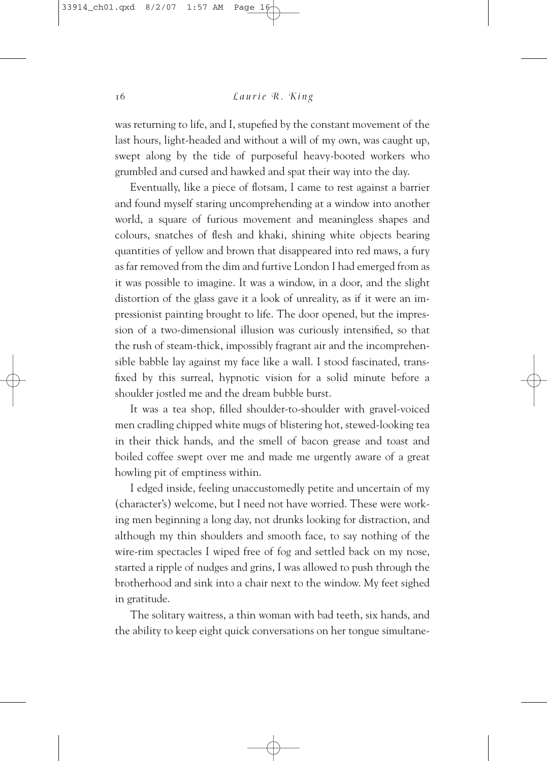was returning to life, and I, stupefied by the constant movement of the last hours, light-headed and without a will of my own, was caught up, swept along by the tide of purposeful heavy-booted workers who grumbled and cursed and hawked and spat their way into the day.

Eventually, like a piece of flotsam, I came to rest against a barrier and found myself staring uncomprehending at a window into another world, a square of furious movement and meaningless shapes and colours, snatches of flesh and khaki, shining white objects bearing quantities of yellow and brown that disappeared into red maws, a fury as far removed from the dim and furtive London I had emerged from as it was possible to imagine. It was a window, in a door, and the slight distortion of the glass gave it a look of unreality, as if it were an impressionist painting brought to life. The door opened, but the impression of a two-dimensional illusion was curiously intensified, so that the rush of steam-thick, impossibly fragrant air and the incomprehensible babble lay against my face like a wall. I stood fascinated, transfixed by this surreal, hypnotic vision for a solid minute before a shoulder jostled me and the dream bubble burst.

It was a tea shop, filled shoulder-to-shoulder with gravel-voiced men cradling chipped white mugs of blistering hot, stewed-looking tea in their thick hands, and the smell of bacon grease and toast and boiled coffee swept over me and made me urgently aware of a great howling pit of emptiness within.

I edged inside, feeling unaccustomedly petite and uncertain of my (character's) welcome, but I need not have worried. These were working men beginning a long day, not drunks looking for distraction, and although my thin shoulders and smooth face, to say nothing of the wire-rim spectacles I wiped free of fog and settled back on my nose, started a ripple of nudges and grins, I was allowed to push through the brotherhood and sink into a chair next to the window. My feet sighed in gratitude.

The solitary waitress, a thin woman with bad teeth, six hands, and the ability to keep eight quick conversations on her tongue simultane-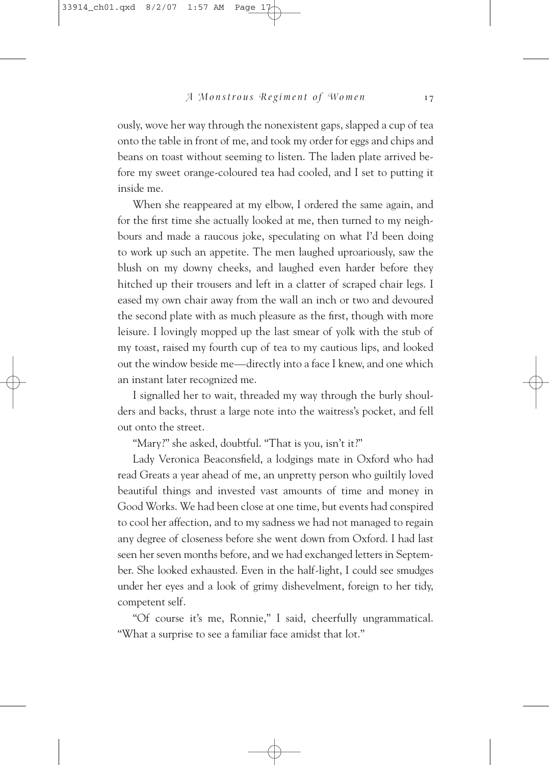ously, wove her way through the nonexistent gaps, slapped a cup of tea onto the table in front of me, and took my order for eggs and chips and beans on toast without seeming to listen. The laden plate arrived before my sweet orange-coloured tea had cooled, and I set to putting it inside me.

When she reappeared at my elbow, I ordered the same again, and for the first time she actually looked at me, then turned to my neighbours and made a raucous joke, speculating on what I'd been doing to work up such an appetite. The men laughed uproariously, saw the blush on my downy cheeks, and laughed even harder before they hitched up their trousers and left in a clatter of scraped chair legs. I eased my own chair away from the wall an inch or two and devoured the second plate with as much pleasure as the first, though with more leisure. I lovingly mopped up the last smear of yolk with the stub of my toast, raised my fourth cup of tea to my cautious lips, and looked out the window beside me—directly into a face I knew, and one which an instant later recognized me.

I signalled her to wait, threaded my way through the burly shoulders and backs, thrust a large note into the waitress's pocket, and fell out onto the street.

"Mary?" she asked, doubtful. "That is you, isn't it?"

Lady Veronica Beaconsfield, a lodgings mate in Oxford who had read Greats a year ahead of me, an unpretty person who guiltily loved beautiful things and invested vast amounts of time and money in Good Works. We had been close at one time, but events had conspired to cool her affection, and to my sadness we had not managed to regain any degree of closeness before she went down from Oxford. I had last seen her seven months before, and we had exchanged letters in September. She looked exhausted. Even in the half-light, I could see smudges under her eyes and a look of grimy dishevelment, foreign to her tidy, competent self.

"Of course it's me, Ronnie," I said, cheerfully ungrammatical. "What a surprise to see a familiar face amidst that lot."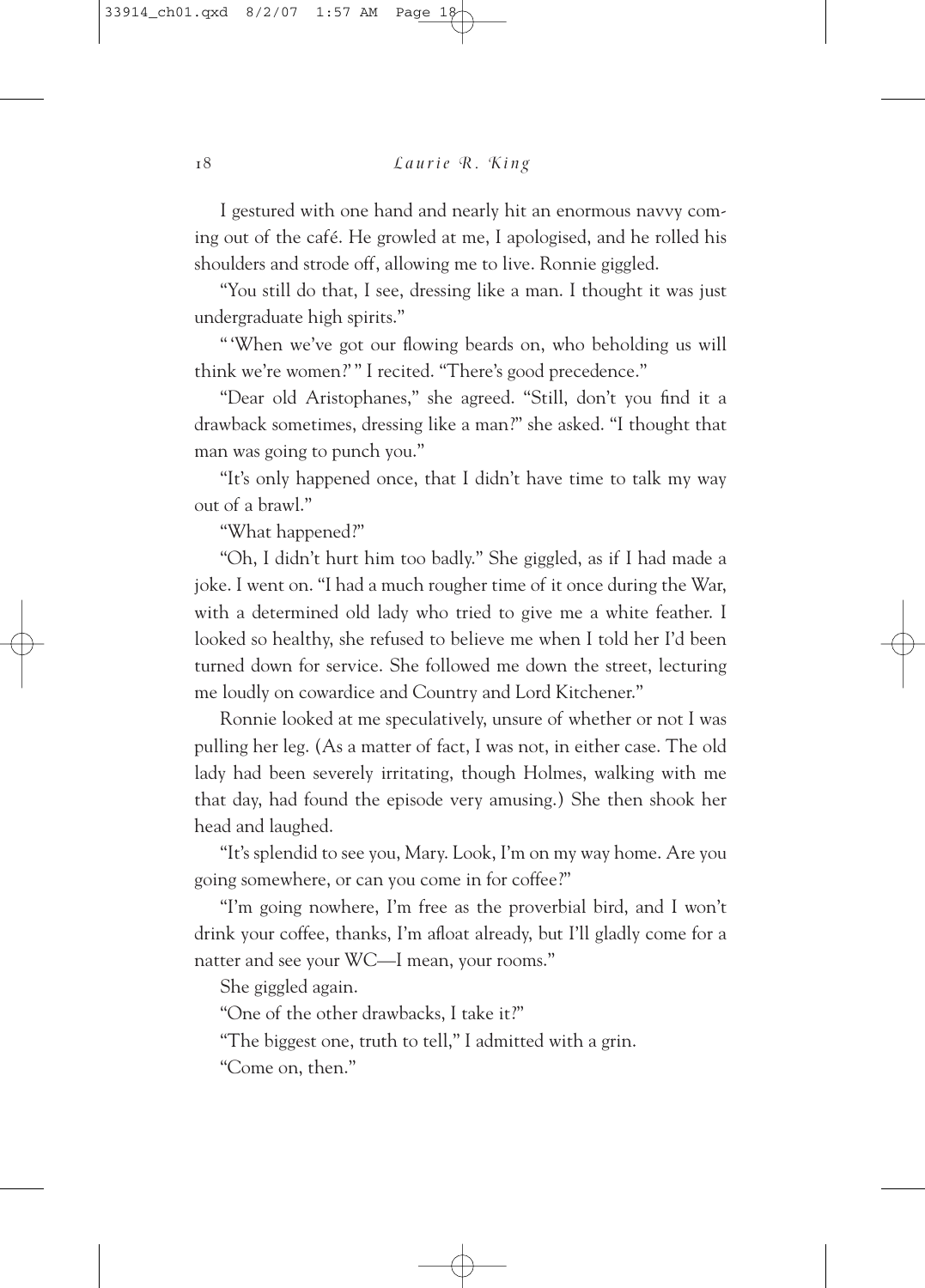I gestured with one hand and nearly hit an enormous navvy coming out of the café. He growled at me, I apologised, and he rolled his shoulders and strode off, allowing me to live. Ronnie giggled.

"You still do that, I see, dressing like a man. I thought it was just undergraduate high spirits."

"'When we've got our flowing beards on, who beholding us will think we're women?'" I recited. "There's good precedence."

"Dear old Aristophanes," she agreed. "Still, don't you find it a drawback sometimes, dressing like a man?" she asked. "I thought that man was going to punch you."

"It's only happened once, that I didn't have time to talk my way out of a brawl."

"What happened?"

"Oh, I didn't hurt him too badly." She giggled, as if I had made a joke. I went on. "I had a much rougher time of it once during the War, with a determined old lady who tried to give me a white feather. I looked so healthy, she refused to believe me when I told her I'd been turned down for service. She followed me down the street, lecturing me loudly on cowardice and Country and Lord Kitchener."

Ronnie looked at me speculatively, unsure of whether or not I was pulling her leg. (As a matter of fact, I was not, in either case. The old lady had been severely irritating, though Holmes, walking with me that day, had found the episode very amusing.) She then shook her head and laughed.

"It's splendid to see you, Mary. Look, I'm on my way home. Are you going somewhere, or can you come in for coffee?"

"I'm going nowhere, I'm free as the proverbial bird, and I won't drink your coffee, thanks, I'm afloat already, but I'll gladly come for a natter and see your WC—I mean, your rooms."

She giggled again.

"One of the other drawbacks, I take it?"

"The biggest one, truth to tell," I admitted with a grin.

"Come on, then."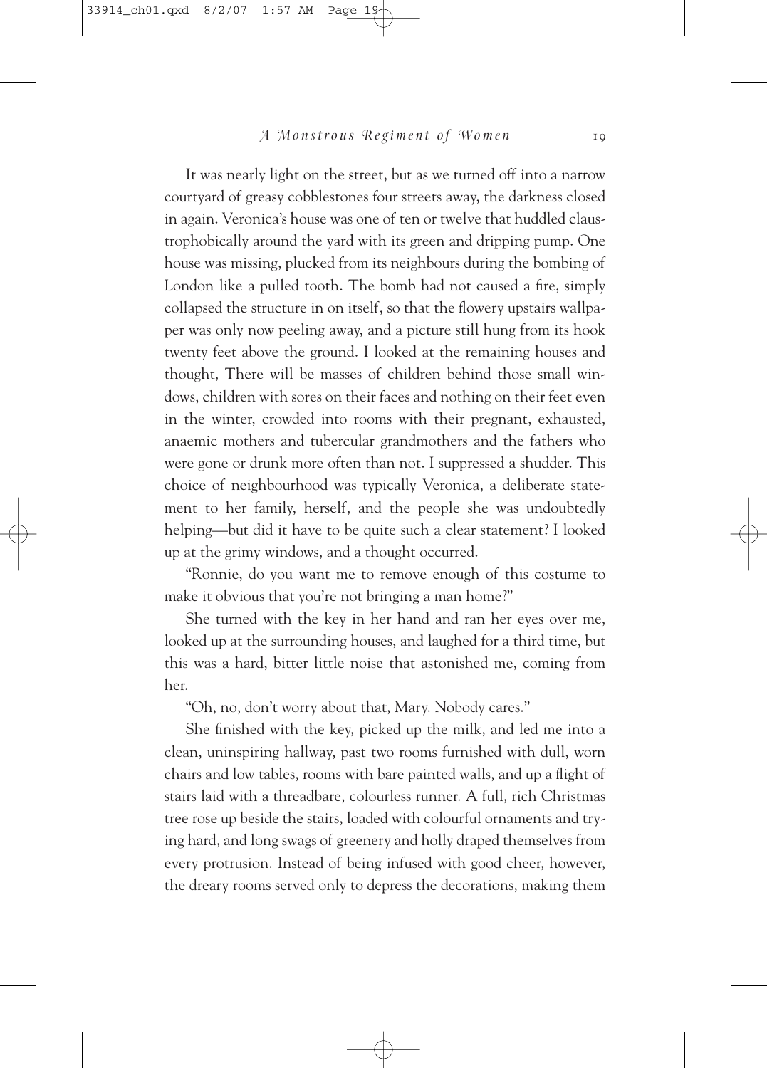It was nearly light on the street, but as we turned off into a narrow courtyard of greasy cobblestones four streets away, the darkness closed in again. Veronica's house was one of ten or twelve that huddled claustrophobically around the yard with its green and dripping pump. One house was missing, plucked from its neighbours during the bombing of London like a pulled tooth. The bomb had not caused a fire, simply collapsed the structure in on itself, so that the flowery upstairs wallpaper was only now peeling away, and a picture still hung from its hook twenty feet above the ground. I looked at the remaining houses and thought, There will be masses of children behind those small windows, children with sores on their faces and nothing on their feet even in the winter, crowded into rooms with their pregnant, exhausted, anaemic mothers and tubercular grandmothers and the fathers who were gone or drunk more often than not. I suppressed a shudder. This choice of neighbourhood was typically Veronica, a deliberate statement to her family, herself, and the people she was undoubtedly helping—but did it have to be quite such a clear statement? I looked up at the grimy windows, and a thought occurred.

"Ronnie, do you want me to remove enough of this costume to make it obvious that you're not bringing a man home?"

She turned with the key in her hand and ran her eyes over me, looked up at the surrounding houses, and laughed for a third time, but this was a hard, bitter little noise that astonished me, coming from her.

"Oh, no, don't worry about that, Mary. Nobody cares."

She finished with the key, picked up the milk, and led me into a clean, uninspiring hallway, past two rooms furnished with dull, worn chairs and low tables, rooms with bare painted walls, and up a flight of stairs laid with a threadbare, colourless runner. A full, rich Christmas tree rose up beside the stairs, loaded with colourful ornaments and trying hard, and long swags of greenery and holly draped themselves from every protrusion. Instead of being infused with good cheer, however, the dreary rooms served only to depress the decorations, making them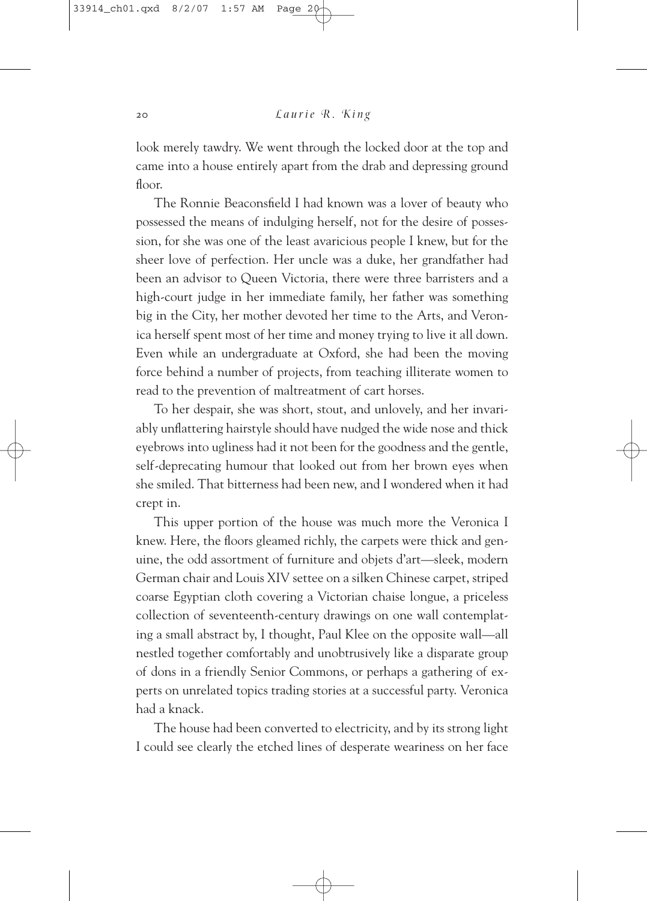look merely tawdry. We went through the locked door at the top and came into a house entirely apart from the drab and depressing ground floor.

The Ronnie Beaconsfield I had known was a lover of beauty who possessed the means of indulging herself, not for the desire of possession, for she was one of the least avaricious people I knew, but for the sheer love of perfection. Her uncle was a duke, her grandfather had been an advisor to Queen Victoria, there were three barristers and a high-court judge in her immediate family, her father was something big in the City, her mother devoted her time to the Arts, and Veronica herself spent most of her time and money trying to live it all down. Even while an undergraduate at Oxford, she had been the moving force behind a number of projects, from teaching illiterate women to read to the prevention of maltreatment of cart horses.

To her despair, she was short, stout, and unlovely, and her invariably unflattering hairstyle should have nudged the wide nose and thick eyebrows into ugliness had it not been for the goodness and the gentle, self-deprecating humour that looked out from her brown eyes when she smiled. That bitterness had been new, and I wondered when it had crept in.

This upper portion of the house was much more the Veronica I knew. Here, the floors gleamed richly, the carpets were thick and genuine, the odd assortment of furniture and objets d'art—sleek, modern German chair and Louis XIV settee on a silken Chinese carpet, striped coarse Egyptian cloth covering a Victorian chaise longue, a priceless collection of seventeenth-century drawings on one wall contemplating a small abstract by, I thought, Paul Klee on the opposite wall—all nestled together comfortably and unobtrusively like a disparate group of dons in a friendly Senior Commons, or perhaps a gathering of experts on unrelated topics trading stories at a successful party. Veronica had a knack.

The house had been converted to electricity, and by its strong light I could see clearly the etched lines of desperate weariness on her face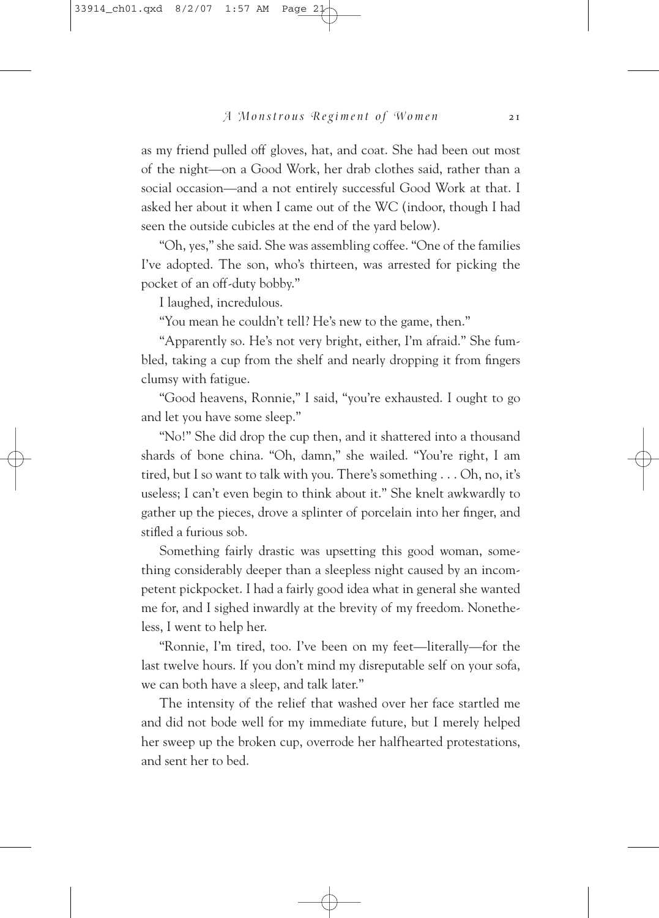as my friend pulled off gloves, hat, and coat. She had been out most of the night—on a Good Work, her drab clothes said, rather than a social occasion—and a not entirely successful Good Work at that. I asked her about it when I came out of the WC (indoor, though I had seen the outside cubicles at the end of the yard below).

"Oh, yes," she said. She was assembling coffee. "One of the families I've adopted. The son, who's thirteen, was arrested for picking the pocket of an off-duty bobby."

I laughed, incredulous.

"You mean he couldn't tell? He's new to the game, then."

"Apparently so. He's not very bright, either, I'm afraid." She fumbled, taking a cup from the shelf and nearly dropping it from fingers clumsy with fatigue.

"Good heavens, Ronnie," I said, "you're exhausted. I ought to go and let you have some sleep."

"No!" She did drop the cup then, and it shattered into a thousand shards of bone china. "Oh, damn," she wailed. "You're right, I am tired, but I so want to talk with you. There's something . . . Oh, no, it's useless; I can't even begin to think about it." She knelt awkwardly to gather up the pieces, drove a splinter of porcelain into her finger, and stifled a furious sob.

Something fairly drastic was upsetting this good woman, something considerably deeper than a sleepless night caused by an incompetent pickpocket. I had a fairly good idea what in general she wanted me for, and I sighed inwardly at the brevity of my freedom. Nonetheless, I went to help her.

"Ronnie, I'm tired, too. I've been on my feet—literally—for the last twelve hours. If you don't mind my disreputable self on your sofa, we can both have a sleep, and talk later."

The intensity of the relief that washed over her face startled me and did not bode well for my immediate future, but I merely helped her sweep up the broken cup, overrode her halfhearted protestations, and sent her to bed.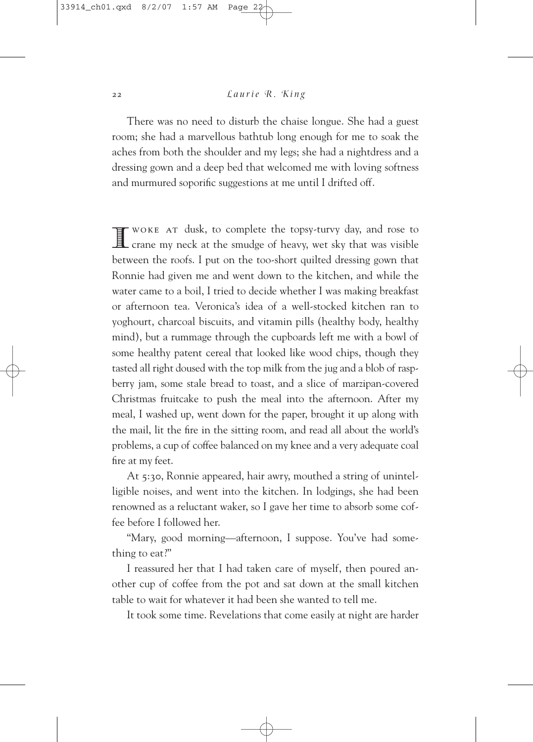There was no need to disturb the chaise longue. She had a guest room; she had a marvellous bathtub long enough for me to soak the aches from both the shoulder and my legs; she had a nightdress and a dressing gown and a deep bed that welcomed me with loving softness and murmured soporific suggestions at me until I drifted off.

I WOKE AT dusk, to complete the topsy-turvy day, and rose to crane my neck at the smudge of heavy, wet sky that was visible between the roofs. I put on the too-short quilted dressing gown that Ronnie had given me and went down to the kitchen, and while the water came to a boil, I tried to decide whether I was making breakfast or afternoon tea. Veronica's idea of a well-stocked kitchen ran to yoghourt, charcoal biscuits, and vitamin pills (healthy body, healthy mind), but a rummage through the cupboards left me with a bowl of some healthy patent cereal that looked like wood chips, though they tasted all right doused with the top milk from the jug and a blob of raspberry jam, some stale bread to toast, and a slice of marzipan-covered Christmas fruitcake to push the meal into the afternoon. After my meal, I washed up, went down for the paper, brought it up along with the mail, lit the fire in the sitting room, and read all about the world's problems, a cup of coffee balanced on my knee and a very adequate coal fire at my feet.

At 5:30, Ronnie appeared, hair awry, mouthed a string of unintelligible noises, and went into the kitchen. In lodgings, she had been renowned as a reluctant waker, so I gave her time to absorb some coffee before I followed her.

"Mary, good morning—afternoon, I suppose. You've had something to eat?"

I reassured her that I had taken care of myself, then poured another cup of coffee from the pot and sat down at the small kitchen table to wait for whatever it had been she wanted to tell me.

It took some time. Revelations that come easily at night are harder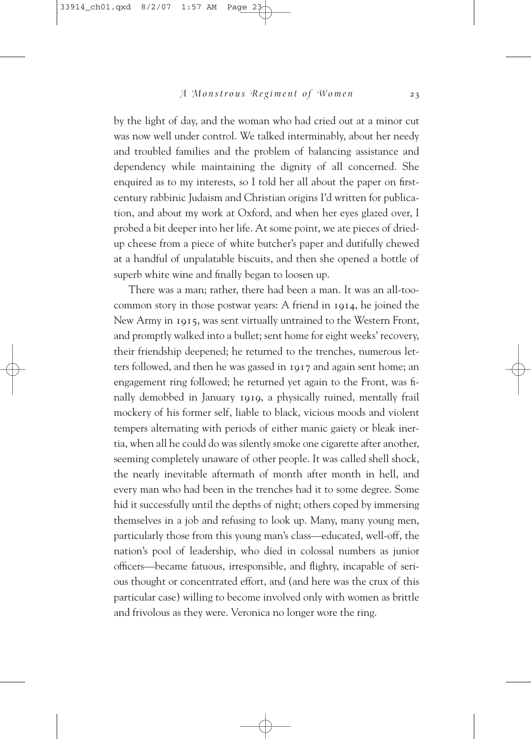by the light of day, and the woman who had cried out at a minor cut was now well under control. We talked interminably, about her needy and troubled families and the problem of balancing assistance and dependency while maintaining the dignity of all concerned. She enquired as to my interests, so I told her all about the paper on first-century rabbinic Judaism and Christian origins I'd written for publication, and about my work at Oxford, and when her eyes glazed over, I probed a bit deeper into her life. At some point, we ate pieces of dried-up cheese from a piece of white butcher's paper and dutifully chewed at a handful of unpalatable biscuits, and then she opened a bottle of superb white wine and finally began to loosen up.

There was a man; rather, there had been a man. It was an all-too-common story in those postwar years: A friend in 1914, he joined the New Army in 1915, was sent virtually untrained to the Western Front, and promptly walked into a bullet; sent home for eight weeks' recovery, their friendship deepened; he returned to the trenches, numerous letters followed, and then he was gassed in 1917 and again sent home; an engagement ring followed; he returned yet again to the Front, was finally demobbed in January 1919, a physically ruined, mentally frail mockery of his former self, liable to black, vicious moods and violent tempers alternating with periods of either manic gaiety or bleak inertia, when all he could do was silently smoke one cigarette after another, seeming completely unaware of other people. It was called shell shock, the nearly inevitable aftermath of month after month in hell, and every man who had been in the trenches had it to some degree. Some hid it successfully until the depths of night; others coped by immersing themselves in a job and refusing to look up. Many, many young men, particularly those from this young man's class—educated, well-off, the nation's pool of leadership, who died in colossal numbers as junior officers—became fatuous, irresponsible, and flighty, incapable of serious thought or concentrated effort, and (and here was the crux of this particular case) willing to become involved only with women as brittle and frivolous as they were. Veronica no longer wore the ring.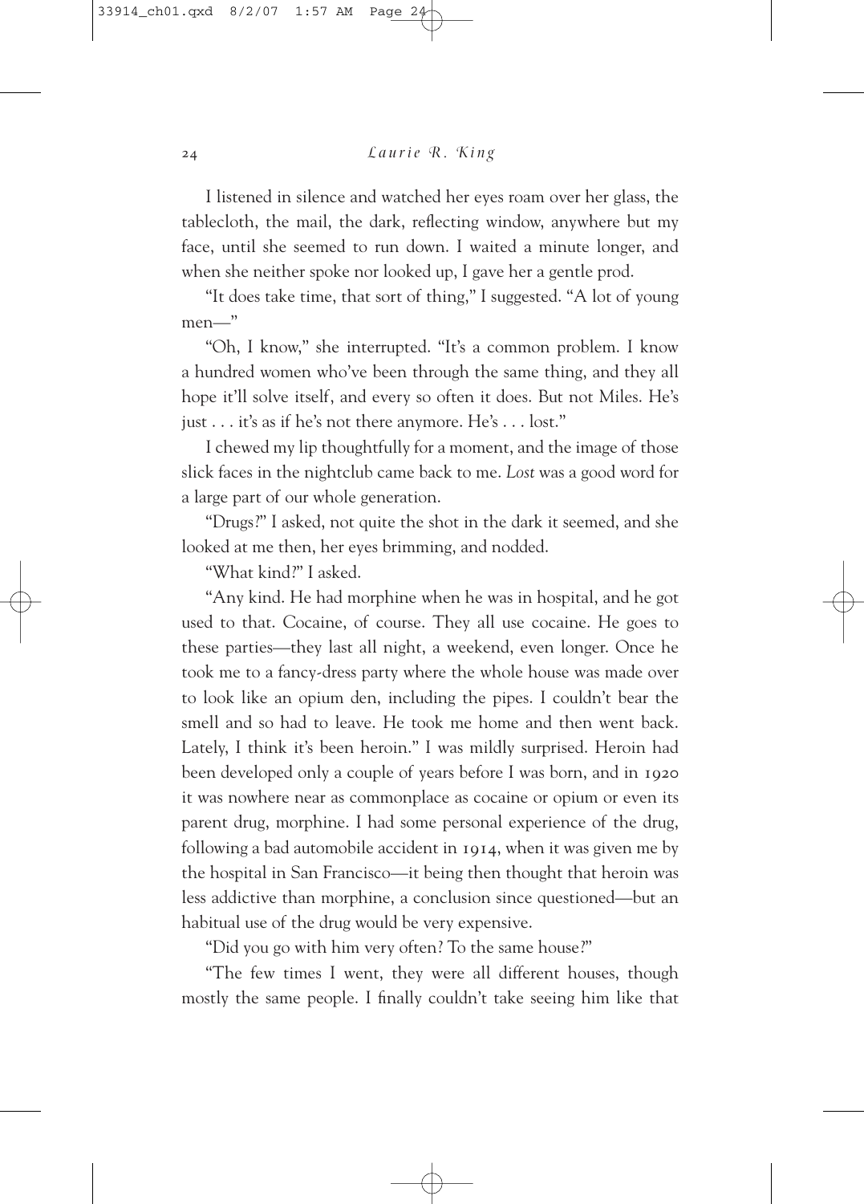I listened in silence and watched her eyes roam over her glass, the tablecloth, the mail, the dark, reflecting window, anywhere but my face, until she seemed to run down. I waited a minute longer, and when she neither spoke nor looked up, I gave her a gentle prod.

"It does take time, that sort of thing," I suggested. "A lot of young men—"

"Oh, I know," she interrupted. "It's a common problem. I know a hundred women who've been through the same thing, and they all hope it'll solve itself, and every so often it does. But not Miles. He's just . . . it's as if he's not there anymore. He's . . . lost."

I chewed my lip thoughtfully for a moment, and the image of those slick faces in the nightclub came back to me. *Lost* was a good word for a large part of our whole generation.

"Drugs?" I asked, not quite the shot in the dark it seemed, and she looked at me then, her eyes brimming, and nodded.

"What kind?" I asked.

"Any kind. He had morphine when he was in hospital, and he got used to that. Cocaine, of course. They all use cocaine. He goes to these parties—they last all night, a weekend, even longer. Once he took me to a fancy-dress party where the whole house was made over to look like an opium den, including the pipes. I couldn't bear the smell and so had to leave. He took me home and then went back. Lately, I think it's been heroin." I was mildly surprised. Heroin had been developed only a couple of years before I was born, and in 1920 it was nowhere near as commonplace as cocaine or opium or even its parent drug, morphine. I had some personal experience of the drug, following a bad automobile accident in 1914, when it was given me by the hospital in San Francisco—it being then thought that heroin was less addictive than morphine, a conclusion since questioned—but an habitual use of the drug would be very expensive.

"Did you go with him very often? To the same house?"

"The few times I went, they were all different houses, though mostly the same people. I finally couldn't take seeing him like that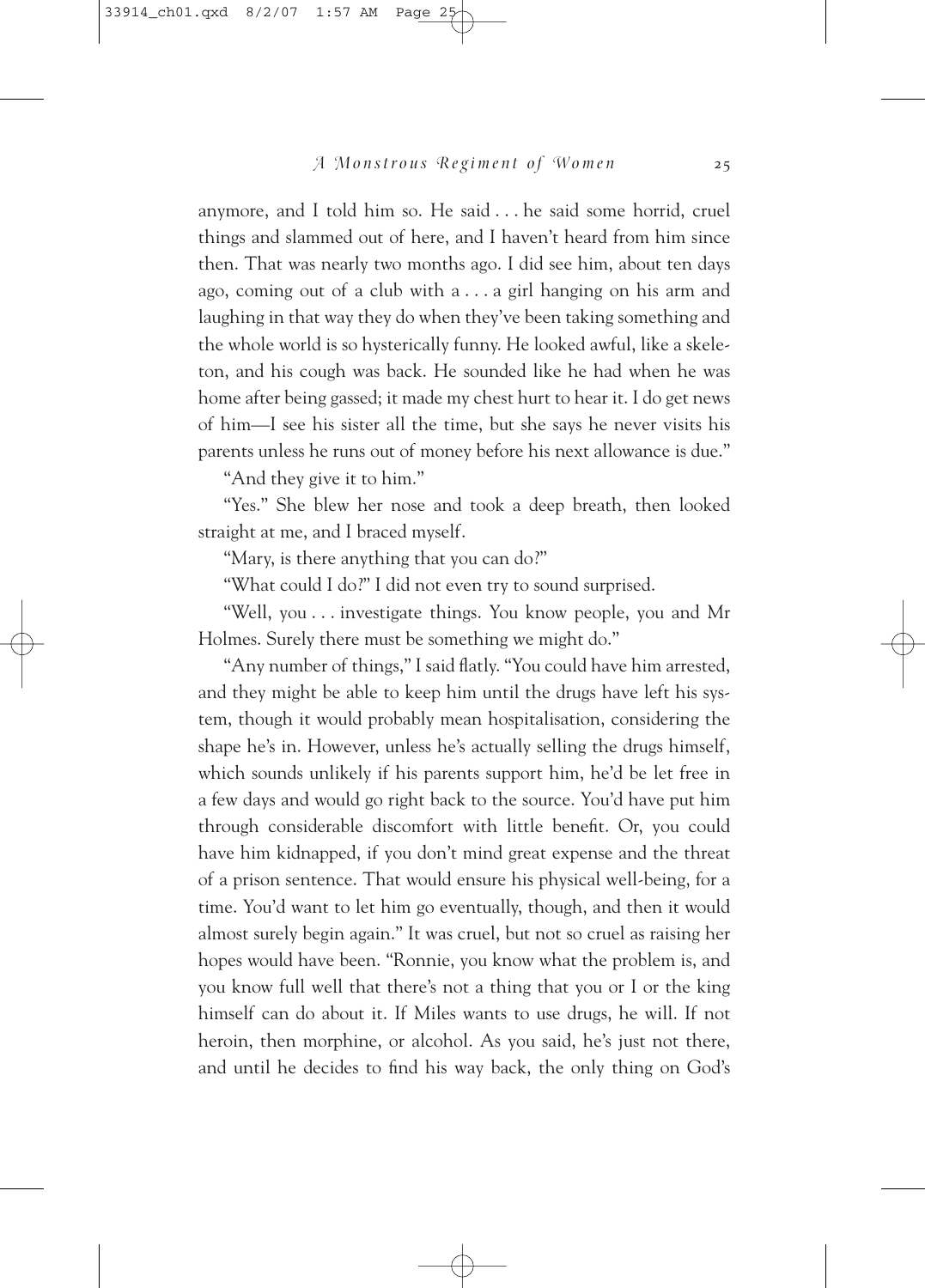anymore, and I told him so. He said . . . he said some horrid, cruel things and slammed out of here, and I haven't heard from him since then. That was nearly two months ago. I did see him, about ten days ago, coming out of a club with a . . . a girl hanging on his arm and laughing in that way they do when they've been taking something and the whole world is so hysterically funny. He looked awful, like a skeleton, and his cough was back. He sounded like he had when he was home after being gassed; it made my chest hurt to hear it. I do get news of him—I see his sister all the time, but she says he never visits his parents unless he runs out of money before his next allowance is due."

"And they give it to him."

"Yes." She blew her nose and took a deep breath, then looked straight at me, and I braced myself.

"Mary, is there anything that you can do?"

"What could I do?" I did not even try to sound surprised.

"Well, you . . . investigate things. You know people, you and Mr Holmes. Surely there must be something we might do."

"Any number of things," I said flatly. "You could have him arrested, and they might be able to keep him until the drugs have left his system, though it would probably mean hospitalisation, considering the shape he's in. However, unless he's actually selling the drugs himself, which sounds unlikely if his parents support him, he'd be let free in a few days and would go right back to the source. You'd have put him through considerable discomfort with little benefit. Or, you could have him kidnapped, if you don't mind great expense and the threat of a prison sentence. That would ensure his physical well-being, for a time. You'd want to let him go eventually, though, and then it would almost surely begin again." It was cruel, but not so cruel as raising her hopes would have been. "Ronnie, you know what the problem is, and you know full well that there's not a thing that you or I or the king himself can do about it. If Miles wants to use drugs, he will. If not heroin, then morphine, or alcohol. As you said, he's just not there, and until he decides to find his way back, the only thing on God's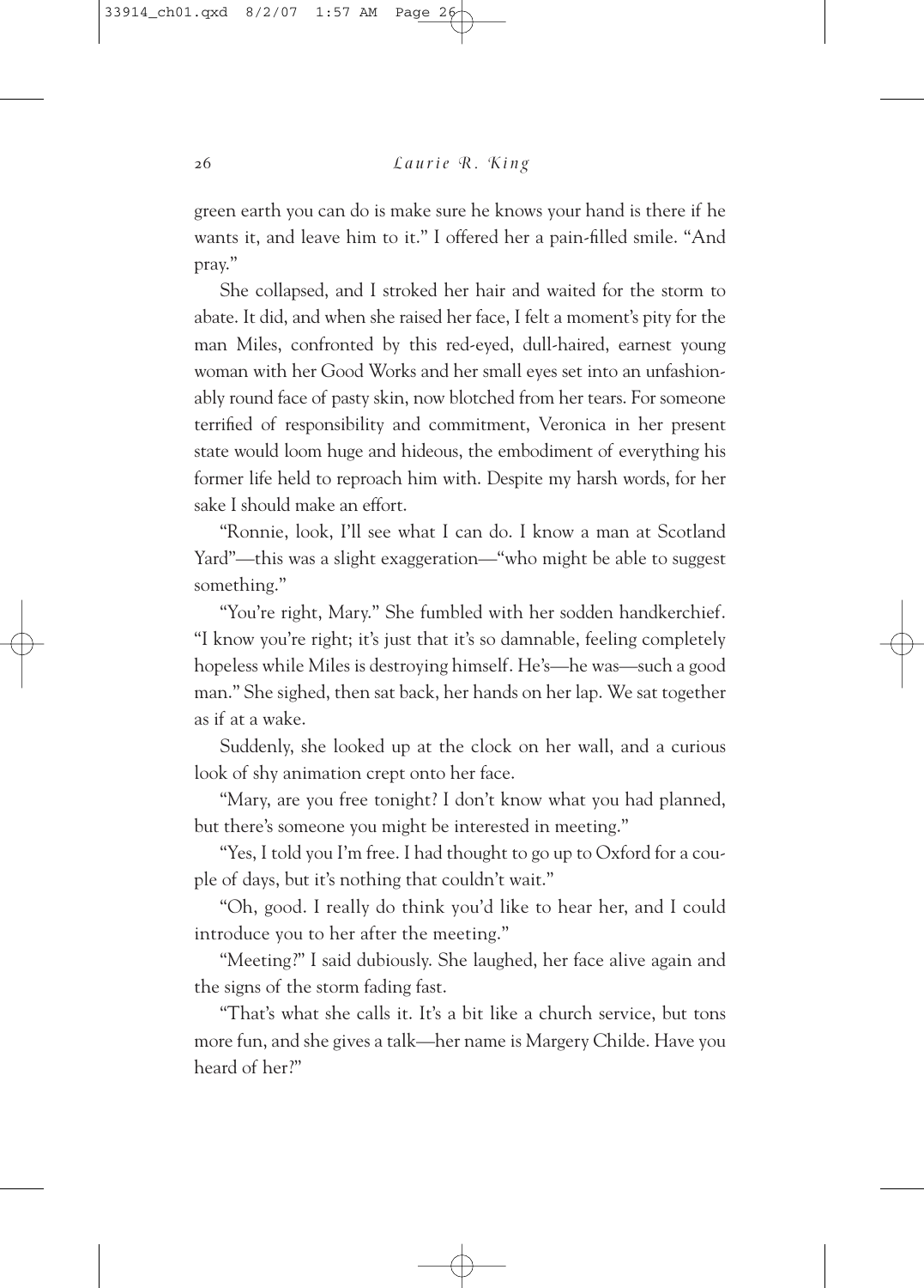green earth you can do is make sure he knows your hand is there if he wants it, and leave him to it." I offered her a pain-filled smile. "And pray."

She collapsed, and I stroked her hair and waited for the storm to abate. It did, and when she raised her face, I felt a moment's pity for the man Miles, confronted by this red-eyed, dull-haired, earnest young woman with her Good Works and her small eyes set into an unfashionably round face of pasty skin, now blotched from her tears. For someone terrified of responsibility and commitment, Veronica in her present state would loom huge and hideous, the embodiment of everything his former life held to reproach him with. Despite my harsh words, for her sake I should make an effort.

"Ronnie, look, I'll see what I can do. I know a man at Scotland Yard"—this was a slight exaggeration—"who might be able to suggest something."

"You're right, Mary." She fumbled with her sodden handkerchief. "I know you're right; it's just that it's so damnable, feeling completely hopeless while Miles is destroying himself. He's—he was—such a good man." She sighed, then sat back, her hands on her lap. We sat together as if at a wake.

Suddenly, she looked up at the clock on her wall, and a curious look of shy animation crept onto her face.

"Mary, are you free tonight? I don't know what you had planned, but there's someone you might be interested in meeting."

"Yes, I told you I'm free. I had thought to go up to Oxford for a couple of days, but it's nothing that couldn't wait."

"Oh, good. I really do think you'd like to hear her, and I could introduce you to her after the meeting."

"Meeting?" I said dubiously. She laughed, her face alive again and the signs of the storm fading fast.

"That's what she calls it. It's a bit like a church service, but tons more fun, and she gives a talk—her name is Margery Childe. Have you heard of her?"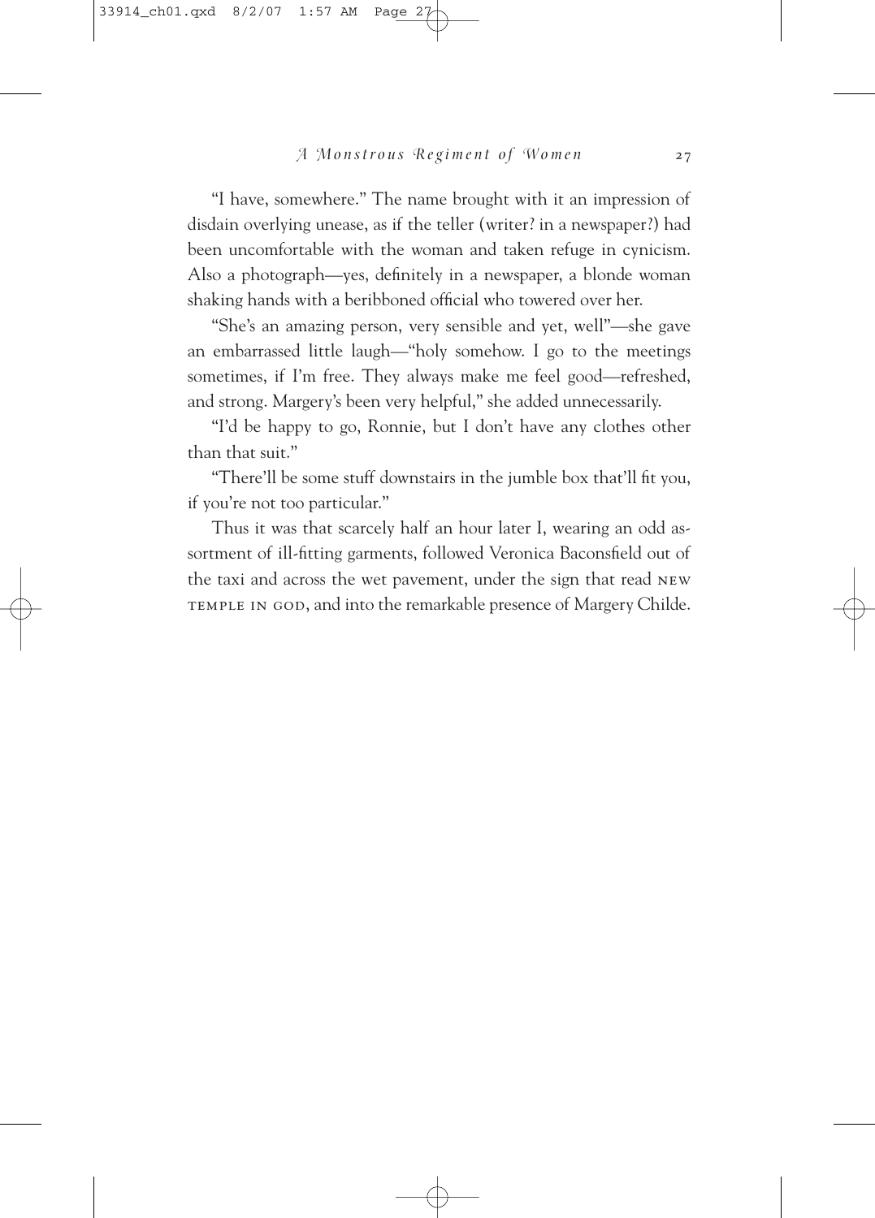"I have, somewhere." The name brought with it an impression of disdain overlying unease, as if the teller (writer? in a newspaper?) had been uncomfortable with the woman and taken refuge in cynicism. Also a photograph—yes, definitely in a newspaper, a blonde woman shaking hands with a beribboned official who towered over her.

"She's an amazing person, very sensible and yet, well"—she gave an embarrassed little laugh—"holy somehow. I go to the meetings sometimes, if I'm free. They always make me feel good—refreshed, and strong. Margery's been very helpful," she added unnecessarily.

"I'd be happy to go, Ronnie, but I don't have any clothes other than that suit."

"There'll be some stuff downstairs in the jumble box that'll fit you, if you're not too particular."

Thus it was that scarcely half an hour later I, wearing an odd assortment of ill-fitting garments, followed Veronica Baconsfield out of the taxi and across the wet pavement, under the sign that read NEW TEMPLE IN GOD, and into the remarkable presence of Margery Childe.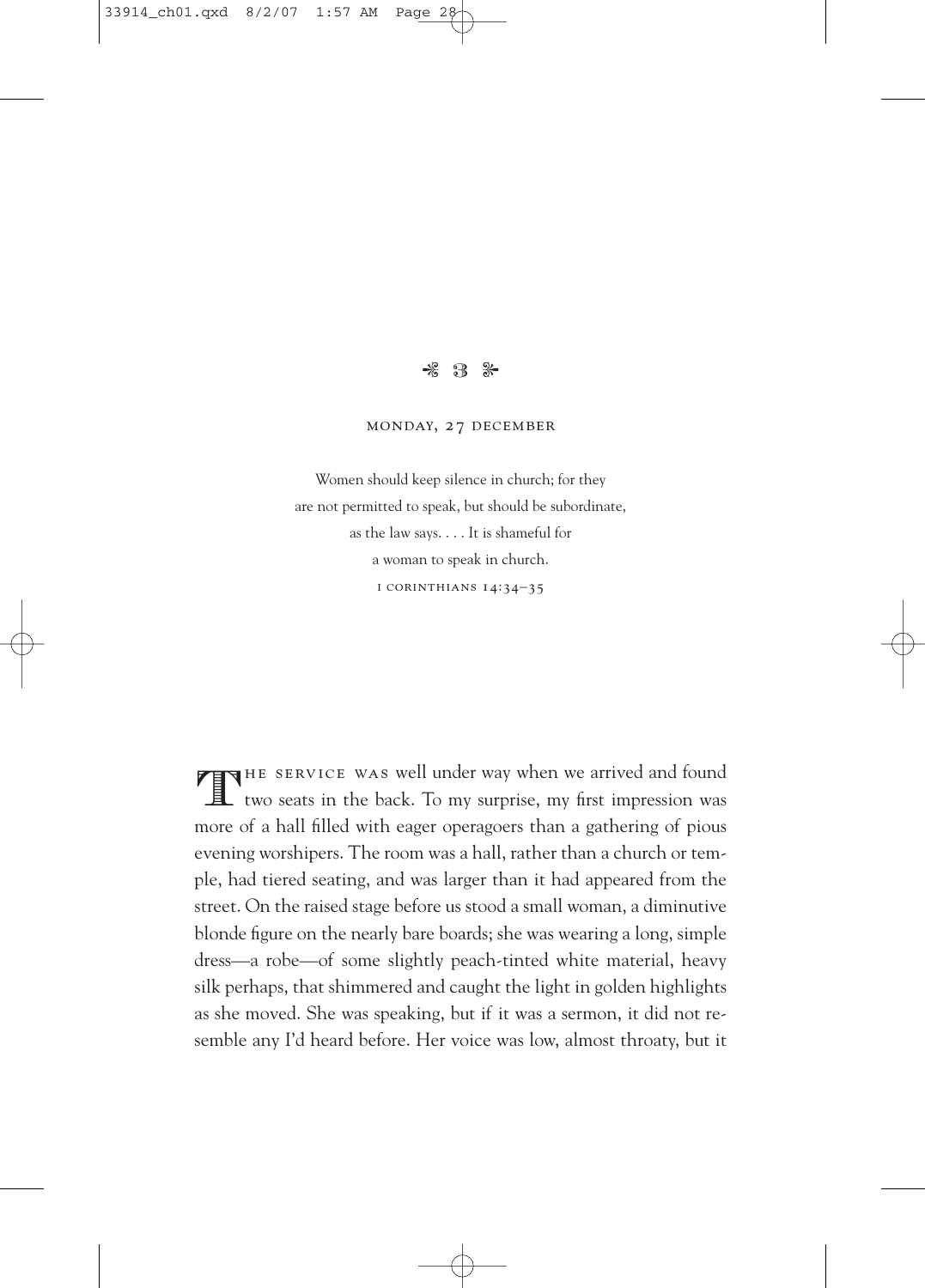## 3

MONDAY, 27 DECEMBER

> Women should keep silence in church; for they are not permitted to speak, but should be subordinate, as the law says. . . . It is shameful for a woman to speak in church.
>
> I CORINTHIANS 14:34–35

THE SERVICE WAS well under way when we arrived and found two seats in the back. To my surprise, my first impression was more of a hall filled with eager operagoers than a gathering of pious evening worshipers. The room was a hall, rather than a church or temple, had tiered seating, and was larger than it had appeared from the street. On the raised stage before us stood a small woman, a diminutive blonde figure on the nearly bare boards; she was wearing a long, simple dress—a robe—of some slightly peach-tinted white material, heavy silk perhaps, that shimmered and caught the light in golden highlights as she moved. She was speaking, but if it was a sermon, it did not resemble any I'd heard before. Her voice was low, almost throaty, but it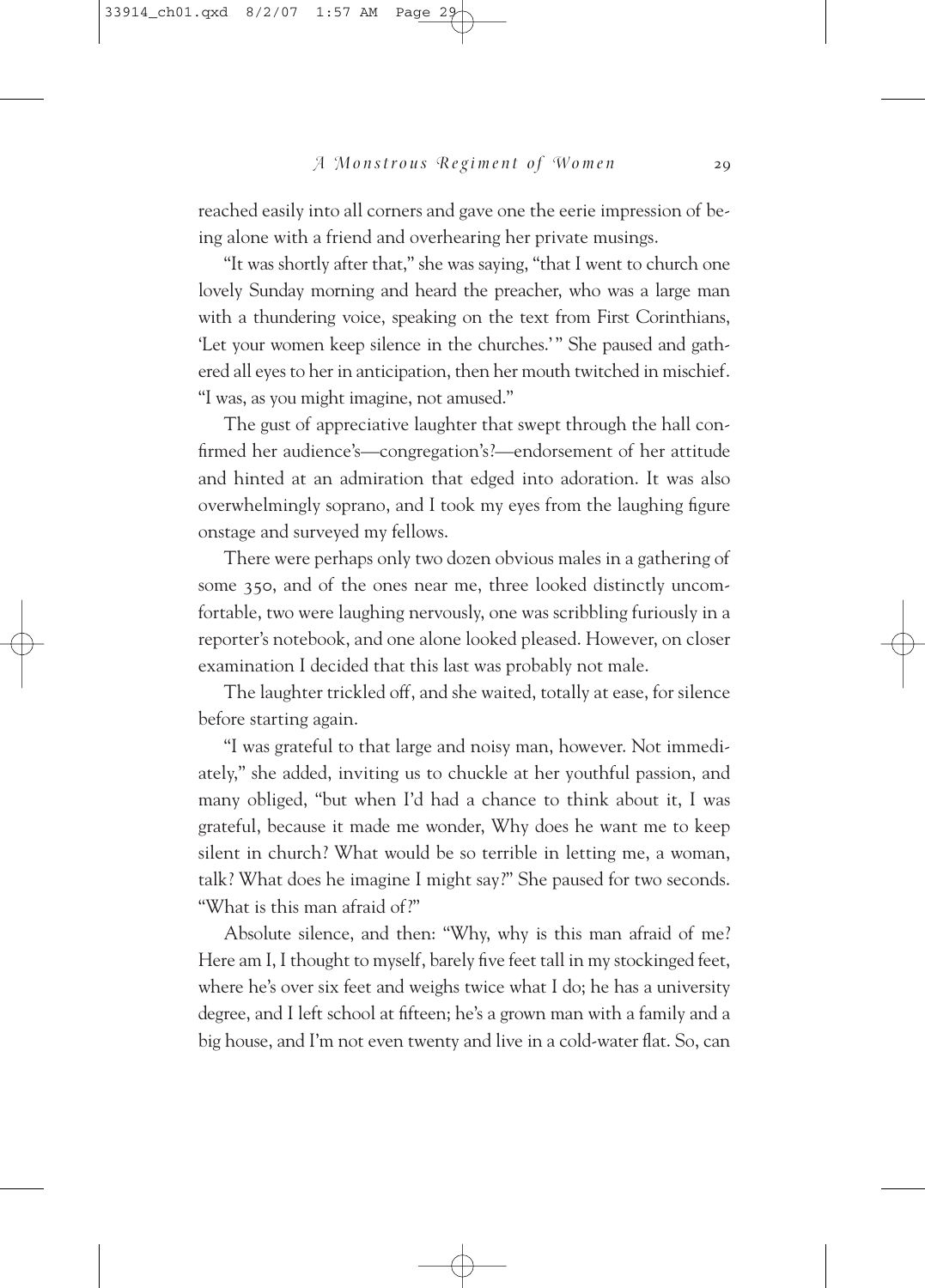reached easily into all corners and gave one the eerie impression of being alone with a friend and overhearing her private musings.

"It was shortly after that," she was saying, "that I went to church one lovely Sunday morning and heard the preacher, who was a large man with a thundering voice, speaking on the text from First Corinthians, 'Let your women keep silence in the churches.'" She paused and gathered all eyes to her in anticipation, then her mouth twitched in mischief. "I was, as you might imagine, not amused."

The gust of appreciative laughter that swept through the hall confirmed her audience's—congregation's?—endorsement of her attitude and hinted at an admiration that edged into adoration. It was also overwhelmingly soprano, and I took my eyes from the laughing figure onstage and surveyed my fellows.

There were perhaps only two dozen obvious males in a gathering of some 350, and of the ones near me, three looked distinctly uncomfortable, two were laughing nervously, one was scribbling furiously in a reporter's notebook, and one alone looked pleased. However, on closer examination I decided that this last was probably not male.

The laughter trickled off, and she waited, totally at ease, for silence before starting again.

"I was grateful to that large and noisy man, however. Not immediately," she added, inviting us to chuckle at her youthful passion, and many obliged, "but when I'd had a chance to think about it, I was grateful, because it made me wonder, Why does he want me to keep silent in church? What would be so terrible in letting me, a woman, talk? What does he imagine I might say?" She paused for two seconds. "What is this man afraid of?"

Absolute silence, and then: "Why, why is this man afraid of me? Here am I, I thought to myself, barely five feet tall in my stockinged feet, where he's over six feet and weighs twice what I do; he has a university degree, and I left school at fifteen; he's a grown man with a family and a big house, and I'm not even twenty and live in a cold-water flat. So, can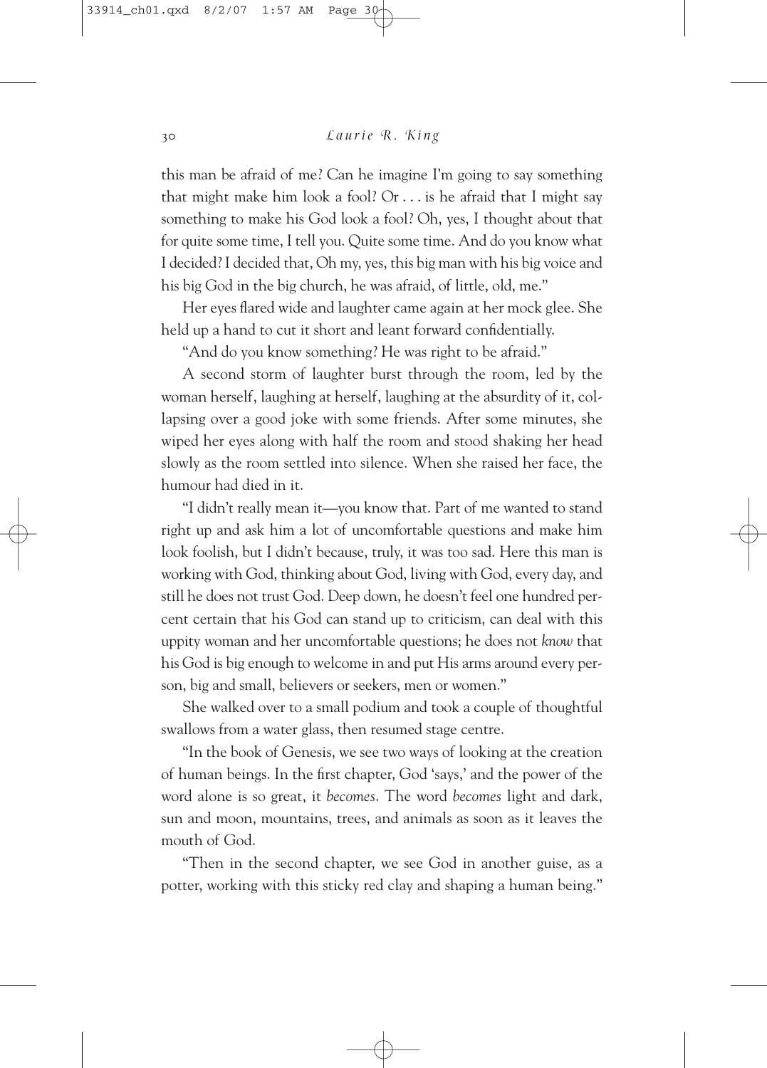this man be afraid of me? Can he imagine I'm going to say something that might make him look a fool? Or . . . is he afraid that I might say something to make his God look a fool? Oh, yes, I thought about that for quite some time, I tell you. Quite some time. And do you know what I decided? I decided that, Oh my, yes, this big man with his big voice and his big God in the big church, he was afraid, of little, old, me."

Her eyes flared wide and laughter came again at her mock glee. She held up a hand to cut it short and leant forward confidentially.

"And do you know something? He was right to be afraid."

A second storm of laughter burst through the room, led by the woman herself, laughing at herself, laughing at the absurdity of it, collapsing over a good joke with some friends. After some minutes, she wiped her eyes along with half the room and stood shaking her head slowly as the room settled into silence. When she raised her face, the humour had died in it.

"I didn't really mean it—you know that. Part of me wanted to stand right up and ask him a lot of uncomfortable questions and make him look foolish, but I didn't because, truly, it was too sad. Here this man is working with God, thinking about God, living with God, every day, and still he does not trust God. Deep down, he doesn't feel one hundred percent certain that his God can stand up to criticism, can deal with this uppity woman and her uncomfortable questions; he does not *know* that his God is big enough to welcome in and put His arms around every person, big and small, believers or seekers, men or women."

She walked over to a small podium and took a couple of thoughtful swallows from a water glass, then resumed stage centre.

"In the book of Genesis, we see two ways of looking at the creation of human beings. In the first chapter, God 'says,' and the power of the word alone is so great, it *becomes*. The word *becomes* light and dark, sun and moon, mountains, trees, and animals as soon as it leaves the mouth of God.

"Then in the second chapter, we see God in another guise, as a potter, working with this sticky red clay and shaping a human being."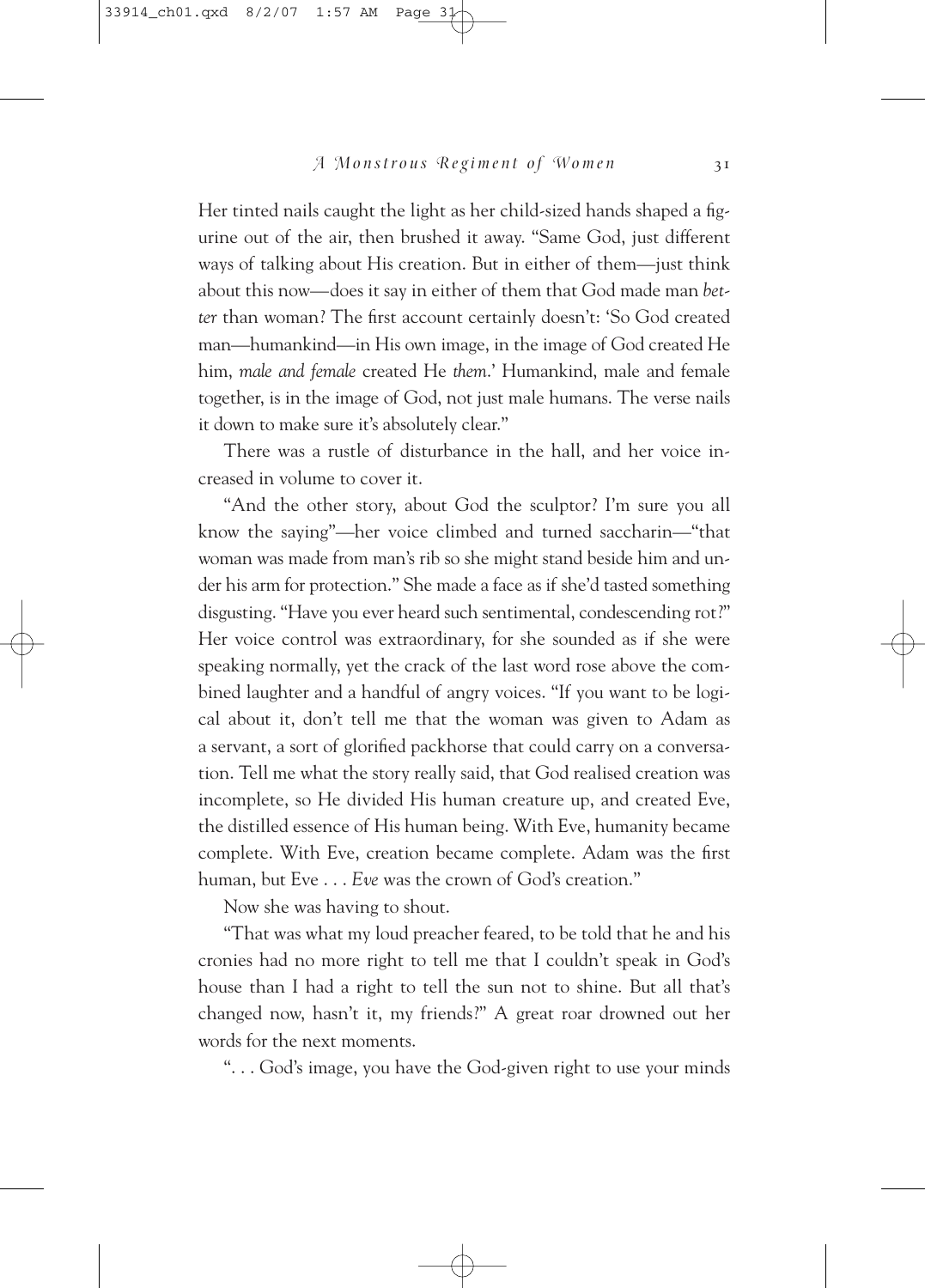Her tinted nails caught the light as her child-sized hands shaped a figurine out of the air, then brushed it away. "Same God, just different ways of talking about His creation. But in either of them—just think about this now—does it say in either of them that God made man *better* than woman? The first account certainly doesn't: 'So God created man—humankind—in His own image, in the image of God created He him, *male and female* created He *them*.' Humankind, male and female together, is in the image of God, not just male humans. The verse nails it down to make sure it's absolutely clear."

There was a rustle of disturbance in the hall, and her voice increased in volume to cover it.

"And the other story, about God the sculptor? I'm sure you all know the saying"—her voice climbed and turned saccharin—"that woman was made from man's rib so she might stand beside him and under his arm for protection." She made a face as if she'd tasted something disgusting. "Have you ever heard such sentimental, condescending rot?" Her voice control was extraordinary, for she sounded as if she were speaking normally, yet the crack of the last word rose above the combined laughter and a handful of angry voices. "If you want to be logical about it, don't tell me that the woman was given to Adam as a servant, a sort of glorified packhorse that could carry on a conversation. Tell me what the story really said, that God realised creation was incomplete, so He divided His human creature up, and created Eve, the distilled essence of His human being. With Eve, humanity became complete. With Eve, creation became complete. Adam was the first human, but Eve . . . *Eve* was the crown of God's creation."

Now she was having to shout.

"That was what my loud preacher feared, to be told that he and his cronies had no more right to tell me that I couldn't speak in God's house than I had a right to tell the sun not to shine. But all that's changed now, hasn't it, my friends?" A great roar drowned out her words for the next moments.

". . . God's image, you have the God-given right to use your minds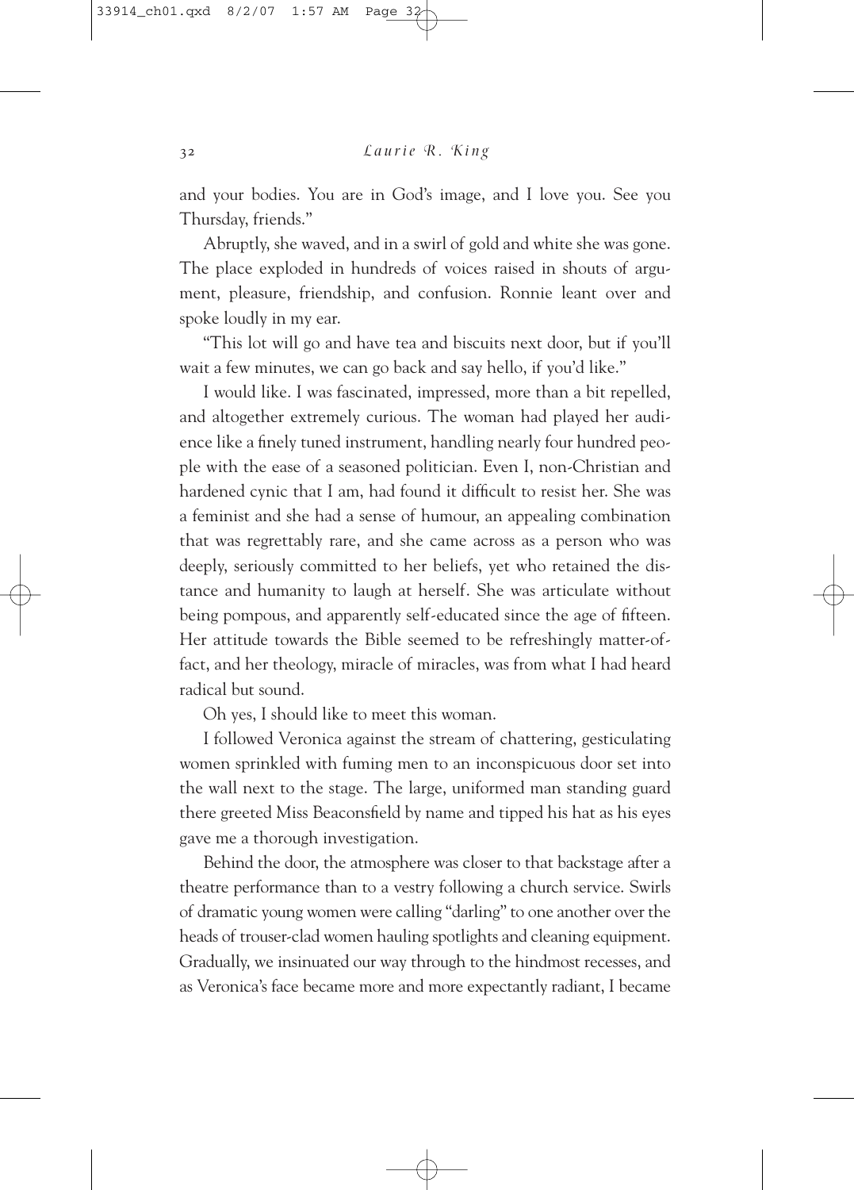and your bodies. You are in God's image, and I love you. See you Thursday, friends."

Abruptly, she waved, and in a swirl of gold and white she was gone. The place exploded in hundreds of voices raised in shouts of argument, pleasure, friendship, and confusion. Ronnie leant over and spoke loudly in my ear.

"This lot will go and have tea and biscuits next door, but if you'll wait a few minutes, we can go back and say hello, if you'd like."

I would like. I was fascinated, impressed, more than a bit repelled, and altogether extremely curious. The woman had played her audience like a finely tuned instrument, handling nearly four hundred people with the ease of a seasoned politician. Even I, non-Christian and hardened cynic that I am, had found it difficult to resist her. She was a feminist and she had a sense of humour, an appealing combination that was regrettably rare, and she came across as a person who was deeply, seriously committed to her beliefs, yet who retained the distance and humanity to laugh at herself. She was articulate without being pompous, and apparently self-educated since the age of fifteen. Her attitude towards the Bible seemed to be refreshingly matter-of-fact, and her theology, miracle of miracles, was from what I had heard radical but sound.

Oh yes, I should like to meet this woman.

I followed Veronica against the stream of chattering, gesticulating women sprinkled with fuming men to an inconspicuous door set into the wall next to the stage. The large, uniformed man standing guard there greeted Miss Beaconsfield by name and tipped his hat as his eyes gave me a thorough investigation.

Behind the door, the atmosphere was closer to that backstage after a theatre performance than to a vestry following a church service. Swirls of dramatic young women were calling "darling" to one another over the heads of trouser-clad women hauling spotlights and cleaning equipment. Gradually, we insinuated our way through to the hindmost recesses, and as Veronica's face became more and more expectantly radiant, I became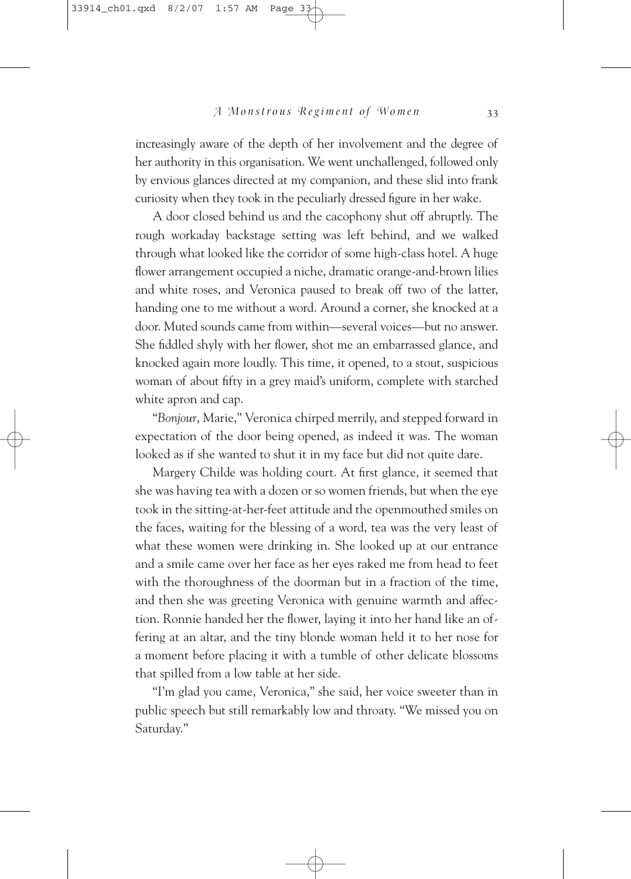increasingly aware of the depth of her involvement and the degree of her authority in this organisation. We went unchallenged, followed only by envious glances directed at my companion, and these slid into frank curiosity when they took in the peculiarly dressed figure in her wake.

A door closed behind us and the cacophony shut off abruptly. The rough workaday backstage setting was left behind, and we walked through what looked like the corridor of some high-class hotel. A huge flower arrangement occupied a niche, dramatic orange-and-brown lilies and white roses, and Veronica paused to break off two of the latter, handing one to me without a word. Around a corner, she knocked at a door. Muted sounds came from within—several voices—but no answer. She fiddled shyly with her flower, shot me an embarrassed glance, and knocked again more loudly. This time, it opened, to a stout, suspicious woman of about fifty in a grey maid's uniform, complete with starched white apron and cap.

"*Bonjour*, Marie," Veronica chirped merrily, and stepped forward in expectation of the door being opened, as indeed it was. The woman looked as if she wanted to shut it in my face but did not quite dare.

Margery Childe was holding court. At first glance, it seemed that she was having tea with a dozen or so women friends, but when the eye took in the sitting-at-her-feet attitude and the openmouthed smiles on the faces, waiting for the blessing of a word, tea was the very least of what these women were drinking in. She looked up at our entrance and a smile came over her face as her eyes raked me from head to feet with the thoroughness of the doorman but in a fraction of the time, and then she was greeting Veronica with genuine warmth and affection. Ronnie handed her the flower, laying it into her hand like an offering at an altar, and the tiny blonde woman held it to her nose for a moment before placing it with a tumble of other delicate blossoms that spilled from a low table at her side.

"I'm glad you came, Veronica," she said, her voice sweeter than in public speech but still remarkably low and throaty. "We missed you on Saturday."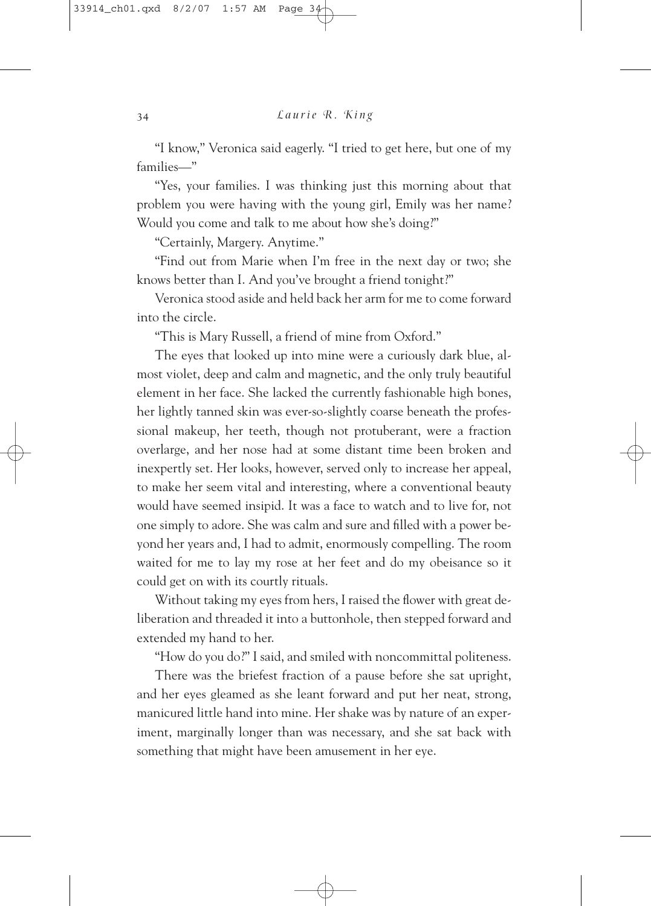"I know," Veronica said eagerly. "I tried to get here, but one of my families—"

"Yes, your families. I was thinking just this morning about that problem you were having with the young girl, Emily was her name? Would you come and talk to me about how she's doing?"

"Certainly, Margery. Anytime."

"Find out from Marie when I'm free in the next day or two; she knows better than I. And you've brought a friend tonight?"

Veronica stood aside and held back her arm for me to come forward into the circle.

"This is Mary Russell, a friend of mine from Oxford."

The eyes that looked up into mine were a curiously dark blue, almost violet, deep and calm and magnetic, and the only truly beautiful element in her face. She lacked the currently fashionable high bones, her lightly tanned skin was ever-so-slightly coarse beneath the professional makeup, her teeth, though not protuberant, were a fraction overlarge, and her nose had at some distant time been broken and inexpertly set. Her looks, however, served only to increase her appeal, to make her seem vital and interesting, where a conventional beauty would have seemed insipid. It was a face to watch and to live for, not one simply to adore. She was calm and sure and filled with a power beyond her years and, I had to admit, enormously compelling. The room waited for me to lay my rose at her feet and do my obeisance so it could get on with its courtly rituals.

Without taking my eyes from hers, I raised the flower with great deliberation and threaded it into a buttonhole, then stepped forward and extended my hand to her.

"How do you do?" I said, and smiled with noncommittal politeness.

There was the briefest fraction of a pause before she sat upright, and her eyes gleamed as she leant forward and put her neat, strong, manicured little hand into mine. Her shake was by nature of an experiment, marginally longer than was necessary, and she sat back with something that might have been amusement in her eye.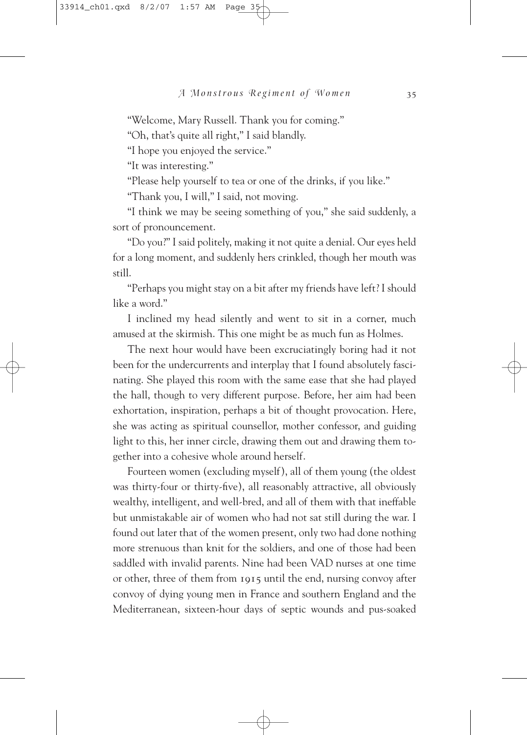"Welcome, Mary Russell. Thank you for coming."

"Oh, that's quite all right," I said blandly.

"I hope you enjoyed the service."

"It was interesting."

"Please help yourself to tea or one of the drinks, if you like."

"Thank you, I will," I said, not moving.

"I think we may be seeing something of you," she said suddenly, a sort of pronouncement.

"Do you?" I said politely, making it not quite a denial. Our eyes held for a long moment, and suddenly hers crinkled, though her mouth was still.

"Perhaps you might stay on a bit after my friends have left? I should like a word."

I inclined my head silently and went to sit in a corner, much amused at the skirmish. This one might be as much fun as Holmes.

The next hour would have been excruciatingly boring had it not been for the undercurrents and interplay that I found absolutely fascinating. She played this room with the same ease that she had played the hall, though to very different purpose. Before, her aim had been exhortation, inspiration, perhaps a bit of thought provocation. Here, she was acting as spiritual counsellor, mother confessor, and guiding light to this, her inner circle, drawing them out and drawing them together into a cohesive whole around herself.

Fourteen women (excluding myself), all of them young (the oldest was thirty-four or thirty-five), all reasonably attractive, all obviously wealthy, intelligent, and well-bred, and all of them with that ineffable but unmistakable air of women who had not sat still during the war. I found out later that of the women present, only two had done nothing more strenuous than knit for the soldiers, and one of those had been saddled with invalid parents. Nine had been VAD nurses at one time or other, three of them from 1915 until the end, nursing convoy after convoy of dying young men in France and southern England and the Mediterranean, sixteen-hour days of septic wounds and pus-soaked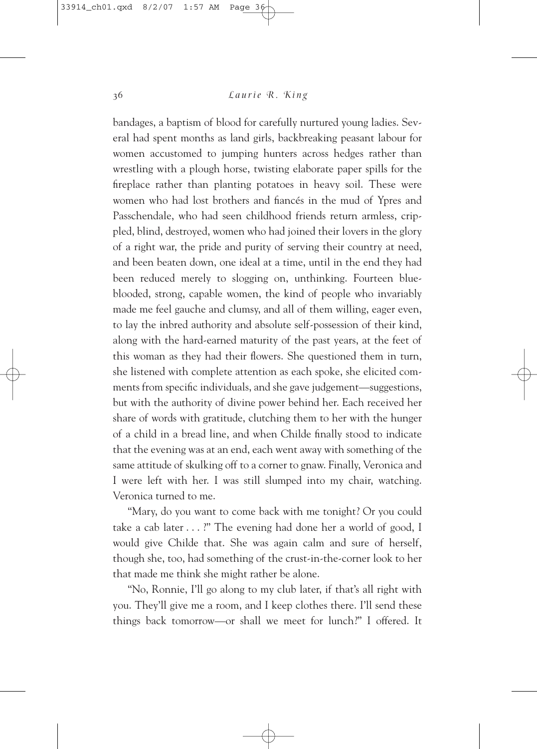bandages, a baptism of blood for carefully nurtured young ladies. Several had spent months as land girls, backbreaking peasant labour for women accustomed to jumping hunters across hedges rather than wrestling with a plough horse, twisting elaborate paper spills for the fireplace rather than planting potatoes in heavy soil. These were women who had lost brothers and fiancés in the mud of Ypres and Passchendale, who had seen childhood friends return armless, crippled, blind, destroyed, women who had joined their lovers in the glory of a right war, the pride and purity of serving their country at need, and been beaten down, one ideal at a time, until in the end they had been reduced merely to slogging on, unthinking. Fourteen blue-blooded, strong, capable women, the kind of people who invariably made me feel gauche and clumsy, and all of them willing, eager even, to lay the inbred authority and absolute self-possession of their kind, along with the hard-earned maturity of the past years, at the feet of this woman as they had their flowers. She questioned them in turn, she listened with complete attention as each spoke, she elicited comments from specific individuals, and she gave judgement—suggestions, but with the authority of divine power behind her. Each received her share of words with gratitude, clutching them to her with the hunger of a child in a bread line, and when Childe finally stood to indicate that the evening was at an end, each went away with something of the same attitude of skulking off to a corner to gnaw. Finally, Veronica and I were left with her. I was still slumped into my chair, watching. Veronica turned to me.

"Mary, do you want to come back with me tonight? Or you could take a cab later . . . ?" The evening had done her a world of good, I would give Childe that. She was again calm and sure of herself, though she, too, had something of the crust-in-the-corner look to her that made me think she might rather be alone.

"No, Ronnie, I'll go along to my club later, if that's all right with you. They'll give me a room, and I keep clothes there. I'll send these things back tomorrow—or shall we meet for lunch?" I offered. It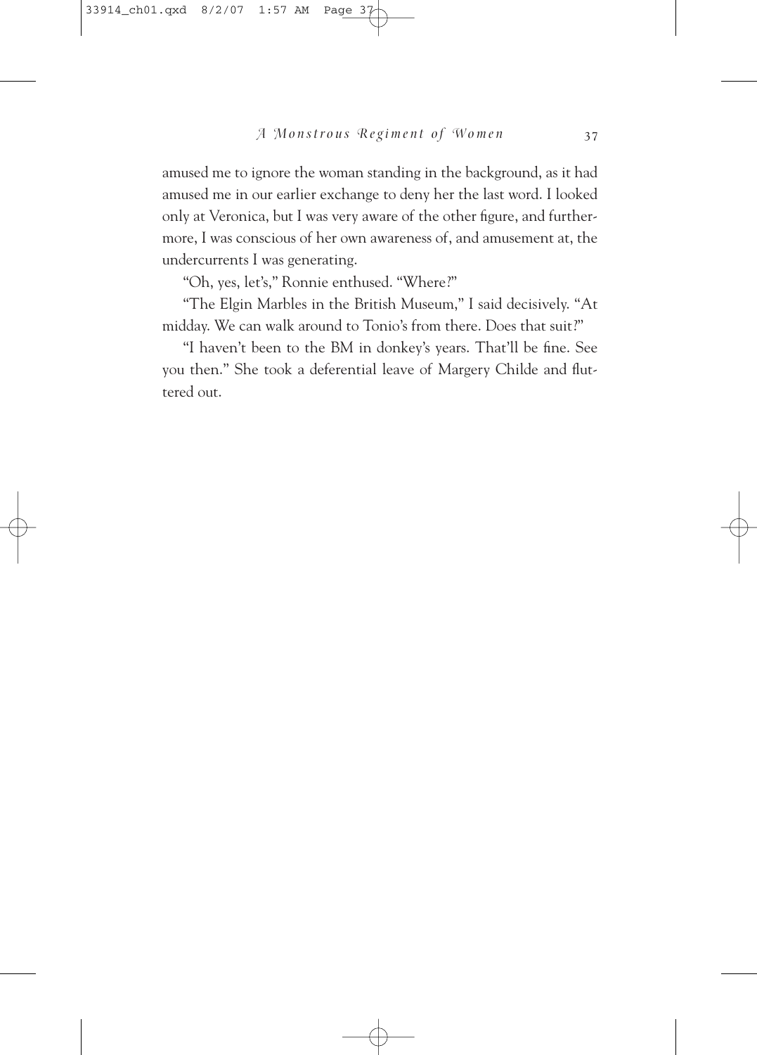amused me to ignore the woman standing in the background, as it had amused me in our earlier exchange to deny her the last word. I looked only at Veronica, but I was very aware of the other figure, and furthermore, I was conscious of her own awareness of, and amusement at, the undercurrents I was generating.

"Oh, yes, let's," Ronnie enthused. "Where?"

"The Elgin Marbles in the British Museum," I said decisively. "At midday. We can walk around to Tonio's from there. Does that suit?"

"I haven't been to the BM in donkey's years. That'll be fine. See you then." She took a deferential leave of Margery Childe and fluttered out.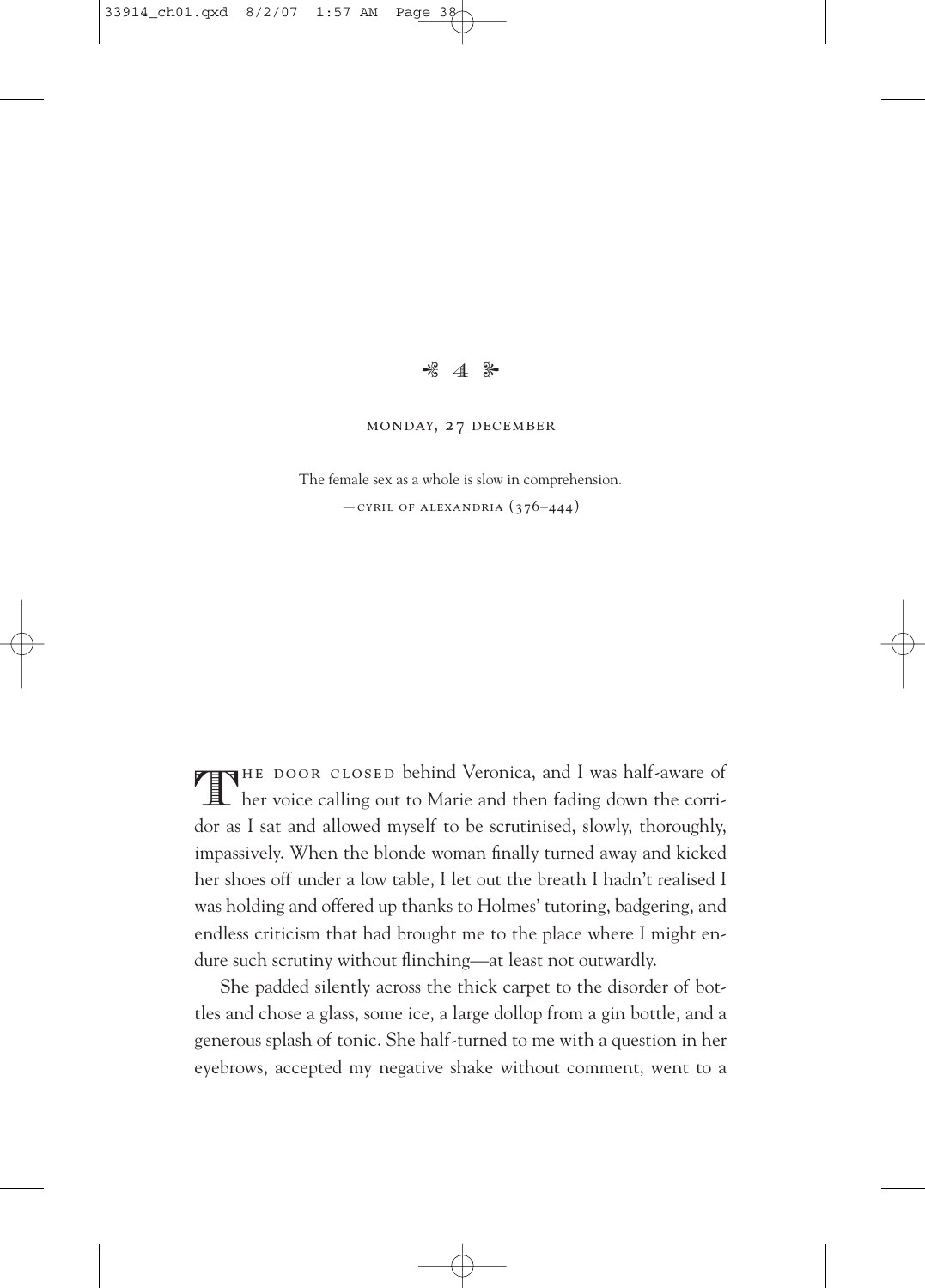## ⁂ 4 ⁂

### MONDAY, 27 DECEMBER

The female sex as a whole is slow in comprehension.

—CYRIL OF ALEXANDRIA (376–444)

THE DOOR CLOSED behind Veronica, and I was half-aware of her voice calling out to Marie and then fading down the corridor as I sat and allowed myself to be scrutinised, slowly, thoroughly, impassively. When the blonde woman finally turned away and kicked her shoes off under a low table, I let out the breath I hadn't realised I was holding and offered up thanks to Holmes' tutoring, badgering, and endless criticism that had brought me to the place where I might endure such scrutiny without flinching—at least not outwardly.

She padded silently across the thick carpet to the disorder of bottles and chose a glass, some ice, a large dollop from a gin bottle, and a generous splash of tonic. She half-turned to me with a question in her eyebrows, accepted my negative shake without comment, went to a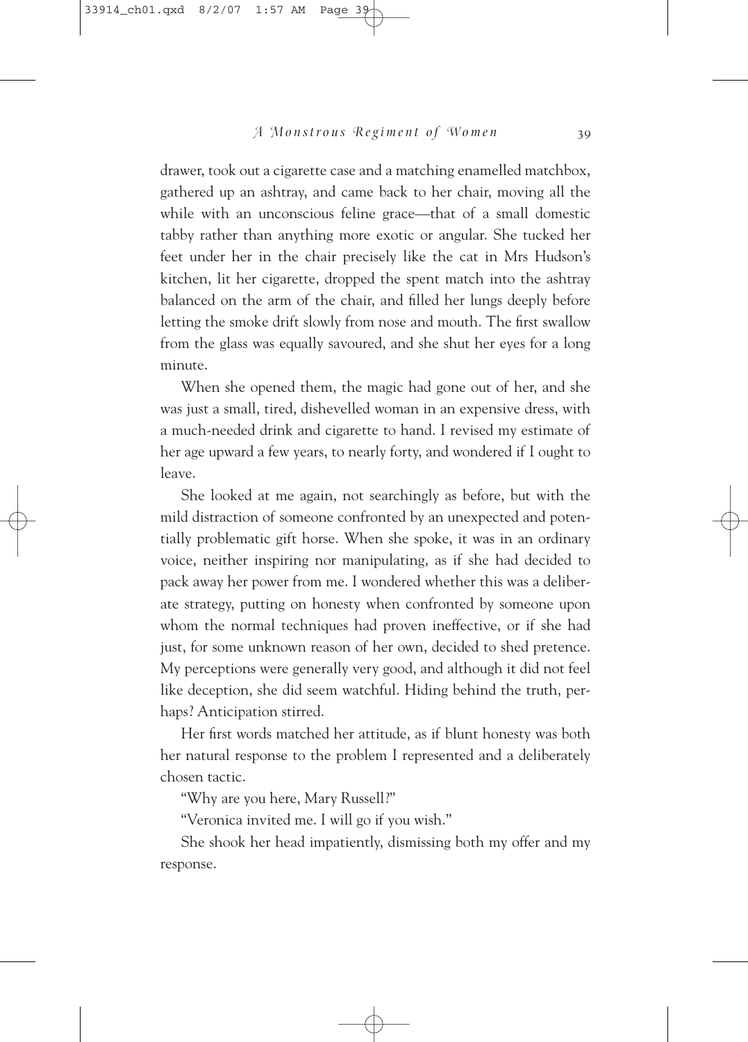drawer, took out a cigarette case and a matching enamelled matchbox, gathered up an ashtray, and came back to her chair, moving all the while with an unconscious feline grace—that of a small domestic tabby rather than anything more exotic or angular. She tucked her feet under her in the chair precisely like the cat in Mrs Hudson's kitchen, lit her cigarette, dropped the spent match into the ashtray balanced on the arm of the chair, and filled her lungs deeply before letting the smoke drift slowly from nose and mouth. The first swallow from the glass was equally savoured, and she shut her eyes for a long minute.

When she opened them, the magic had gone out of her, and she was just a small, tired, dishevelled woman in an expensive dress, with a much-needed drink and cigarette to hand. I revised my estimate of her age upward a few years, to nearly forty, and wondered if I ought to leave.

She looked at me again, not searchingly as before, but with the mild distraction of someone confronted by an unexpected and potentially problematic gift horse. When she spoke, it was in an ordinary voice, neither inspiring nor manipulating, as if she had decided to pack away her power from me. I wondered whether this was a deliberate strategy, putting on honesty when confronted by someone upon whom the normal techniques had proven ineffective, or if she had just, for some unknown reason of her own, decided to shed pretence. My perceptions were generally very good, and although it did not feel like deception, she did seem watchful. Hiding behind the truth, perhaps? Anticipation stirred.

Her first words matched her attitude, as if blunt honesty was both her natural response to the problem I represented and a deliberately chosen tactic.

"Why are you here, Mary Russell?"

"Veronica invited me. I will go if you wish."

She shook her head impatiently, dismissing both my offer and my response.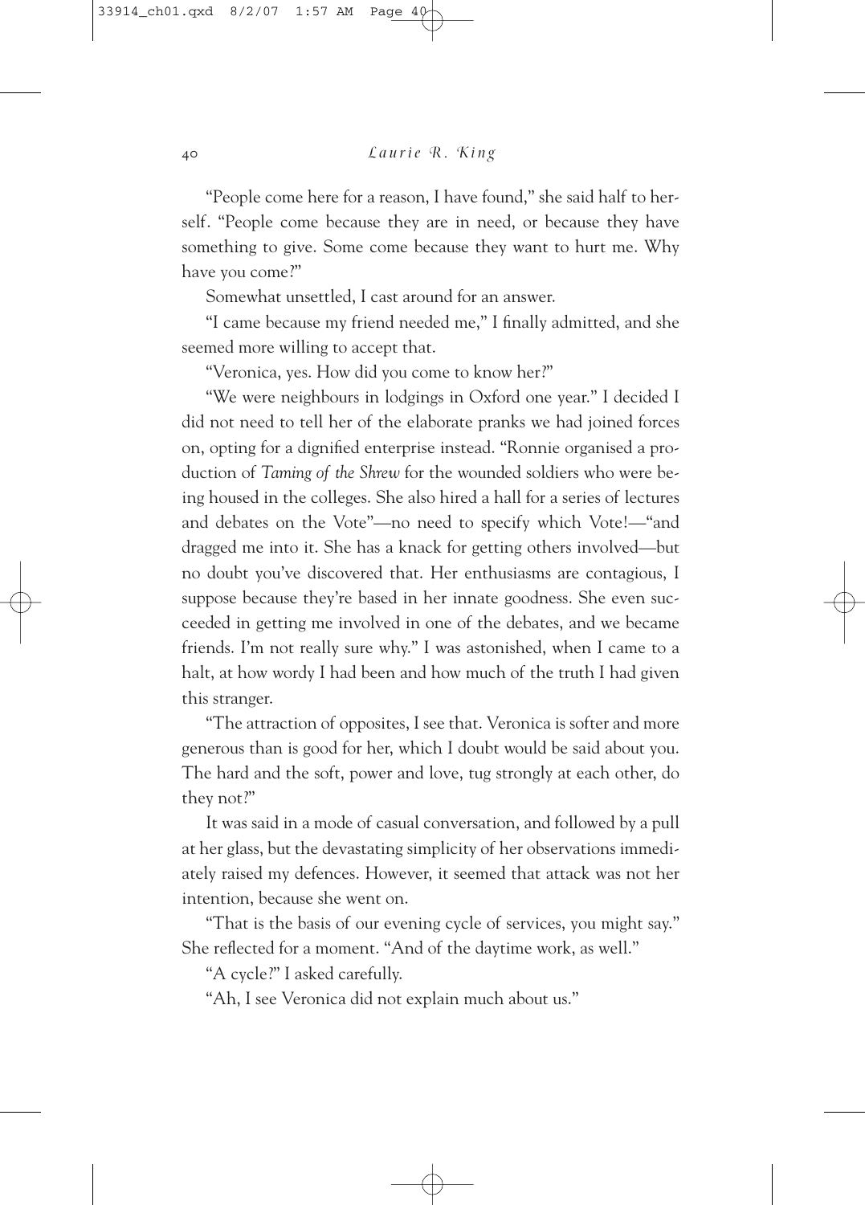"People come here for a reason, I have found," she said half to herself. "People come because they are in need, or because they have something to give. Some come because they want to hurt me. Why have you come?"

Somewhat unsettled, I cast around for an answer.

"I came because my friend needed me," I finally admitted, and she seemed more willing to accept that.

"Veronica, yes. How did you come to know her?"

"We were neighbours in lodgings in Oxford one year." I decided I did not need to tell her of the elaborate pranks we had joined forces on, opting for a dignified enterprise instead. "Ronnie organised a production of *Taming of the Shrew* for the wounded soldiers who were being housed in the colleges. She also hired a hall for a series of lectures and debates on the Vote"—no need to specify which Vote!—"and dragged me into it. She has a knack for getting others involved—but no doubt you've discovered that. Her enthusiasms are contagious, I suppose because they're based in her innate goodness. She even succeeded in getting me involved in one of the debates, and we became friends. I'm not really sure why." I was astonished, when I came to a halt, at how wordy I had been and how much of the truth I had given this stranger.

"The attraction of opposites, I see that. Veronica is softer and more generous than is good for her, which I doubt would be said about you. The hard and the soft, power and love, tug strongly at each other, do they not?"

It was said in a mode of casual conversation, and followed by a pull at her glass, but the devastating simplicity of her observations immediately raised my defences. However, it seemed that attack was not her intention, because she went on.

"That is the basis of our evening cycle of services, you might say." She reflected for a moment. "And of the daytime work, as well."

"A cycle?" I asked carefully.

"Ah, I see Veronica did not explain much about us."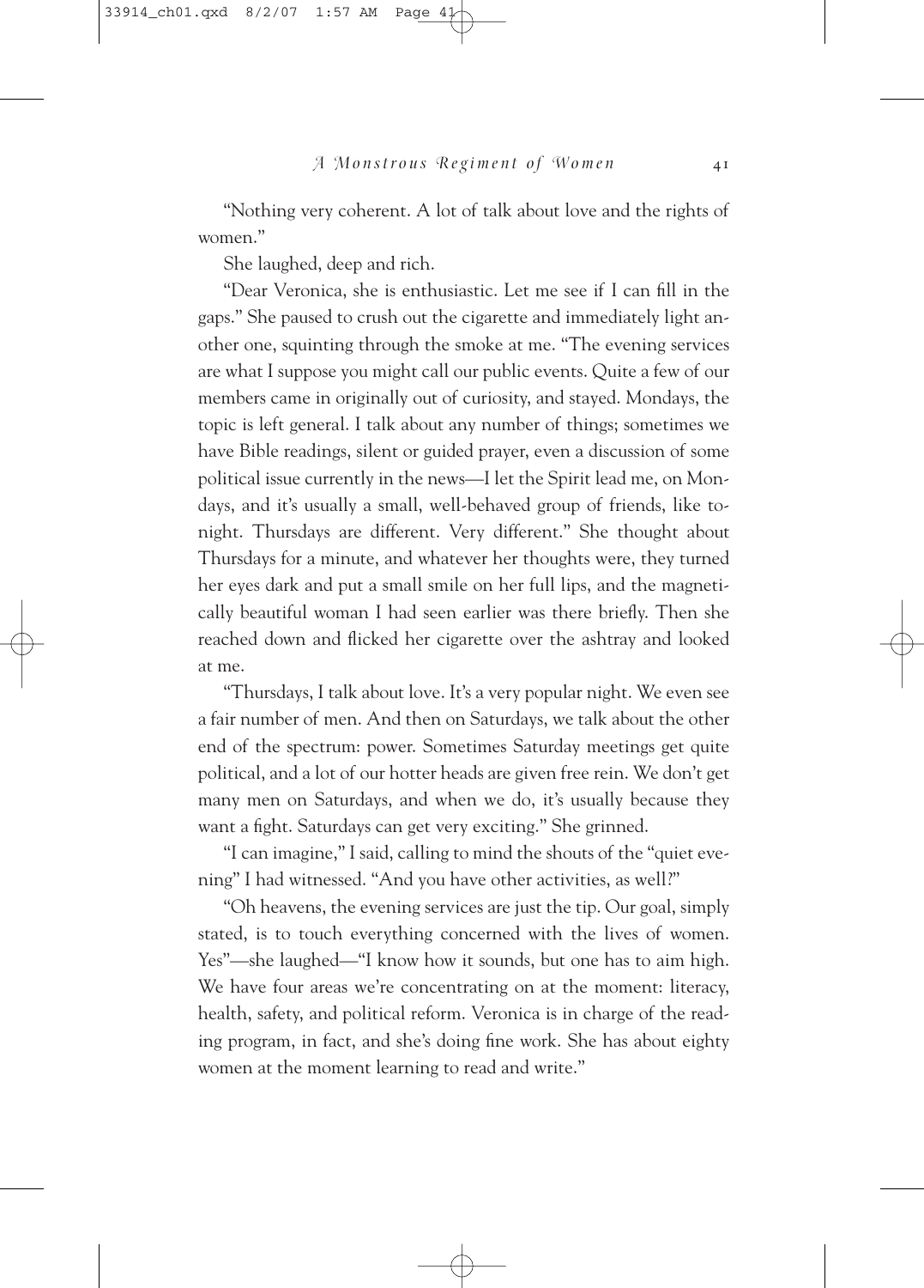"Nothing very coherent. A lot of talk about love and the rights of women."

She laughed, deep and rich.

"Dear Veronica, she is enthusiastic. Let me see if I can fill in the gaps." She paused to crush out the cigarette and immediately light another one, squinting through the smoke at me. "The evening services are what I suppose you might call our public events. Quite a few of our members came in originally out of curiosity, and stayed. Mondays, the topic is left general. I talk about any number of things; sometimes we have Bible readings, silent or guided prayer, even a discussion of some political issue currently in the news—I let the Spirit lead me, on Mondays, and it's usually a small, well-behaved group of friends, like tonight. Thursdays are different. Very different." She thought about Thursdays for a minute, and whatever her thoughts were, they turned her eyes dark and put a small smile on her full lips, and the magnetically beautiful woman I had seen earlier was there briefly. Then she reached down and flicked her cigarette over the ashtray and looked at me.

"Thursdays, I talk about love. It's a very popular night. We even see a fair number of men. And then on Saturdays, we talk about the other end of the spectrum: power. Sometimes Saturday meetings get quite political, and a lot of our hotter heads are given free rein. We don't get many men on Saturdays, and when we do, it's usually because they want a fight. Saturdays can get very exciting." She grinned.

"I can imagine," I said, calling to mind the shouts of the "quiet evening" I had witnessed. "And you have other activities, as well?"

"Oh heavens, the evening services are just the tip. Our goal, simply stated, is to touch everything concerned with the lives of women. Yes"—she laughed—"I know how it sounds, but one has to aim high. We have four areas we're concentrating on at the moment: literacy, health, safety, and political reform. Veronica is in charge of the reading program, in fact, and she's doing fine work. She has about eighty women at the moment learning to read and write."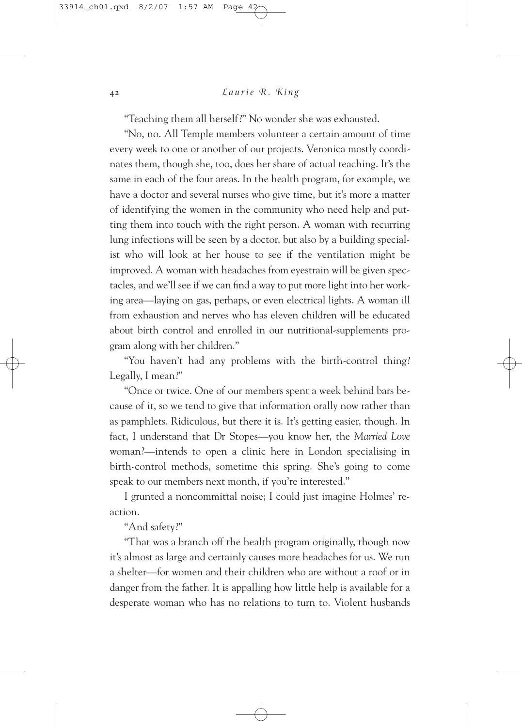"Teaching them all herself?" No wonder she was exhausted.

"No, no. All Temple members volunteer a certain amount of time every week to one or another of our projects. Veronica mostly coordinates them, though she, too, does her share of actual teaching. It's the same in each of the four areas. In the health program, for example, we have a doctor and several nurses who give time, but it's more a matter of identifying the women in the community who need help and putting them into touch with the right person. A woman with recurring lung infections will be seen by a doctor, but also by a building specialist who will look at her house to see if the ventilation might be improved. A woman with headaches from eyestrain will be given spectacles, and we'll see if we can find a way to put more light into her working area—laying on gas, perhaps, or even electrical lights. A woman ill from exhaustion and nerves who has eleven children will be educated about birth control and enrolled in our nutritional-supplements program along with her children."

"You haven't had any problems with the birth-control thing? Legally, I mean?"

"Once or twice. One of our members spent a week behind bars because of it, so we tend to give that information orally now rather than as pamphlets. Ridiculous, but there it is. It's getting easier, though. In fact, I understand that Dr Stopes—you know her, the *Married Love* woman?—intends to open a clinic here in London specialising in birth-control methods, sometime this spring. She's going to come speak to our members next month, if you're interested."

I grunted a noncommittal noise; I could just imagine Holmes' reaction.

"And safety?"

"That was a branch off the health program originally, though now it's almost as large and certainly causes more headaches for us. We run a shelter—for women and their children who are without a roof or in danger from the father. It is appalling how little help is available for a desperate woman who has no relations to turn to. Violent husbands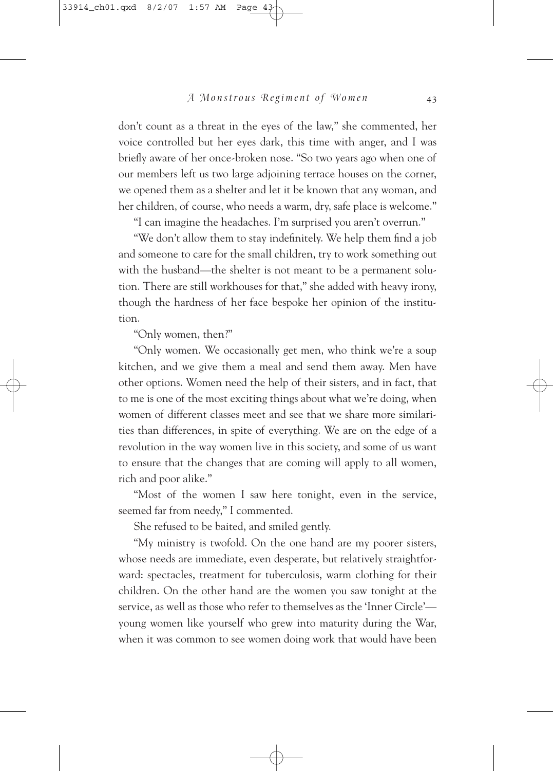don't count as a threat in the eyes of the law," she commented, her voice controlled but her eyes dark, this time with anger, and I was briefly aware of her once-broken nose. "So two years ago when one of our members left us two large adjoining terrace houses on the corner, we opened them as a shelter and let it be known that any woman, and her children, of course, who needs a warm, dry, safe place is welcome."

"I can imagine the headaches. I'm surprised you aren't overrun."

"We don't allow them to stay indefinitely. We help them find a job and someone to care for the small children, try to work something out with the husband—the shelter is not meant to be a permanent solution. There are still workhouses for that," she added with heavy irony, though the hardness of her face bespoke her opinion of the institution.

"Only women, then?"

"Only women. We occasionally get men, who think we're a soup kitchen, and we give them a meal and send them away. Men have other options. Women need the help of their sisters, and in fact, that to me is one of the most exciting things about what we're doing, when women of different classes meet and see that we share more similarities than differences, in spite of everything. We are on the edge of a revolution in the way women live in this society, and some of us want to ensure that the changes that are coming will apply to all women, rich and poor alike."

"Most of the women I saw here tonight, even in the service, seemed far from needy," I commented.

She refused to be baited, and smiled gently.

"My ministry is twofold. On the one hand are my poorer sisters, whose needs are immediate, even desperate, but relatively straightforward: spectacles, treatment for tuberculosis, warm clothing for their children. On the other hand are the women you saw tonight at the service, as well as those who refer to themselves as the 'Inner Circle'—young women like yourself who grew into maturity during the War, when it was common to see women doing work that would have been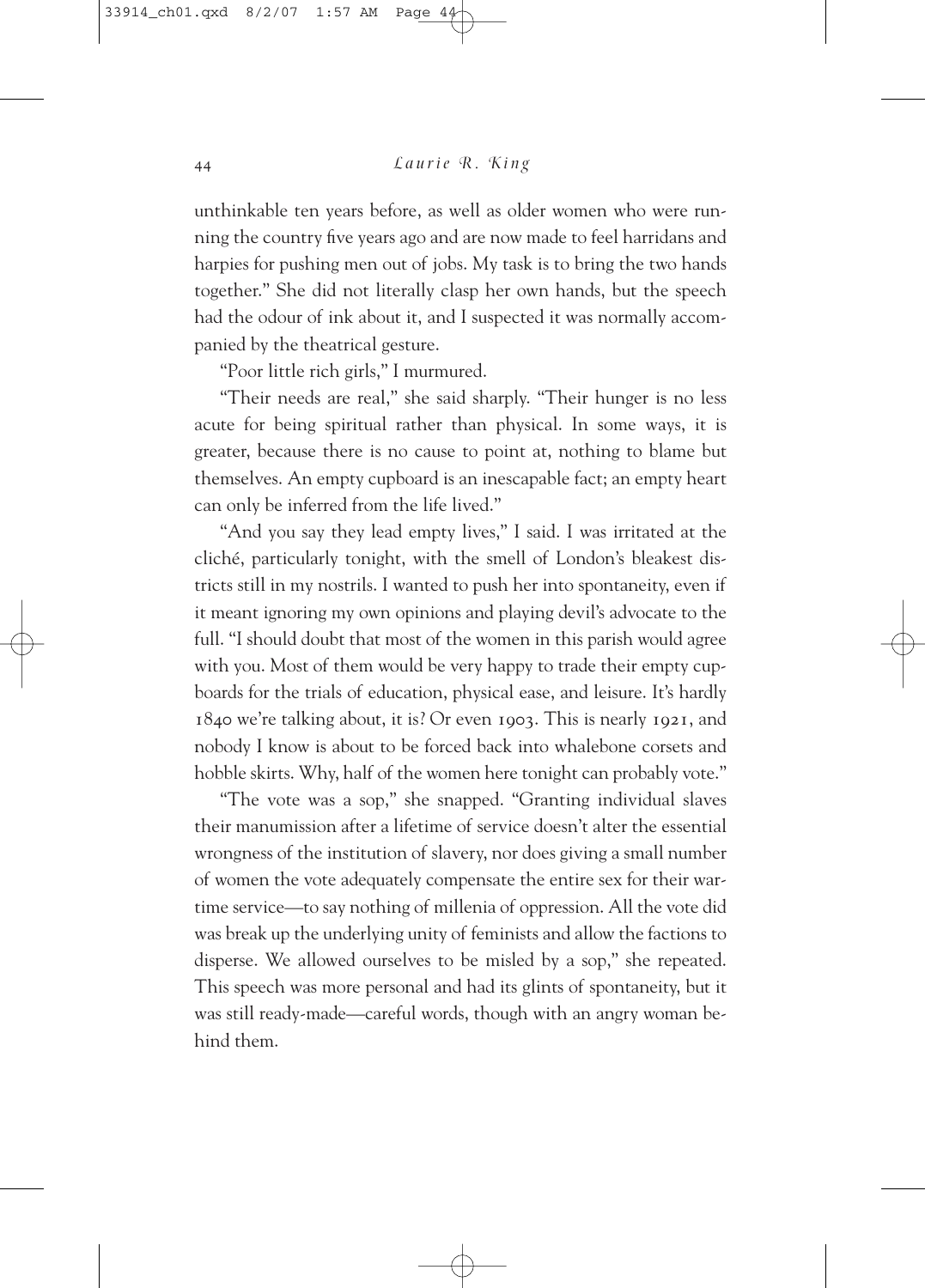unthinkable ten years before, as well as older women who were running the country five years ago and are now made to feel harridans and harpies for pushing men out of jobs. My task is to bring the two hands together." She did not literally clasp her own hands, but the speech had the odour of ink about it, and I suspected it was normally accompanied by the theatrical gesture.

"Poor little rich girls," I murmured.

"Their needs are real," she said sharply. "Their hunger is no less acute for being spiritual rather than physical. In some ways, it is greater, because there is no cause to point at, nothing to blame but themselves. An empty cupboard is an inescapable fact; an empty heart can only be inferred from the life lived."

"And you say they lead empty lives," I said. I was irritated at the cliché, particularly tonight, with the smell of London's bleakest districts still in my nostrils. I wanted to push her into spontaneity, even if it meant ignoring my own opinions and playing devil's advocate to the full. "I should doubt that most of the women in this parish would agree with you. Most of them would be very happy to trade their empty cupboards for the trials of education, physical ease, and leisure. It's hardly 1840 we're talking about, it is? Or even 1903. This is nearly 1921, and nobody I know is about to be forced back into whalebone corsets and hobble skirts. Why, half of the women here tonight can probably vote."

"The vote was a sop," she snapped. "Granting individual slaves their manumission after a lifetime of service doesn't alter the essential wrongness of the institution of slavery, nor does giving a small number of women the vote adequately compensate the entire sex for their wartime service—to say nothing of millenia of oppression. All the vote did was break up the underlying unity of feminists and allow the factions to disperse. We allowed ourselves to be misled by a sop," she repeated. This speech was more personal and had its glints of spontaneity, but it was still ready-made—careful words, though with an angry woman behind them.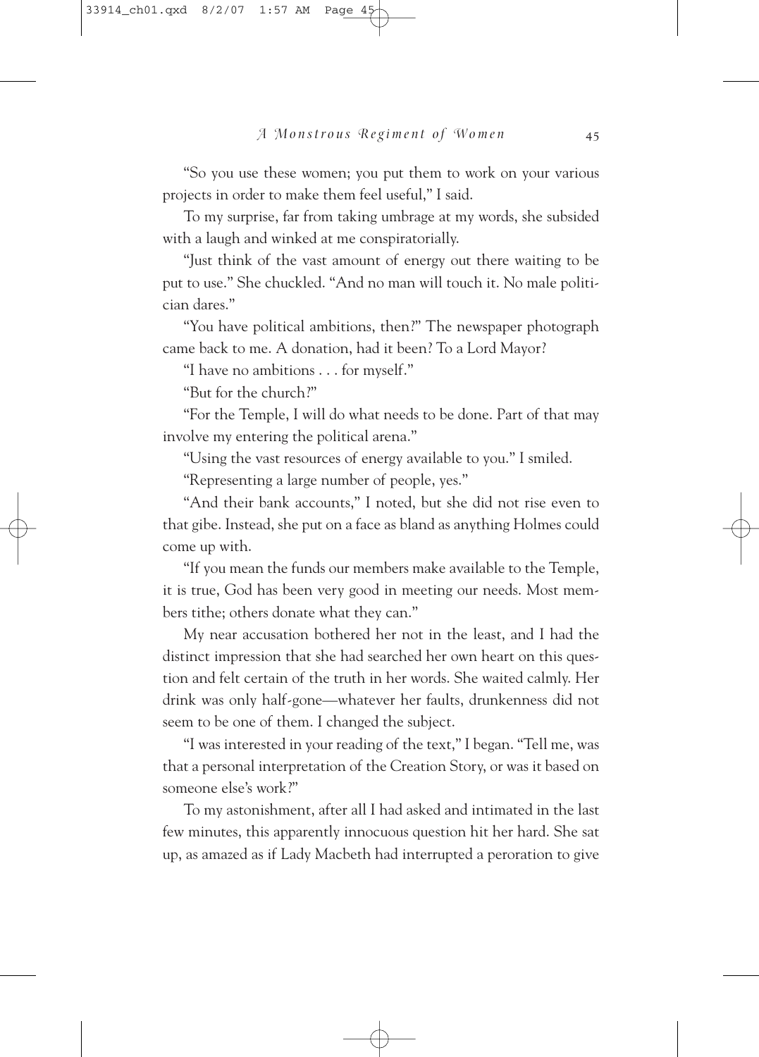"So you use these women; you put them to work on your various projects in order to make them feel useful," I said.

To my surprise, far from taking umbrage at my words, she subsided with a laugh and winked at me conspiratorially.

"Just think of the vast amount of energy out there waiting to be put to use." She chuckled. "And no man will touch it. No male politician dares."

"You have political ambitions, then?" The newspaper photograph came back to me. A donation, had it been? To a Lord Mayor?

"I have no ambitions . . . for myself."

"But for the church?"

"For the Temple, I will do what needs to be done. Part of that may involve my entering the political arena."

"Using the vast resources of energy available to you." I smiled.

"Representing a large number of people, yes."

"And their bank accounts," I noted, but she did not rise even to that gibe. Instead, she put on a face as bland as anything Holmes could come up with.

"If you mean the funds our members make available to the Temple, it is true, God has been very good in meeting our needs. Most members tithe; others donate what they can."

My near accusation bothered her not in the least, and I had the distinct impression that she had searched her own heart on this question and felt certain of the truth in her words. She waited calmly. Her drink was only half-gone—whatever her faults, drunkenness did not seem to be one of them. I changed the subject.

"I was interested in your reading of the text," I began. "Tell me, was that a personal interpretation of the Creation Story, or was it based on someone else's work?"

To my astonishment, after all I had asked and intimated in the last few minutes, this apparently innocuous question hit her hard. She sat up, as amazed as if Lady Macbeth had interrupted a peroration to give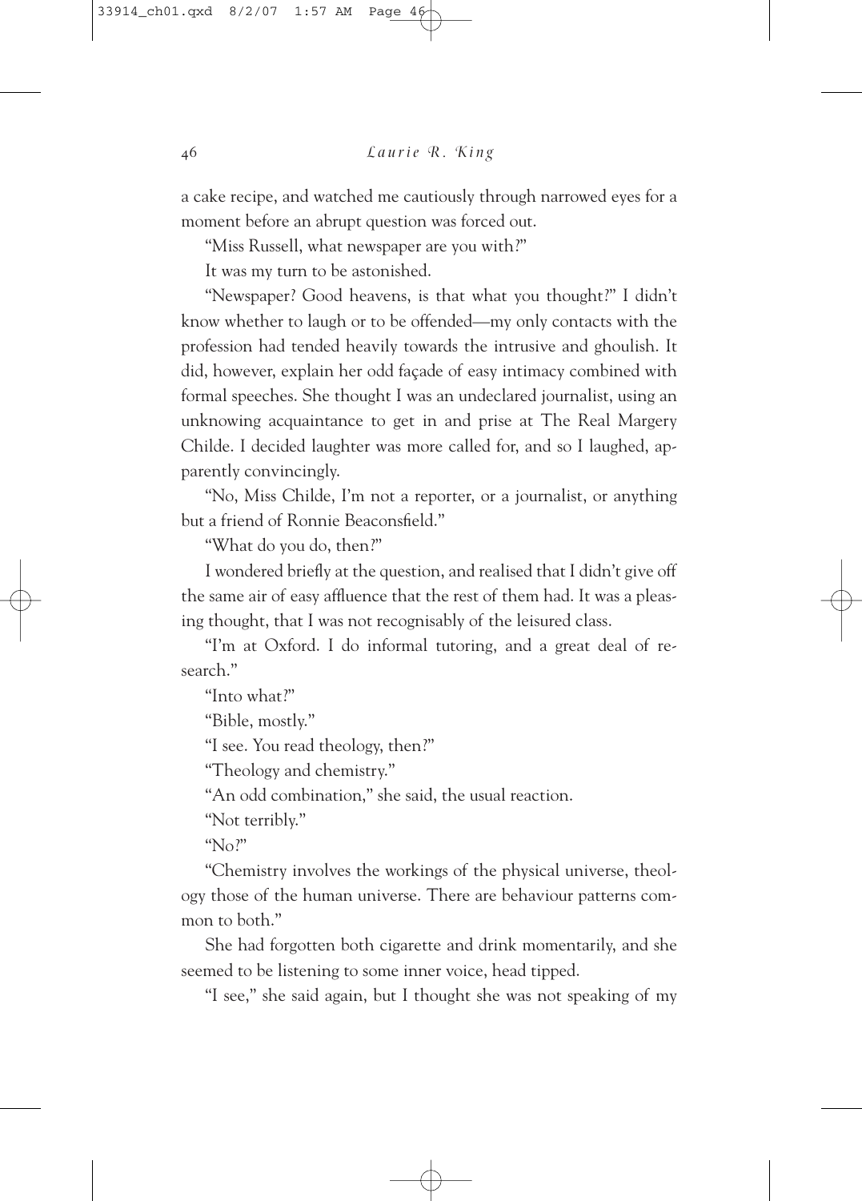a cake recipe, and watched me cautiously through narrowed eyes for a moment before an abrupt question was forced out.

"Miss Russell, what newspaper are you with?"

It was my turn to be astonished.

"Newspaper? Good heavens, is that what you thought?" I didn't know whether to laugh or to be offended—my only contacts with the profession had tended heavily towards the intrusive and ghoulish. It did, however, explain her odd façade of easy intimacy combined with formal speeches. She thought I was an undeclared journalist, using an unknowing acquaintance to get in and prise at The Real Margery Childe. I decided laughter was more called for, and so I laughed, apparently convincingly.

"No, Miss Childe, I'm not a reporter, or a journalist, or anything but a friend of Ronnie Beaconsfield."

"What do you do, then?"

I wondered briefly at the question, and realised that I didn't give off the same air of easy affluence that the rest of them had. It was a pleasing thought, that I was not recognisably of the leisured class.

"I'm at Oxford. I do informal tutoring, and a great deal of research."

"Into what?"

"Bible, mostly."

"I see. You read theology, then?"

"Theology and chemistry."

"An odd combination," she said, the usual reaction.

"Not terribly."

"No?"

"Chemistry involves the workings of the physical universe, theology those of the human universe. There are behaviour patterns common to both."

She had forgotten both cigarette and drink momentarily, and she seemed to be listening to some inner voice, head tipped.

"I see," she said again, but I thought she was not speaking of my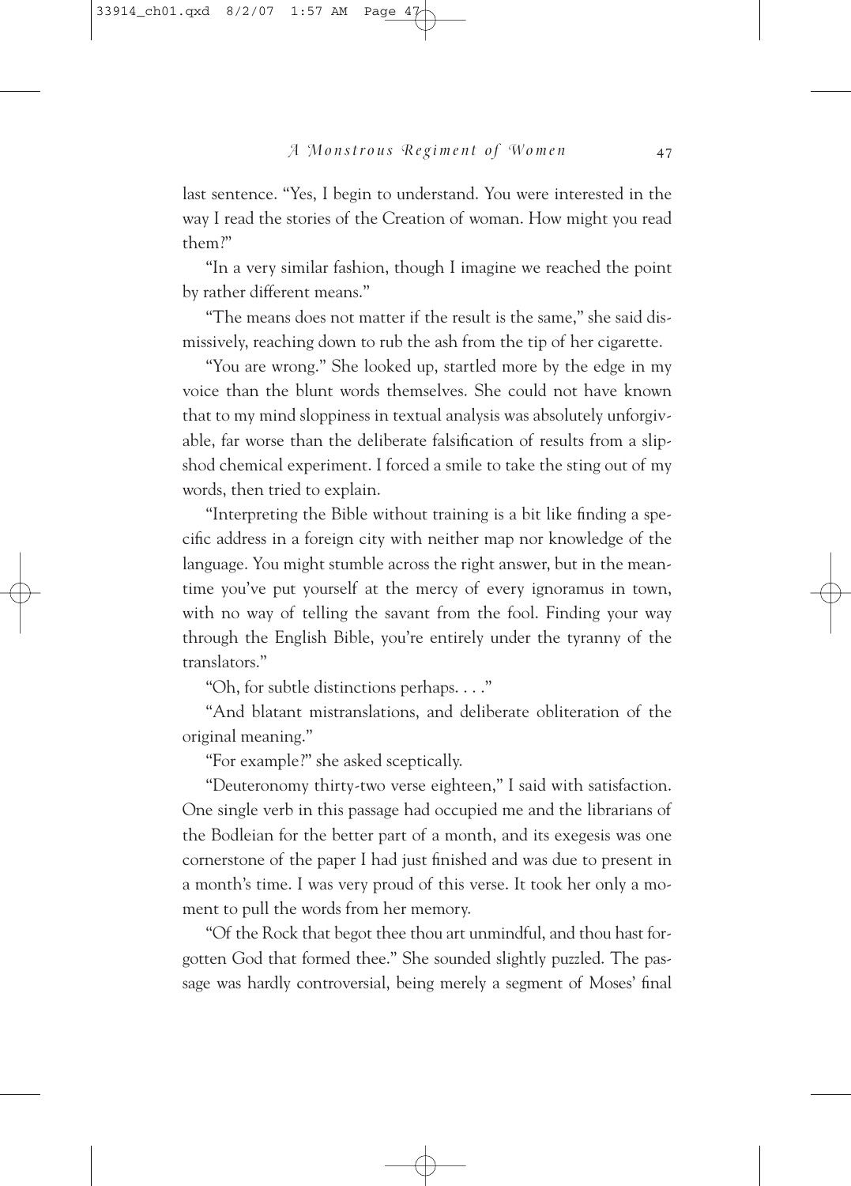last sentence. "Yes, I begin to understand. You were interested in the way I read the stories of the Creation of woman. How might you read them?"

"In a very similar fashion, though I imagine we reached the point by rather different means."

"The means does not matter if the result is the same," she said dismissively, reaching down to rub the ash from the tip of her cigarette.

"You are wrong." She looked up, startled more by the edge in my voice than the blunt words themselves. She could not have known that to my mind sloppiness in textual analysis was absolutely unforgivable, far worse than the deliberate falsification of results from a slipshod chemical experiment. I forced a smile to take the sting out of my words, then tried to explain.

"Interpreting the Bible without training is a bit like finding a specific address in a foreign city with neither map nor knowledge of the language. You might stumble across the right answer, but in the meantime you've put yourself at the mercy of every ignoramus in town, with no way of telling the savant from the fool. Finding your way through the English Bible, you're entirely under the tyranny of the translators."

"Oh, for subtle distinctions perhaps. . . ."

"And blatant mistranslations, and deliberate obliteration of the original meaning."

"For example?" she asked sceptically.

"Deuteronomy thirty-two verse eighteen," I said with satisfaction. One single verb in this passage had occupied me and the librarians of the Bodleian for the better part of a month, and its exegesis was one cornerstone of the paper I had just finished and was due to present in a month's time. I was very proud of this verse. It took her only a moment to pull the words from her memory.

"Of the Rock that begot thee thou art unmindful, and thou hast forgotten God that formed thee." She sounded slightly puzzled. The passage was hardly controversial, being merely a segment of Moses' final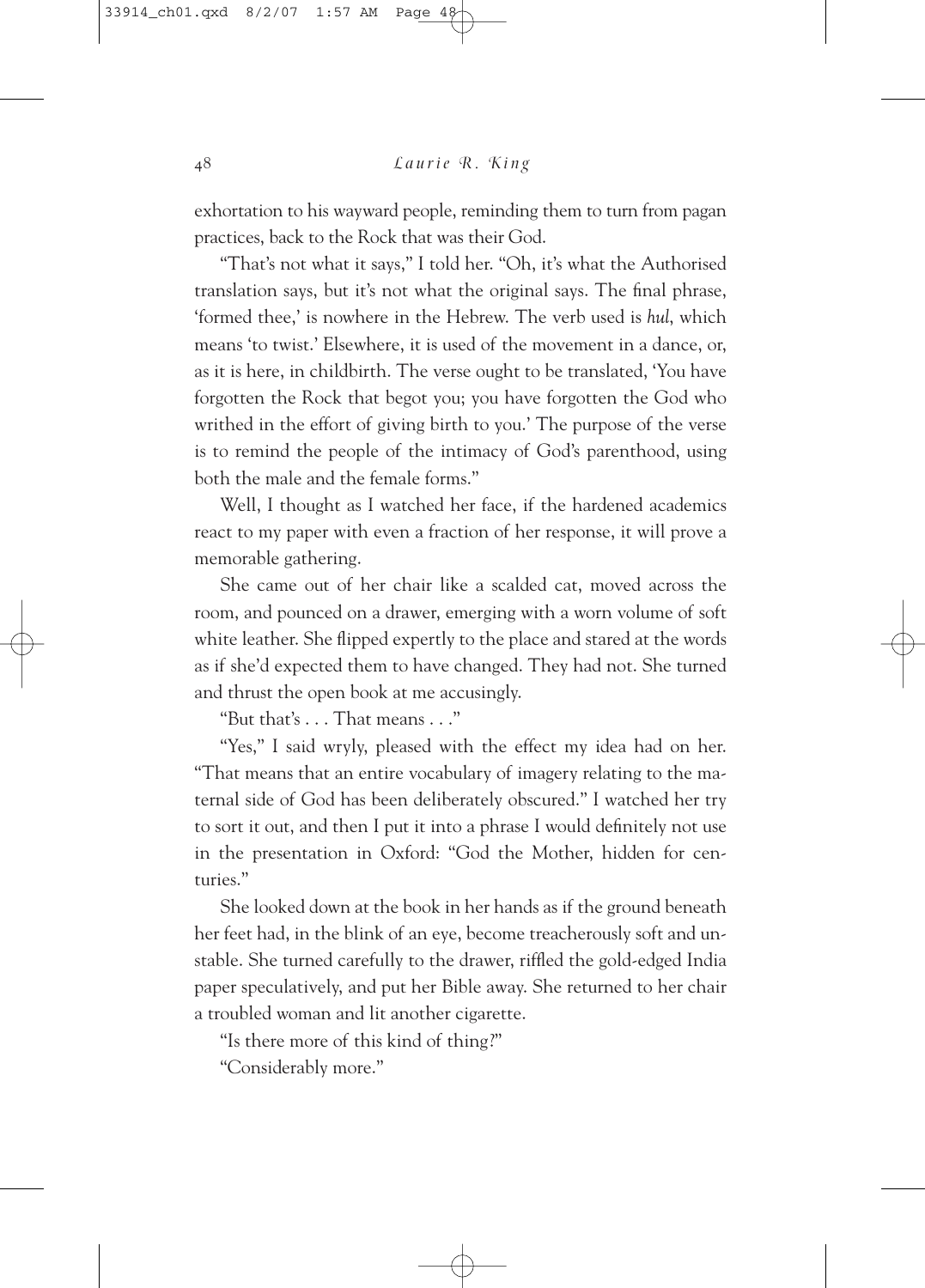exhortation to his wayward people, reminding them to turn from pagan practices, back to the Rock that was their God.

"That's not what it says," I told her. "Oh, it's what the Authorised translation says, but it's not what the original says. The final phrase, 'formed thee,' is nowhere in the Hebrew. The verb used is *hul*, which means 'to twist.' Elsewhere, it is used of the movement in a dance, or, as it is here, in childbirth. The verse ought to be translated, 'You have forgotten the Rock that begot you; you have forgotten the God who writhed in the effort of giving birth to you.' The purpose of the verse is to remind the people of the intimacy of God's parenthood, using both the male and the female forms."

Well, I thought as I watched her face, if the hardened academics react to my paper with even a fraction of her response, it will prove a memorable gathering.

She came out of her chair like a scalded cat, moved across the room, and pounced on a drawer, emerging with a worn volume of soft white leather. She flipped expertly to the place and stared at the words as if she'd expected them to have changed. They had not. She turned and thrust the open book at me accusingly.

"But that's . . . That means . . ."

"Yes," I said wryly, pleased with the effect my idea had on her. "That means that an entire vocabulary of imagery relating to the maternal side of God has been deliberately obscured." I watched her try to sort it out, and then I put it into a phrase I would definitely not use in the presentation in Oxford: "God the Mother, hidden for centuries."

She looked down at the book in her hands as if the ground beneath her feet had, in the blink of an eye, become treacherously soft and unstable. She turned carefully to the drawer, riffled the gold-edged India paper speculatively, and put her Bible away. She returned to her chair a troubled woman and lit another cigarette.

"Is there more of this kind of thing?"

"Considerably more."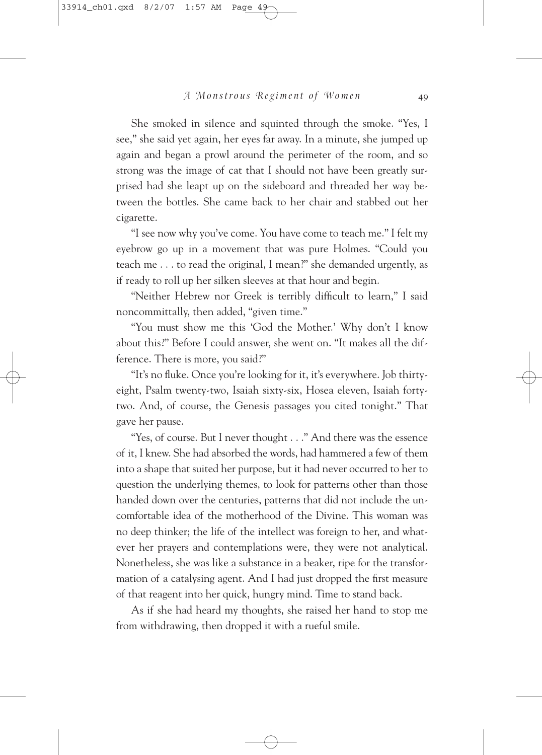She smoked in silence and squinted through the smoke. "Yes, I see," she said yet again, her eyes far away. In a minute, she jumped up again and began a prowl around the perimeter of the room, and so strong was the image of cat that I should not have been greatly surprised had she leapt up on the sideboard and threaded her way between the bottles. She came back to her chair and stabbed out her cigarette.

"I see now why you've come. You have come to teach me." I felt my eyebrow go up in a movement that was pure Holmes. "Could you teach me . . . to read the original, I mean?" she demanded urgently, as if ready to roll up her silken sleeves at that hour and begin.

"Neither Hebrew nor Greek is terribly difficult to learn," I said noncommittally, then added, "given time."

"You must show me this 'God the Mother.' Why don't I know about this?" Before I could answer, she went on. "It makes all the difference. There is more, you said?"

"It's no fluke. Once you're looking for it, it's everywhere. Job thirty-eight, Psalm twenty-two, Isaiah sixty-six, Hosea eleven, Isaiah forty-two. And, of course, the Genesis passages you cited tonight." That gave her pause.

"Yes, of course. But I never thought . . ." And there was the essence of it, I knew. She had absorbed the words, had hammered a few of them into a shape that suited her purpose, but it had never occurred to her to question the underlying themes, to look for patterns other than those handed down over the centuries, patterns that did not include the uncomfortable idea of the motherhood of the Divine. This woman was no deep thinker; the life of the intellect was foreign to her, and whatever her prayers and contemplations were, they were not analytical. Nonetheless, she was like a substance in a beaker, ripe for the transformation of a catalysing agent. And I had just dropped the first measure of that reagent into her quick, hungry mind. Time to stand back.

As if she had heard my thoughts, she raised her hand to stop me from withdrawing, then dropped it with a rueful smile.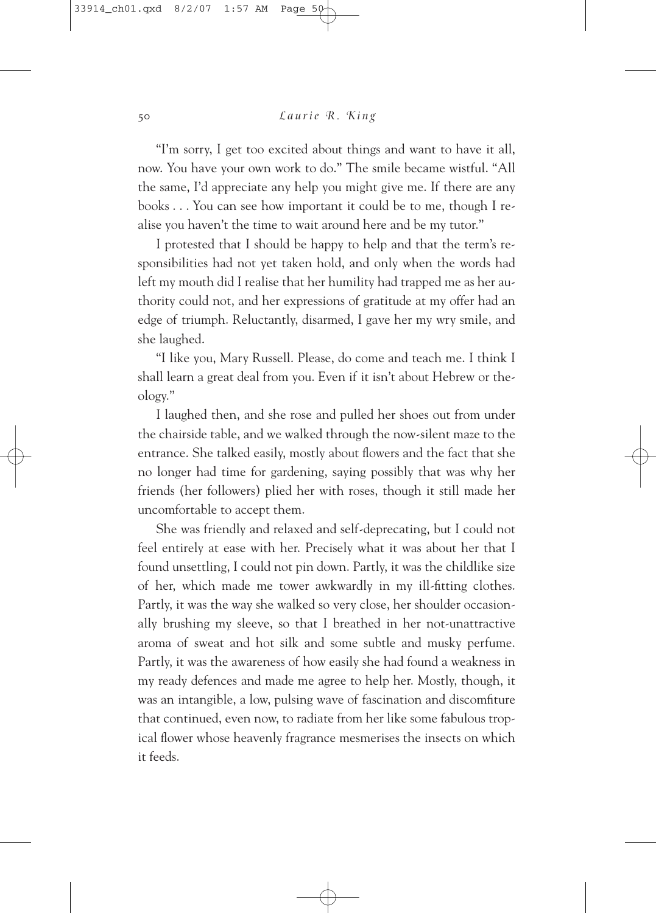"I'm sorry, I get too excited about things and want to have it all, now. You have your own work to do." The smile became wistful. "All the same, I'd appreciate any help you might give me. If there are any books . . . You can see how important it could be to me, though I realise you haven't the time to wait around here and be my tutor."

I protested that I should be happy to help and that the term's responsibilities had not yet taken hold, and only when the words had left my mouth did I realise that her humility had trapped me as her authority could not, and her expressions of gratitude at my offer had an edge of triumph. Reluctantly, disarmed, I gave her my wry smile, and she laughed.

"I like you, Mary Russell. Please, do come and teach me. I think I shall learn a great deal from you. Even if it isn't about Hebrew or theology."

I laughed then, and she rose and pulled her shoes out from under the chairside table, and we walked through the now-silent maze to the entrance. She talked easily, mostly about flowers and the fact that she no longer had time for gardening, saying possibly that was why her friends (her followers) plied her with roses, though it still made her uncomfortable to accept them.

She was friendly and relaxed and self-deprecating, but I could not feel entirely at ease with her. Precisely what it was about her that I found unsettling, I could not pin down. Partly, it was the childlike size of her, which made me tower awkwardly in my ill-fitting clothes. Partly, it was the way she walked so very close, her shoulder occasionally brushing my sleeve, so that I breathed in her not-unattractive aroma of sweat and hot silk and some subtle and musky perfume. Partly, it was the awareness of how easily she had found a weakness in my ready defences and made me agree to help her. Mostly, though, it was an intangible, a low, pulsing wave of fascination and discomfiture that continued, even now, to radiate from her like some fabulous tropical flower whose heavenly fragrance mesmerises the insects on which it feeds.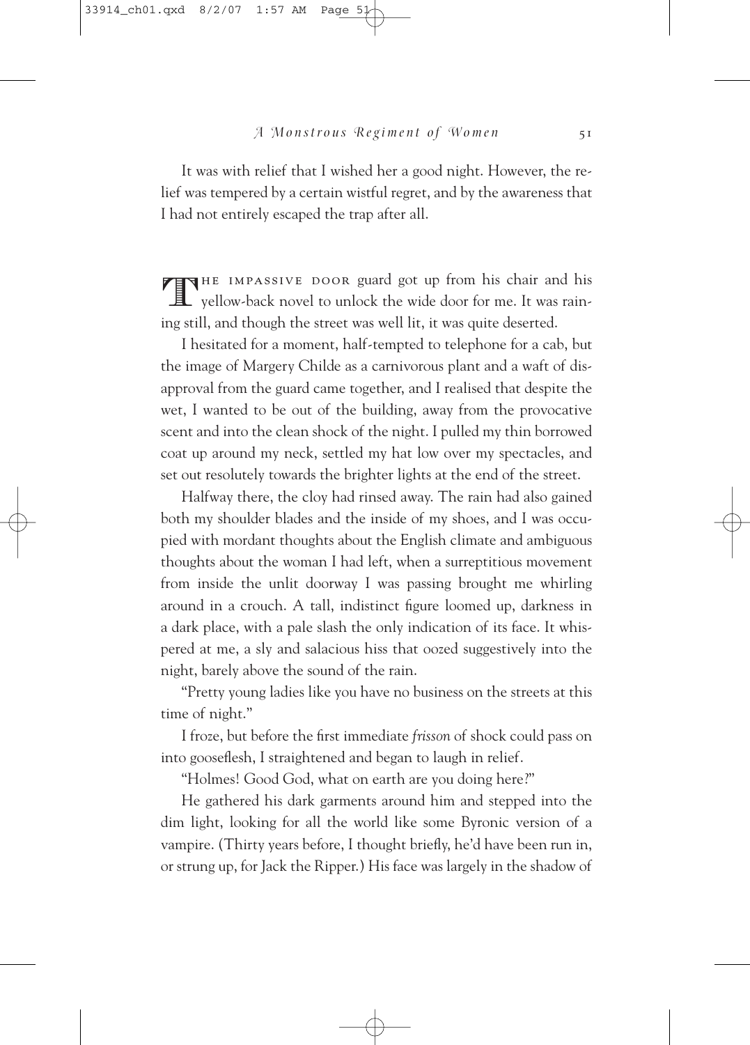It was with relief that I wished her a good night. However, the relief was tempered by a certain wistful regret, and by the awareness that I had not entirely escaped the trap after all.

The impassive door guard got up from his chair and his yellow-back novel to unlock the wide door for me. It was raining still, and though the street was well lit, it was quite deserted.

I hesitated for a moment, half-tempted to telephone for a cab, but the image of Margery Childe as a carnivorous plant and a waft of disapproval from the guard came together, and I realised that despite the wet, I wanted to be out of the building, away from the provocative scent and into the clean shock of the night. I pulled my thin borrowed coat up around my neck, settled my hat low over my spectacles, and set out resolutely towards the brighter lights at the end of the street.

Halfway there, the cloy had rinsed away. The rain had also gained both my shoulder blades and the inside of my shoes, and I was occupied with mordant thoughts about the English climate and ambiguous thoughts about the woman I had left, when a surreptitious movement from inside the unlit doorway I was passing brought me whirling around in a crouch. A tall, indistinct figure loomed up, darkness in a dark place, with a pale slash the only indication of its face. It whispered at me, a sly and salacious hiss that oozed suggestively into the night, barely above the sound of the rain.

"Pretty young ladies like you have no business on the streets at this time of night."

I froze, but before the first immediate *frisson* of shock could pass on into gooseflesh, I straightened and began to laugh in relief.

"Holmes! Good God, what on earth are you doing here?"

He gathered his dark garments around him and stepped into the dim light, looking for all the world like some Byronic version of a vampire. (Thirty years before, I thought briefly, he'd have been run in, or strung up, for Jack the Ripper.) His face was largely in the shadow of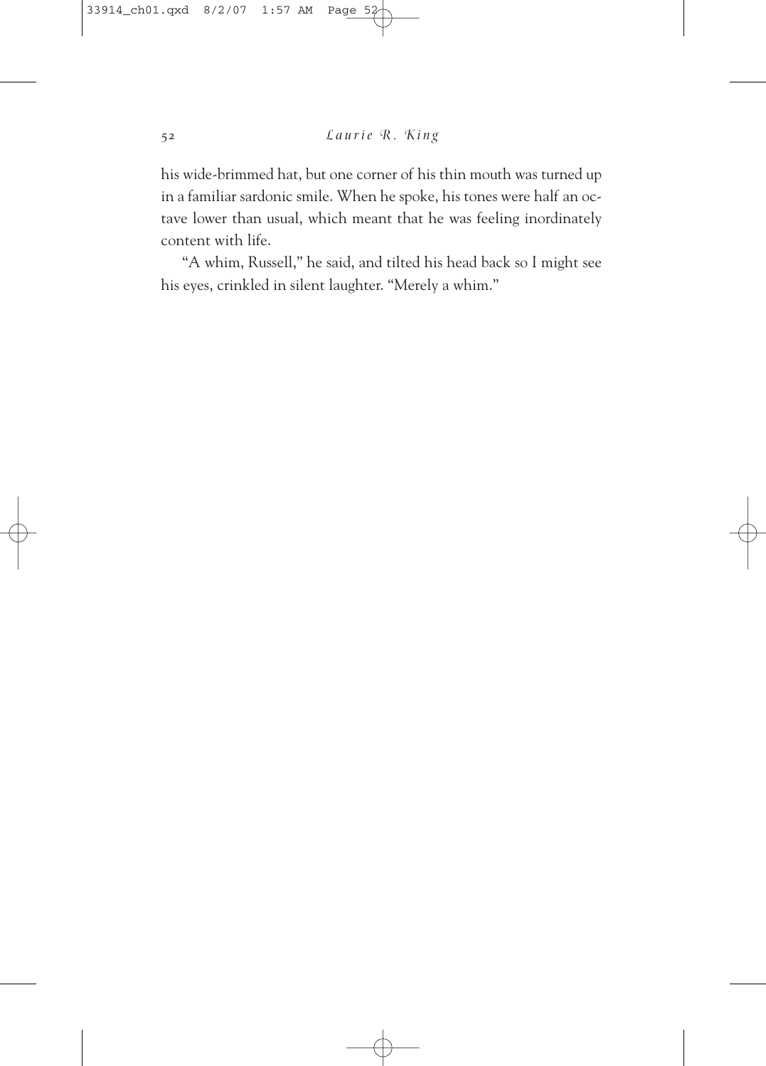his wide-brimmed hat, but one corner of his thin mouth was turned up in a familiar sardonic smile. When he spoke, his tones were half an octave lower than usual, which meant that he was feeling inordinately content with life.

"A whim, Russell," he said, and tilted his head back so I might see his eyes, crinkled in silent laughter. "Merely a whim."